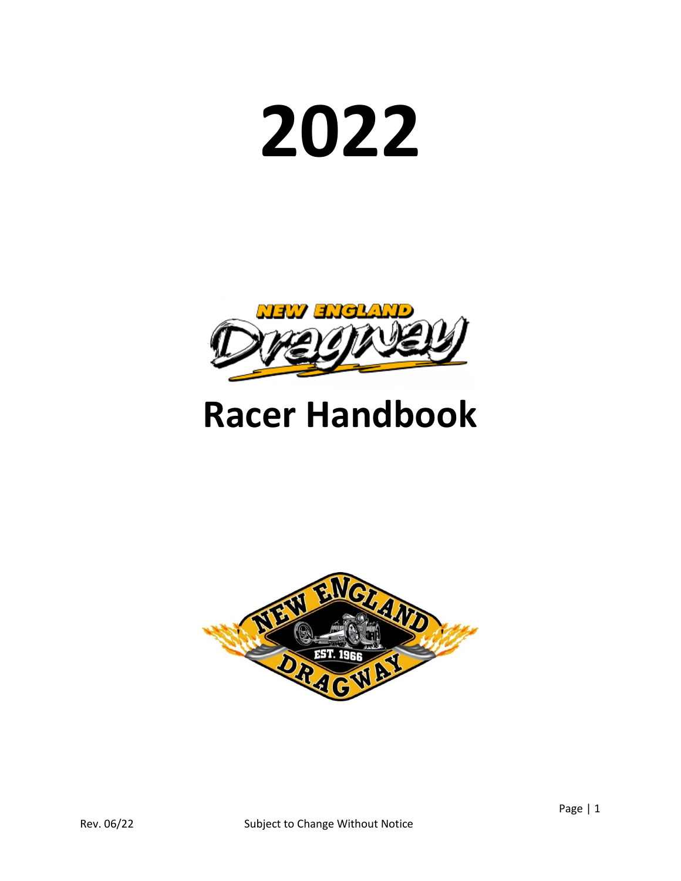# 2022

# Racer Handbook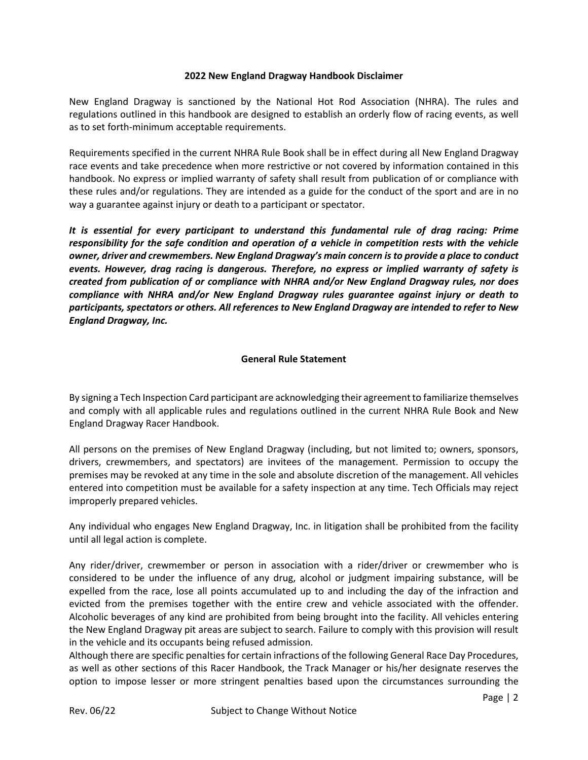## 2022 New England Dragway Handbook Disclaimer

New England Dragway is sanctioned by the National Hot Rod Association (NHRA). The rules and regulations outlined in this handbook are designed to establish an orderly flow of racing events, as well as to set forth-minimum acceptable requirements.

Requirements specified in the current NHRA Rule Book shall be in effect during all New England Dragway race events and take precedence when more restrictive or not covered by information contained in this handbook. No express or implied warranty of safety shall result from publication of or compliance with these rules and/or regulations. They are intended as a guide for the conduct of the sport and are in no way a guarantee against injury or death to a participant or spectator.

***It is essential for every participant to understand this fundamental rule of drag racing: Prime responsibility for the safe condition and operation of a vehicle in competition rests with the vehicle owner, driver and crewmembers. New England Dragway's main concern is to provide a place to conduct events. However, drag racing is dangerous. Therefore, no express or implied warranty of safety is created from publication of or compliance with NHRA and/or New England Dragway rules, nor does compliance with NHRA and/or New England Dragway rules guarantee against injury or death to participants, spectators or others. All references to New England Dragway are intended to refer to New England Dragway, Inc.***

## General Rule Statement

By signing a Tech Inspection Card participant are acknowledging their agreement to familiarize themselves and comply with all applicable rules and regulations outlined in the current NHRA Rule Book and New England Dragway Racer Handbook.

All persons on the premises of New England Dragway (including, but not limited to; owners, sponsors, drivers, crewmembers, and spectators) are invitees of the management. Permission to occupy the premises may be revoked at any time in the sole and absolute discretion of the management. All vehicles entered into competition must be available for a safety inspection at any time. Tech Officials may reject improperly prepared vehicles.

Any individual who engages New England Dragway, Inc. in litigation shall be prohibited from the facility until all legal action is complete.

Any rider/driver, crewmember or person in association with a rider/driver or crewmember who is considered to be under the influence of any drug, alcohol or judgment impairing substance, will be expelled from the race, lose all points accumulated up to and including the day of the infraction and evicted from the premises together with the entire crew and vehicle associated with the offender. Alcoholic beverages of any kind are prohibited from being brought into the facility. All vehicles entering the New England Dragway pit areas are subject to search. Failure to comply with this provision will result in the vehicle and its occupants being refused admission.

Although there are specific penalties for certain infractions of the following General Race Day Procedures, as well as other sections of this Racer Handbook, the Track Manager or his/her designate reserves the option to impose lesser or more stringent penalties based upon the circumstances surrounding the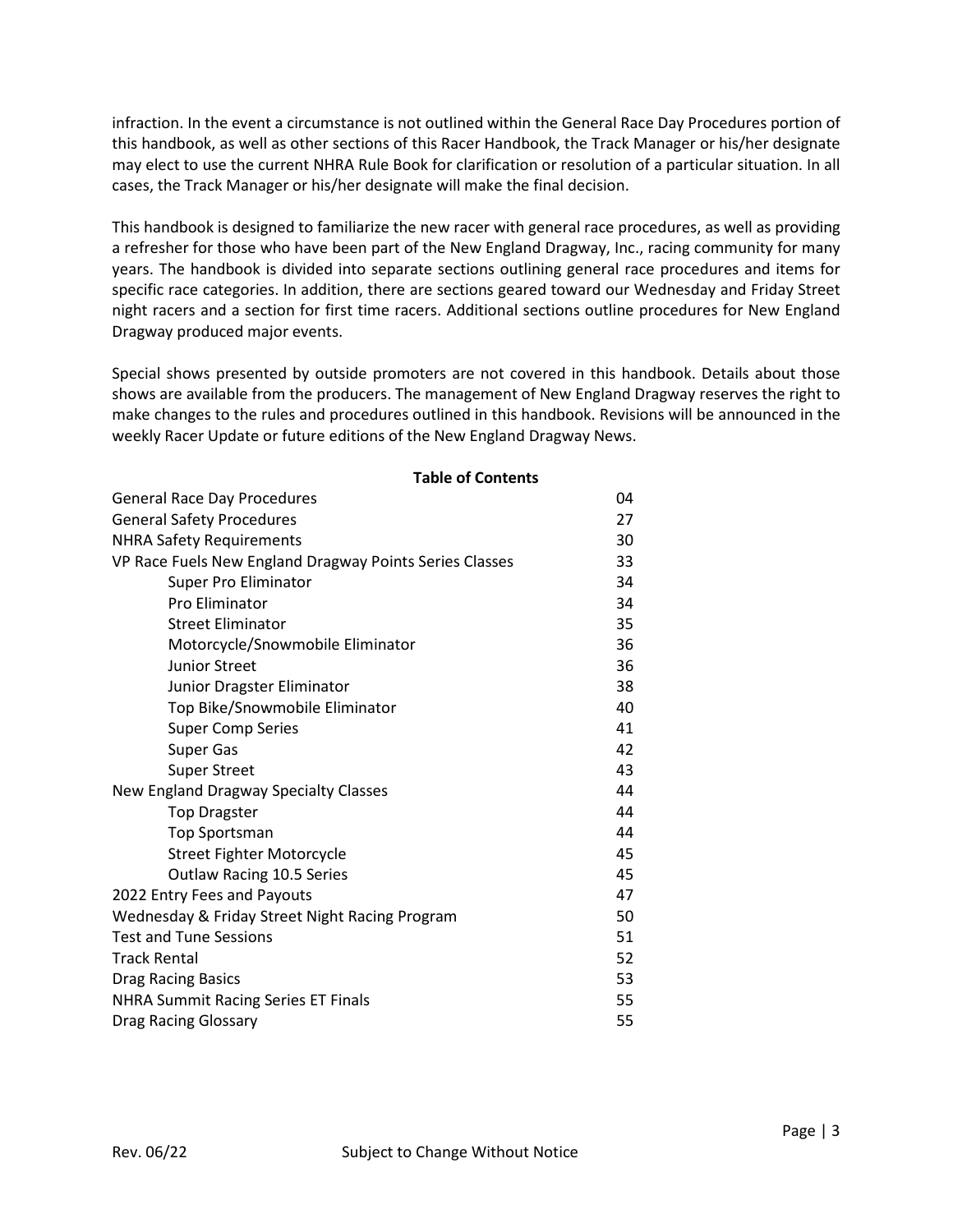infraction. In the event a circumstance is not outlined within the General Race Day Procedures portion of this handbook, as well as other sections of this Racer Handbook, the Track Manager or his/her designate may elect to use the current NHRA Rule Book for clarification or resolution of a particular situation. In all cases, the Track Manager or his/her designate will make the final decision.

This handbook is designed to familiarize the new racer with general race procedures, as well as providing a refresher for those who have been part of the New England Dragway, Inc., racing community for many years. The handbook is divided into separate sections outlining general race procedures and items for specific race categories. In addition, there are sections geared toward our Wednesday and Friday Street night racers and a section for first time racers. Additional sections outline procedures for New England Dragway produced major events.

Special shows presented by outside promoters are not covered in this handbook. Details about those shows are available from the producers. The management of New England Dragway reserves the right to make changes to the rules and procedures outlined in this handbook. Revisions will be announced in the weekly Racer Update or future editions of the New England Dragway News.

**Table of Contents**

| Section | Page |
|---|---|
| General Race Day Procedures | 04 |
| General Safety Procedures | 27 |
| NHRA Safety Requirements | 30 |
| VP Race Fuels New England Dragway Points Series Classes | 33 |
| Super Pro Eliminator | 34 |
| Pro Eliminator | 34 |
| Street Eliminator | 35 |
| Motorcycle/Snowmobile Eliminator | 36 |
| Junior Street | 36 |
| Junior Dragster Eliminator | 38 |
| Top Bike/Snowmobile Eliminator | 40 |
| Super Comp Series | 41 |
| Super Gas | 42 |
| Super Street | 43 |
| New England Dragway Specialty Classes | 44 |
| Top Dragster | 44 |
| Top Sportsman | 44 |
| Street Fighter Motorcycle | 45 |
| Outlaw Racing 10.5 Series | 45 |
| 2022 Entry Fees and Payouts | 47 |
| Wednesday & Friday Street Night Racing Program | 50 |
| Test and Tune Sessions | 51 |
| Track Rental | 52 |
| Drag Racing Basics | 53 |
| NHRA Summit Racing Series ET Finals | 55 |
| Drag Racing Glossary | 55 |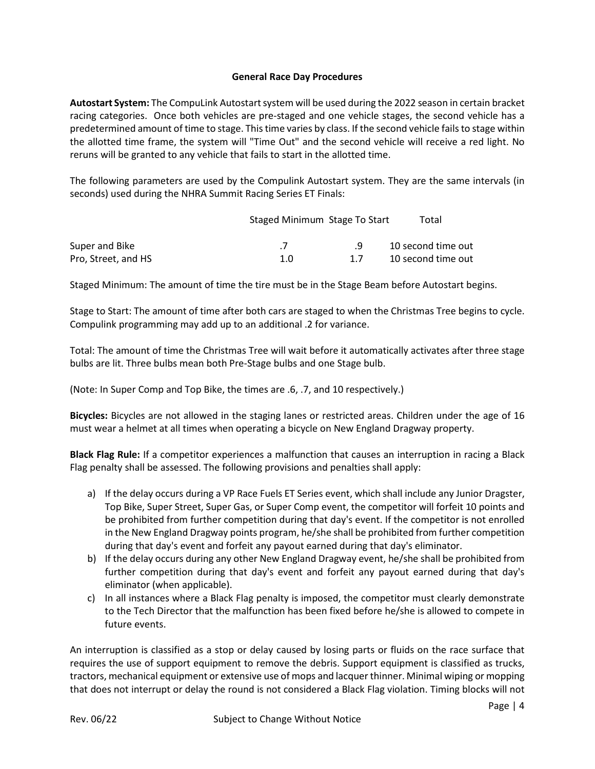## General Race Day Procedures

**Autostart System:** The CompuLink Autostart system will be used during the 2022 season in certain bracket racing categories. Once both vehicles are pre-staged and one vehicle stages, the second vehicle has a predetermined amount of time to stage. This time varies by class. If the second vehicle fails to stage within the allotted time frame, the system will "Time Out" and the second vehicle will receive a red light. No reruns will be granted to any vehicle that fails to start in the allotted time.

The following parameters are used by the Compulink Autostart system. They are the same intervals (in seconds) used during the NHRA Summit Racing Series ET Finals:

| | Staged Minimum | Stage To Start | Total |
|---|---|---|---|
| Super and Bike | .7 | .9 | 10 second time out |
| Pro, Street, and HS | 1.0 | 1.7 | 10 second time out |

Staged Minimum: The amount of time the tire must be in the Stage Beam before Autostart begins.

Stage to Start: The amount of time after both cars are staged to when the Christmas Tree begins to cycle. Compulink programming may add up to an additional .2 for variance.

Total: The amount of time the Christmas Tree will wait before it automatically activates after three stage bulbs are lit. Three bulbs mean both Pre-Stage bulbs and one Stage bulb.

(Note: In Super Comp and Top Bike, the times are .6, .7, and 10 respectively.)

**Bicycles:** Bicycles are not allowed in the staging lanes or restricted areas. Children under the age of 16 must wear a helmet at all times when operating a bicycle on New England Dragway property.

**Black Flag Rule:** If a competitor experiences a malfunction that causes an interruption in racing a Black Flag penalty shall be assessed. The following provisions and penalties shall apply:

a) If the delay occurs during a VP Race Fuels ET Series event, which shall include any Junior Dragster, Top Bike, Super Street, Super Gas, or Super Comp event, the competitor will forfeit 10 points and be prohibited from further competition during that day's event. If the competitor is not enrolled in the New England Dragway points program, he/she shall be prohibited from further competition during that day's event and forfeit any payout earned during that day's eliminator.
b) If the delay occurs during any other New England Dragway event, he/she shall be prohibited from further competition during that day's event and forfeit any payout earned during that day's eliminator (when applicable).
c) In all instances where a Black Flag penalty is imposed, the competitor must clearly demonstrate to the Tech Director that the malfunction has been fixed before he/she is allowed to compete in future events.

An interruption is classified as a stop or delay caused by losing parts or fluids on the race surface that requires the use of support equipment to remove the debris. Support equipment is classified as trucks, tractors, mechanical equipment or extensive use of mops and lacquer thinner. Minimal wiping or mopping that does not interrupt or delay the round is not considered a Black Flag violation. Timing blocks will not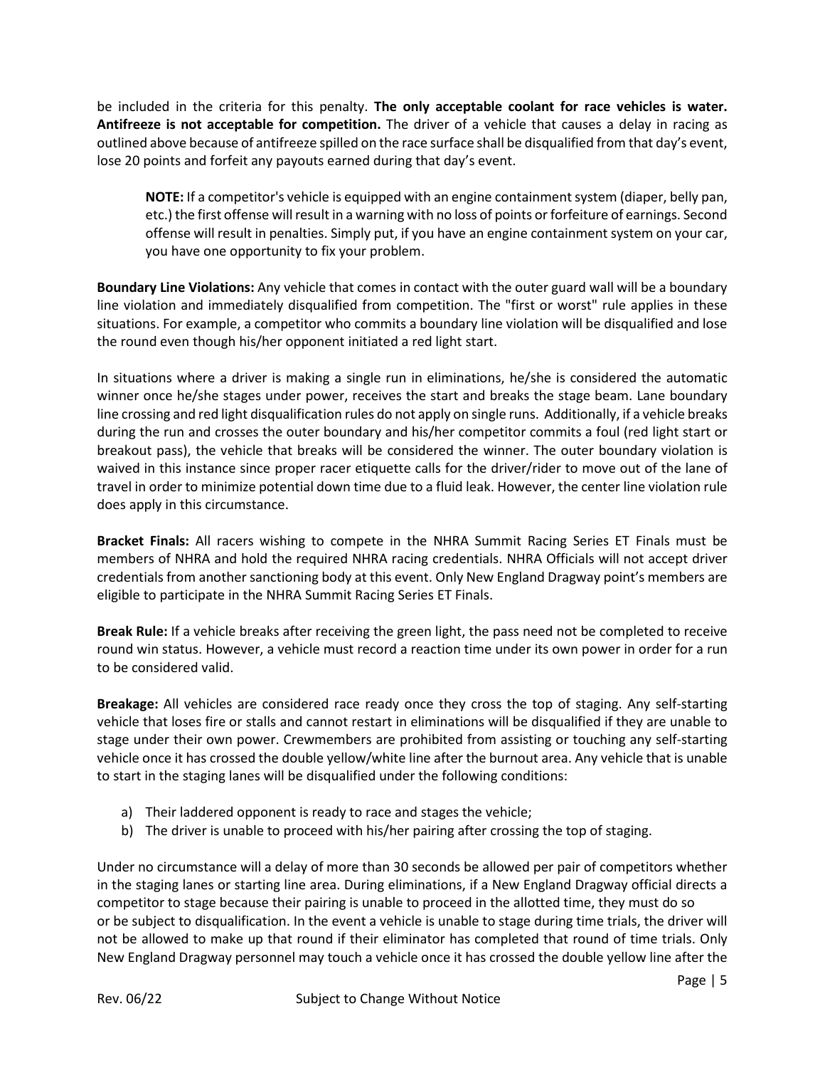be included in the criteria for this penalty. **The only acceptable coolant for race vehicles is water. Antifreeze is not acceptable for competition.** The driver of a vehicle that causes a delay in racing as outlined above because of antifreeze spilled on the race surface shall be disqualified from that day's event, lose 20 points and forfeit any payouts earned during that day's event.

> **NOTE:** If a competitor's vehicle is equipped with an engine containment system (diaper, belly pan, etc.) the first offense will result in a warning with no loss of points or forfeiture of earnings. Second offense will result in penalties. Simply put, if you have an engine containment system on your car, you have one opportunity to fix your problem.

**Boundary Line Violations:** Any vehicle that comes in contact with the outer guard wall will be a boundary line violation and immediately disqualified from competition. The "first or worst" rule applies in these situations. For example, a competitor who commits a boundary line violation will be disqualified and lose the round even though his/her opponent initiated a red light start.

In situations where a driver is making a single run in eliminations, he/she is considered the automatic winner once he/she stages under power, receives the start and breaks the stage beam. Lane boundary line crossing and red light disqualification rules do not apply on single runs. Additionally, if a vehicle breaks during the run and crosses the outer boundary and his/her competitor commits a foul (red light start or breakout pass), the vehicle that breaks will be considered the winner. The outer boundary violation is waived in this instance since proper racer etiquette calls for the driver/rider to move out of the lane of travel in order to minimize potential down time due to a fluid leak. However, the center line violation rule does apply in this circumstance.

**Bracket Finals:** All racers wishing to compete in the NHRA Summit Racing Series ET Finals must be members of NHRA and hold the required NHRA racing credentials. NHRA Officials will not accept driver credentials from another sanctioning body at this event. Only New England Dragway point's members are eligible to participate in the NHRA Summit Racing Series ET Finals.

**Break Rule:** If a vehicle breaks after receiving the green light, the pass need not be completed to receive round win status. However, a vehicle must record a reaction time under its own power in order for a run to be considered valid.

**Breakage:** All vehicles are considered race ready once they cross the top of staging. Any self-starting vehicle that loses fire or stalls and cannot restart in eliminations will be disqualified if they are unable to stage under their own power. Crewmembers are prohibited from assisting or touching any self-starting vehicle once it has crossed the double yellow/white line after the burnout area. Any vehicle that is unable to start in the staging lanes will be disqualified under the following conditions:

a) Their laddered opponent is ready to race and stages the vehicle;
b) The driver is unable to proceed with his/her pairing after crossing the top of staging.

Under no circumstance will a delay of more than 30 seconds be allowed per pair of competitors whether in the staging lanes or starting line area. During eliminations, if a New England Dragway official directs a competitor to stage because their pairing is unable to proceed in the allotted time, they must do so or be subject to disqualification. In the event a vehicle is unable to stage during time trials, the driver will not be allowed to make up that round if their eliminator has completed that round of time trials. Only New England Dragway personnel may touch a vehicle once it has crossed the double yellow line after the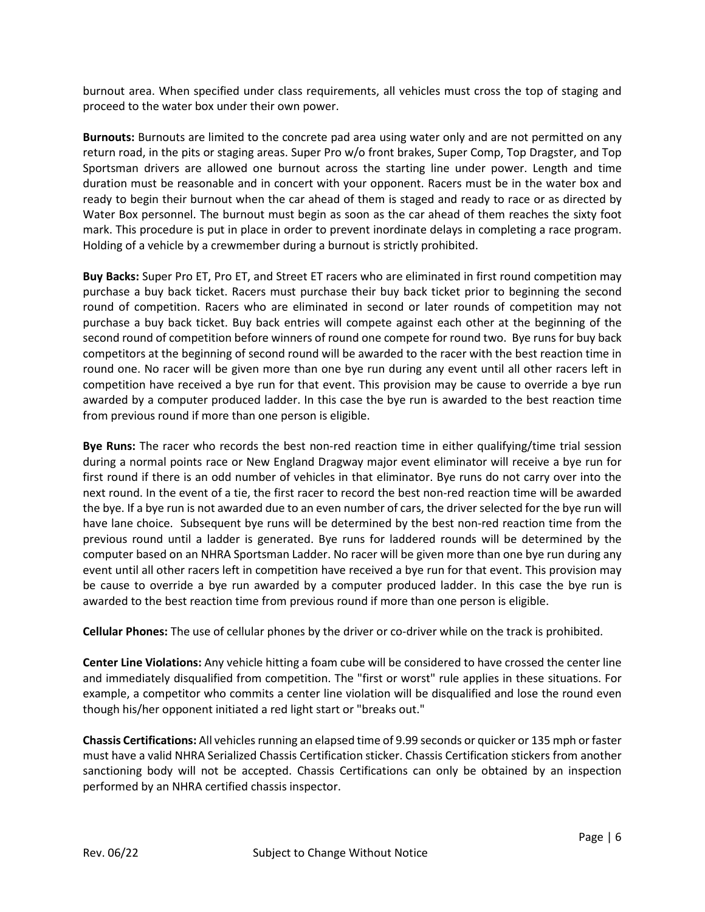burnout area. When specified under class requirements, all vehicles must cross the top of staging and proceed to the water box under their own power.

**Burnouts:** Burnouts are limited to the concrete pad area using water only and are not permitted on any return road, in the pits or staging areas. Super Pro w/o front brakes, Super Comp, Top Dragster, and Top Sportsman drivers are allowed one burnout across the starting line under power. Length and time duration must be reasonable and in concert with your opponent. Racers must be in the water box and ready to begin their burnout when the car ahead of them is staged and ready to race or as directed by Water Box personnel. The burnout must begin as soon as the car ahead of them reaches the sixty foot mark. This procedure is put in place in order to prevent inordinate delays in completing a race program. Holding of a vehicle by a crewmember during a burnout is strictly prohibited.

**Buy Backs:** Super Pro ET, Pro ET, and Street ET racers who are eliminated in first round competition may purchase a buy back ticket. Racers must purchase their buy back ticket prior to beginning the second round of competition. Racers who are eliminated in second or later rounds of competition may not purchase a buy back ticket. Buy back entries will compete against each other at the beginning of the second round of competition before winners of round one compete for round two. Bye runs for buy back competitors at the beginning of second round will be awarded to the racer with the best reaction time in round one. No racer will be given more than one bye run during any event until all other racers left in competition have received a bye run for that event. This provision may be cause to override a bye run awarded by a computer produced ladder. In this case the bye run is awarded to the best reaction time from previous round if more than one person is eligible.

**Bye Runs:** The racer who records the best non-red reaction time in either qualifying/time trial session during a normal points race or New England Dragway major event eliminator will receive a bye run for first round if there is an odd number of vehicles in that eliminator. Bye runs do not carry over into the next round. In the event of a tie, the first racer to record the best non-red reaction time will be awarded the bye. If a bye run is not awarded due to an even number of cars, the driver selected for the bye run will have lane choice. Subsequent bye runs will be determined by the best non-red reaction time from the previous round until a ladder is generated. Bye runs for laddered rounds will be determined by the computer based on an NHRA Sportsman Ladder. No racer will be given more than one bye run during any event until all other racers left in competition have received a bye run for that event. This provision may be cause to override a bye run awarded by a computer produced ladder. In this case the bye run is awarded to the best reaction time from previous round if more than one person is eligible.

**Cellular Phones:** The use of cellular phones by the driver or co-driver while on the track is prohibited.

**Center Line Violations:** Any vehicle hitting a foam cube will be considered to have crossed the center line and immediately disqualified from competition. The "first or worst" rule applies in these situations. For example, a competitor who commits a center line violation will be disqualified and lose the round even though his/her opponent initiated a red light start or "breaks out."

**Chassis Certifications:** All vehicles running an elapsed time of 9.99 seconds or quicker or 135 mph or faster must have a valid NHRA Serialized Chassis Certification sticker. Chassis Certification stickers from another sanctioning body will not be accepted. Chassis Certifications can only be obtained by an inspection performed by an NHRA certified chassis inspector.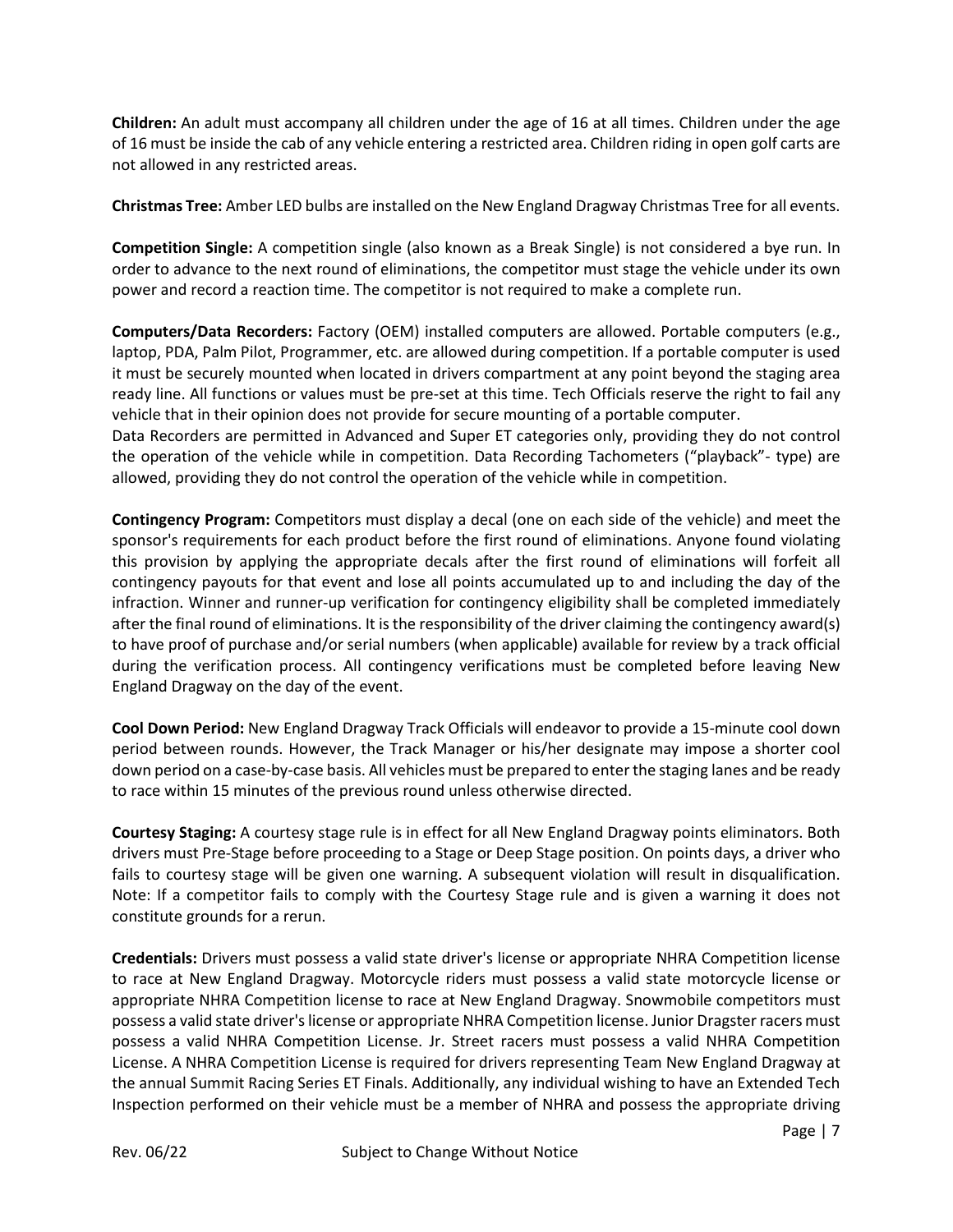**Children:** An adult must accompany all children under the age of 16 at all times. Children under the age of 16 must be inside the cab of any vehicle entering a restricted area. Children riding in open golf carts are not allowed in any restricted areas.

**Christmas Tree:** Amber LED bulbs are installed on the New England Dragway Christmas Tree for all events.

**Competition Single:** A competition single (also known as a Break Single) is not considered a bye run. In order to advance to the next round of eliminations, the competitor must stage the vehicle under its own power and record a reaction time. The competitor is not required to make a complete run.

**Computers/Data Recorders:** Factory (OEM) installed computers are allowed. Portable computers (e.g., laptop, PDA, Palm Pilot, Programmer, etc. are allowed during competition. If a portable computer is used it must be securely mounted when located in drivers compartment at any point beyond the staging area ready line. All functions or values must be pre-set at this time. Tech Officials reserve the right to fail any vehicle that in their opinion does not provide for secure mounting of a portable computer.
Data Recorders are permitted in Advanced and Super ET categories only, providing they do not control the operation of the vehicle while in competition. Data Recording Tachometers ("playback"- type) are allowed, providing they do not control the operation of the vehicle while in competition.

**Contingency Program:** Competitors must display a decal (one on each side of the vehicle) and meet the sponsor's requirements for each product before the first round of eliminations. Anyone found violating this provision by applying the appropriate decals after the first round of eliminations will forfeit all contingency payouts for that event and lose all points accumulated up to and including the day of the infraction. Winner and runner-up verification for contingency eligibility shall be completed immediately after the final round of eliminations. It is the responsibility of the driver claiming the contingency award(s) to have proof of purchase and/or serial numbers (when applicable) available for review by a track official during the verification process. All contingency verifications must be completed before leaving New England Dragway on the day of the event.

**Cool Down Period:** New England Dragway Track Officials will endeavor to provide a 15-minute cool down period between rounds. However, the Track Manager or his/her designate may impose a shorter cool down period on a case-by-case basis. All vehicles must be prepared to enter the staging lanes and be ready to race within 15 minutes of the previous round unless otherwise directed.

**Courtesy Staging:** A courtesy stage rule is in effect for all New England Dragway points eliminators. Both drivers must Pre-Stage before proceeding to a Stage or Deep Stage position. On points days, a driver who fails to courtesy stage will be given one warning. A subsequent violation will result in disqualification. Note: If a competitor fails to comply with the Courtesy Stage rule and is given a warning it does not constitute grounds for a rerun.

**Credentials:** Drivers must possess a valid state driver's license or appropriate NHRA Competition license to race at New England Dragway. Motorcycle riders must possess a valid state motorcycle license or appropriate NHRA Competition license to race at New England Dragway. Snowmobile competitors must possess a valid state driver's license or appropriate NHRA Competition license. Junior Dragster racers must possess a valid NHRA Competition License. Jr. Street racers must possess a valid NHRA Competition License. A NHRA Competition License is required for drivers representing Team New England Dragway at the annual Summit Racing Series ET Finals. Additionally, any individual wishing to have an Extended Tech Inspection performed on their vehicle must be a member of NHRA and possess the appropriate driving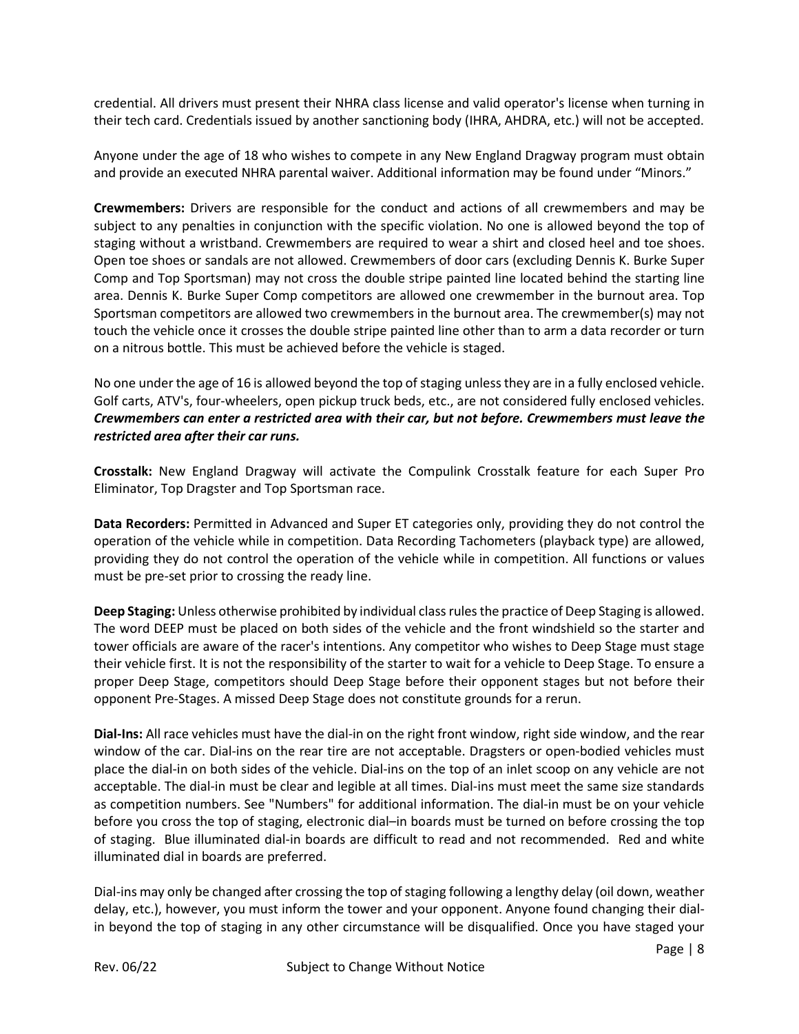credential. All drivers must present their NHRA class license and valid operator's license when turning in their tech card. Credentials issued by another sanctioning body (IHRA, AHDRA, etc.) will not be accepted.

Anyone under the age of 18 who wishes to compete in any New England Dragway program must obtain and provide an executed NHRA parental waiver. Additional information may be found under "Minors."

**Crewmembers:** Drivers are responsible for the conduct and actions of all crewmembers and may be subject to any penalties in conjunction with the specific violation. No one is allowed beyond the top of staging without a wristband. Crewmembers are required to wear a shirt and closed heel and toe shoes. Open toe shoes or sandals are not allowed. Crewmembers of door cars (excluding Dennis K. Burke Super Comp and Top Sportsman) may not cross the double stripe painted line located behind the starting line area. Dennis K. Burke Super Comp competitors are allowed one crewmember in the burnout area. Top Sportsman competitors are allowed two crewmembers in the burnout area. The crewmember(s) may not touch the vehicle once it crosses the double stripe painted line other than to arm a data recorder or turn on a nitrous bottle. This must be achieved before the vehicle is staged.

No one under the age of 16 is allowed beyond the top of staging unless they are in a fully enclosed vehicle. Golf carts, ATV's, four-wheelers, open pickup truck beds, etc., are not considered fully enclosed vehicles. ***Crewmembers can enter a restricted area with their car, but not before. Crewmembers must leave the restricted area after their car runs.***

**Crosstalk:** New England Dragway will activate the Compulink Crosstalk feature for each Super Pro Eliminator, Top Dragster and Top Sportsman race.

**Data Recorders:** Permitted in Advanced and Super ET categories only, providing they do not control the operation of the vehicle while in competition. Data Recording Tachometers (playback type) are allowed, providing they do not control the operation of the vehicle while in competition. All functions or values must be pre-set prior to crossing the ready line.

**Deep Staging:** Unless otherwise prohibited by individual class rules the practice of Deep Staging is allowed. The word DEEP must be placed on both sides of the vehicle and the front windshield so the starter and tower officials are aware of the racer's intentions. Any competitor who wishes to Deep Stage must stage their vehicle first. It is not the responsibility of the starter to wait for a vehicle to Deep Stage. To ensure a proper Deep Stage, competitors should Deep Stage before their opponent stages but not before their opponent Pre-Stages. A missed Deep Stage does not constitute grounds for a rerun.

**Dial-Ins:** All race vehicles must have the dial-in on the right front window, right side window, and the rear window of the car. Dial-ins on the rear tire are not acceptable. Dragsters or open-bodied vehicles must place the dial-in on both sides of the vehicle. Dial-ins on the top of an inlet scoop on any vehicle are not acceptable. The dial-in must be clear and legible at all times. Dial-ins must meet the same size standards as competition numbers. See "Numbers" for additional information. The dial-in must be on your vehicle before you cross the top of staging, electronic dial–in boards must be turned on before crossing the top of staging. Blue illuminated dial-in boards are difficult to read and not recommended. Red and white illuminated dial in boards are preferred.

Dial-ins may only be changed after crossing the top of staging following a lengthy delay (oil down, weather delay, etc.), however, you must inform the tower and your opponent. Anyone found changing their dial-in beyond the top of staging in any other circumstance will be disqualified. Once you have staged your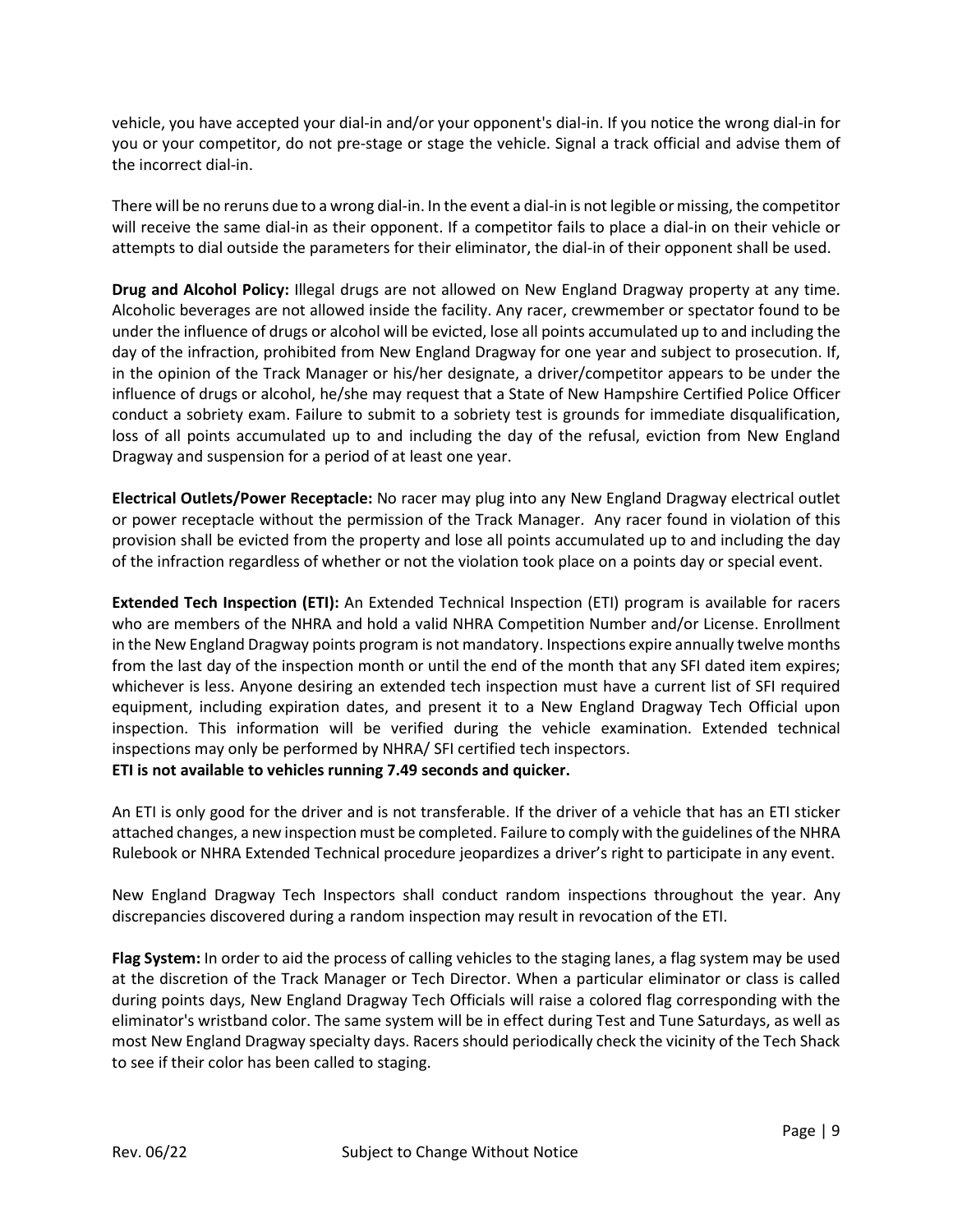vehicle, you have accepted your dial-in and/or your opponent's dial-in. If you notice the wrong dial-in for you or your competitor, do not pre-stage or stage the vehicle. Signal a track official and advise them of the incorrect dial-in.

There will be no reruns due to a wrong dial-in. In the event a dial-in is not legible or missing, the competitor will receive the same dial-in as their opponent. If a competitor fails to place a dial-in on their vehicle or attempts to dial outside the parameters for their eliminator, the dial-in of their opponent shall be used.

**Drug and Alcohol Policy:** Illegal drugs are not allowed on New England Dragway property at any time. Alcoholic beverages are not allowed inside the facility. Any racer, crewmember or spectator found to be under the influence of drugs or alcohol will be evicted, lose all points accumulated up to and including the day of the infraction, prohibited from New England Dragway for one year and subject to prosecution. If, in the opinion of the Track Manager or his/her designate, a driver/competitor appears to be under the influence of drugs or alcohol, he/she may request that a State of New Hampshire Certified Police Officer conduct a sobriety exam. Failure to submit to a sobriety test is grounds for immediate disqualification, loss of all points accumulated up to and including the day of the refusal, eviction from New England Dragway and suspension for a period of at least one year.

**Electrical Outlets/Power Receptacle:** No racer may plug into any New England Dragway electrical outlet or power receptacle without the permission of the Track Manager. Any racer found in violation of this provision shall be evicted from the property and lose all points accumulated up to and including the day of the infraction regardless of whether or not the violation took place on a points day or special event.

**Extended Tech Inspection (ETI):** An Extended Technical Inspection (ETI) program is available for racers who are members of the NHRA and hold a valid NHRA Competition Number and/or License. Enrollment in the New England Dragway points program is not mandatory. Inspections expire annually twelve months from the last day of the inspection month or until the end of the month that any SFI dated item expires; whichever is less. Anyone desiring an extended tech inspection must have a current list of SFI required equipment, including expiration dates, and present it to a New England Dragway Tech Official upon inspection. This information will be verified during the vehicle examination. Extended technical inspections may only be performed by NHRA/ SFI certified tech inspectors.
**ETI is not available to vehicles running 7.49 seconds and quicker.**

An ETI is only good for the driver and is not transferable. If the driver of a vehicle that has an ETI sticker attached changes, a new inspection must be completed. Failure to comply with the guidelines of the NHRA Rulebook or NHRA Extended Technical procedure jeopardizes a driver's right to participate in any event.

New England Dragway Tech Inspectors shall conduct random inspections throughout the year. Any discrepancies discovered during a random inspection may result in revocation of the ETI.

**Flag System:** In order to aid the process of calling vehicles to the staging lanes, a flag system may be used at the discretion of the Track Manager or Tech Director. When a particular eliminator or class is called during points days, New England Dragway Tech Officials will raise a colored flag corresponding with the eliminator's wristband color. The same system will be in effect during Test and Tune Saturdays, as well as most New England Dragway specialty days. Racers should periodically check the vicinity of the Tech Shack to see if their color has been called to staging.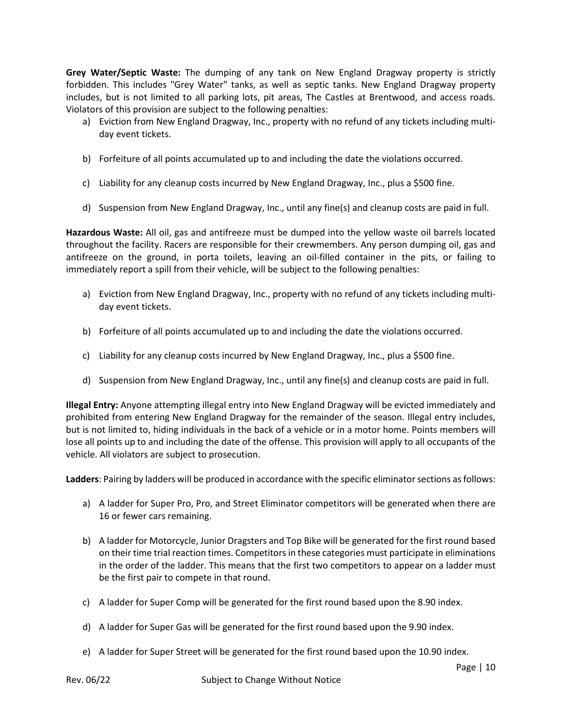**Grey Water/Septic Waste:** The dumping of any tank on New England Dragway property is strictly forbidden. This includes "Grey Water" tanks, as well as septic tanks. New England Dragway property includes, but is not limited to all parking lots, pit areas, The Castles at Brentwood, and access roads. Violators of this provision are subject to the following penalties:

a) Eviction from New England Dragway, Inc., property with no refund of any tickets including multi-day event tickets.

b) Forfeiture of all points accumulated up to and including the date the violations occurred.

c) Liability for any cleanup costs incurred by New England Dragway, Inc., plus a $500 fine.

d) Suspension from New England Dragway, Inc., until any fine(s) and cleanup costs are paid in full.

**Hazardous Waste:** All oil, gas and antifreeze must be dumped into the yellow waste oil barrels located throughout the facility. Racers are responsible for their crewmembers. Any person dumping oil, gas and antifreeze on the ground, in porta toilets, leaving an oil-filled container in the pits, or failing to immediately report a spill from their vehicle, will be subject to the following penalties:

a) Eviction from New England Dragway, Inc., property with no refund of any tickets including multi-day event tickets.

b) Forfeiture of all points accumulated up to and including the date the violations occurred.

c) Liability for any cleanup costs incurred by New England Dragway, Inc., plus a $500 fine.

d) Suspension from New England Dragway, Inc., until any fine(s) and cleanup costs are paid in full.

**Illegal Entry:** Anyone attempting illegal entry into New England Dragway will be evicted immediately and prohibited from entering New England Dragway for the remainder of the season. Illegal entry includes, but is not limited to, hiding individuals in the back of a vehicle or in a motor home. Points members will lose all points up to and including the date of the offense. This provision will apply to all occupants of the vehicle. All violators are subject to prosecution.

**Ladders**: Pairing by ladders will be produced in accordance with the specific eliminator sections as follows:

a) A ladder for Super Pro, Pro, and Street Eliminator competitors will be generated when there are 16 or fewer cars remaining.

b) A ladder for Motorcycle, Junior Dragsters and Top Bike will be generated for the first round based on their time trial reaction times. Competitors in these categories must participate in eliminations in the order of the ladder. This means that the first two competitors to appear on a ladder must be the first pair to compete in that round.

c) A ladder for Super Comp will be generated for the first round based upon the 8.90 index.

d) A ladder for Super Gas will be generated for the first round based upon the 9.90 index.

e) A ladder for Super Street will be generated for the first round based upon the 10.90 index.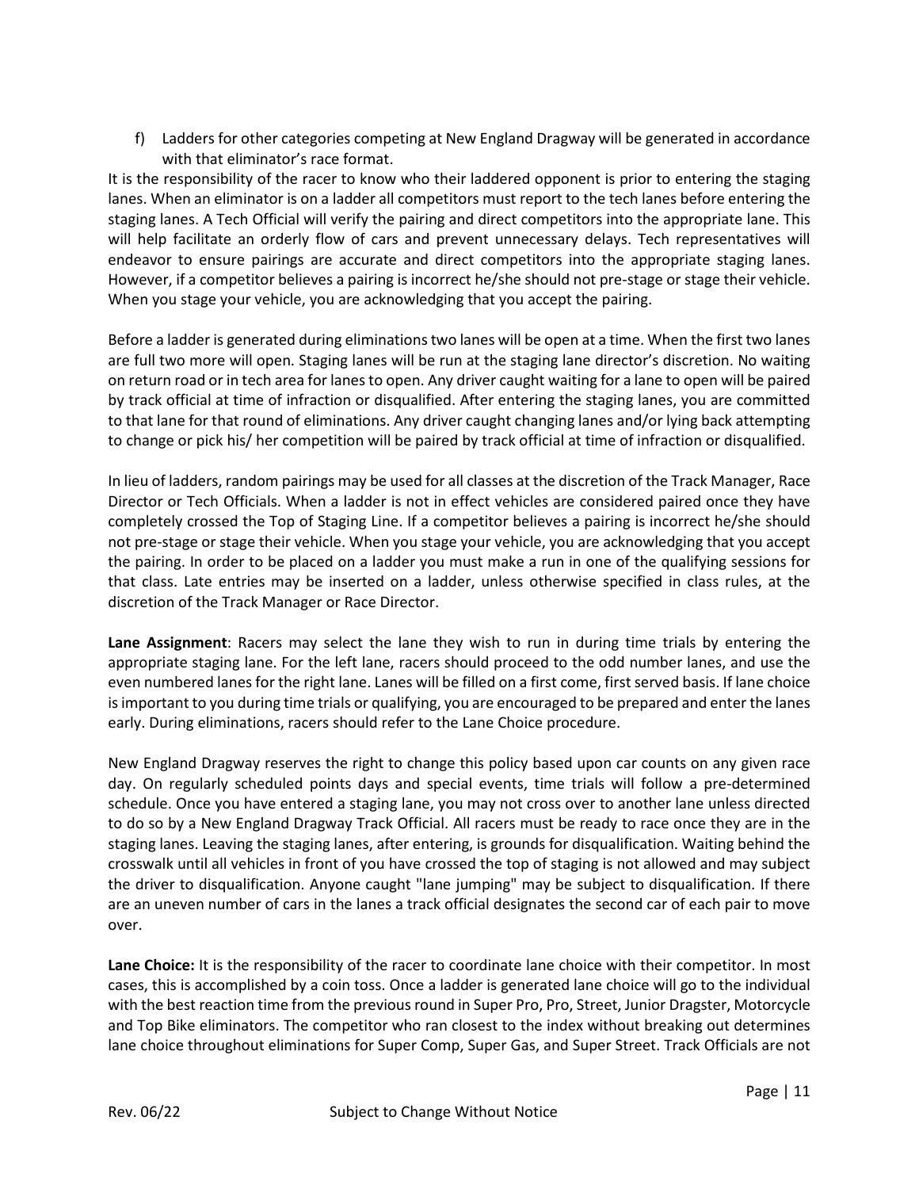f) Ladders for other categories competing at New England Dragway will be generated in accordance with that eliminator's race format.

It is the responsibility of the racer to know who their laddered opponent is prior to entering the staging lanes. When an eliminator is on a ladder all competitors must report to the tech lanes before entering the staging lanes. A Tech Official will verify the pairing and direct competitors into the appropriate lane. This will help facilitate an orderly flow of cars and prevent unnecessary delays. Tech representatives will endeavor to ensure pairings are accurate and direct competitors into the appropriate staging lanes. However, if a competitor believes a pairing is incorrect he/she should not pre-stage or stage their vehicle. When you stage your vehicle, you are acknowledging that you accept the pairing.

Before a ladder is generated during eliminations two lanes will be open at a time. When the first two lanes are full two more will open. Staging lanes will be run at the staging lane director's discretion. No waiting on return road or in tech area for lanes to open. Any driver caught waiting for a lane to open will be paired by track official at time of infraction or disqualified. After entering the staging lanes, you are committed to that lane for that round of eliminations. Any driver caught changing lanes and/or lying back attempting to change or pick his/ her competition will be paired by track official at time of infraction or disqualified.

In lieu of ladders, random pairings may be used for all classes at the discretion of the Track Manager, Race Director or Tech Officials. When a ladder is not in effect vehicles are considered paired once they have completely crossed the Top of Staging Line. If a competitor believes a pairing is incorrect he/she should not pre-stage or stage their vehicle. When you stage your vehicle, you are acknowledging that you accept the pairing. In order to be placed on a ladder you must make a run in one of the qualifying sessions for that class. Late entries may be inserted on a ladder, unless otherwise specified in class rules, at the discretion of the Track Manager or Race Director.

**Lane Assignment**: Racers may select the lane they wish to run in during time trials by entering the appropriate staging lane. For the left lane, racers should proceed to the odd number lanes, and use the even numbered lanes for the right lane. Lanes will be filled on a first come, first served basis. If lane choice is important to you during time trials or qualifying, you are encouraged to be prepared and enter the lanes early. During eliminations, racers should refer to the Lane Choice procedure.

New England Dragway reserves the right to change this policy based upon car counts on any given race day. On regularly scheduled points days and special events, time trials will follow a pre-determined schedule. Once you have entered a staging lane, you may not cross over to another lane unless directed to do so by a New England Dragway Track Official. All racers must be ready to race once they are in the staging lanes. Leaving the staging lanes, after entering, is grounds for disqualification. Waiting behind the crosswalk until all vehicles in front of you have crossed the top of staging is not allowed and may subject the driver to disqualification. Anyone caught "lane jumping" may be subject to disqualification. If there are an uneven number of cars in the lanes a track official designates the second car of each pair to move over.

**Lane Choice:** It is the responsibility of the racer to coordinate lane choice with their competitor. In most cases, this is accomplished by a coin toss. Once a ladder is generated lane choice will go to the individual with the best reaction time from the previous round in Super Pro, Pro, Street, Junior Dragster, Motorcycle and Top Bike eliminators. The competitor who ran closest to the index without breaking out determines lane choice throughout eliminations for Super Comp, Super Gas, and Super Street. Track Officials are not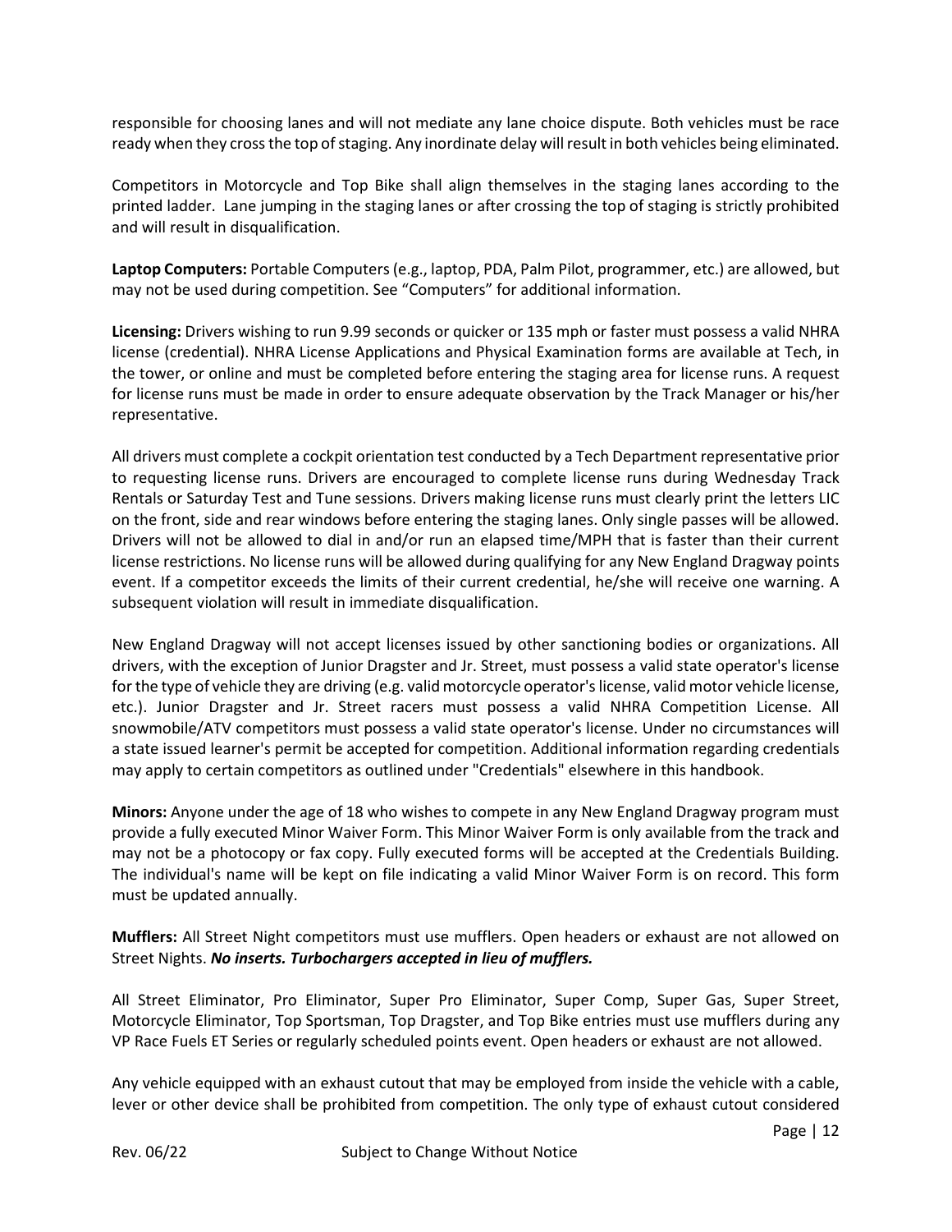responsible for choosing lanes and will not mediate any lane choice dispute. Both vehicles must be race ready when they cross the top of staging. Any inordinate delay will result in both vehicles being eliminated.

Competitors in Motorcycle and Top Bike shall align themselves in the staging lanes according to the printed ladder. Lane jumping in the staging lanes or after crossing the top of staging is strictly prohibited and will result in disqualification.

**Laptop Computers:** Portable Computers (e.g., laptop, PDA, Palm Pilot, programmer, etc.) are allowed, but may not be used during competition. See "Computers" for additional information.

**Licensing:** Drivers wishing to run 9.99 seconds or quicker or 135 mph or faster must possess a valid NHRA license (credential). NHRA License Applications and Physical Examination forms are available at Tech, in the tower, or online and must be completed before entering the staging area for license runs. A request for license runs must be made in order to ensure adequate observation by the Track Manager or his/her representative.

All drivers must complete a cockpit orientation test conducted by a Tech Department representative prior to requesting license runs. Drivers are encouraged to complete license runs during Wednesday Track Rentals or Saturday Test and Tune sessions. Drivers making license runs must clearly print the letters LIC on the front, side and rear windows before entering the staging lanes. Only single passes will be allowed. Drivers will not be allowed to dial in and/or run an elapsed time/MPH that is faster than their current license restrictions. No license runs will be allowed during qualifying for any New England Dragway points event. If a competitor exceeds the limits of their current credential, he/she will receive one warning. A subsequent violation will result in immediate disqualification.

New England Dragway will not accept licenses issued by other sanctioning bodies or organizations. All drivers, with the exception of Junior Dragster and Jr. Street, must possess a valid state operator's license for the type of vehicle they are driving (e.g. valid motorcycle operator's license, valid motor vehicle license, etc.). Junior Dragster and Jr. Street racers must possess a valid NHRA Competition License. All snowmobile/ATV competitors must possess a valid state operator's license. Under no circumstances will a state issued learner's permit be accepted for competition. Additional information regarding credentials may apply to certain competitors as outlined under "Credentials" elsewhere in this handbook.

**Minors:** Anyone under the age of 18 who wishes to compete in any New England Dragway program must provide a fully executed Minor Waiver Form. This Minor Waiver Form is only available from the track and may not be a photocopy or fax copy. Fully executed forms will be accepted at the Credentials Building. The individual's name will be kept on file indicating a valid Minor Waiver Form is on record. This form must be updated annually.

**Mufflers:** All Street Night competitors must use mufflers. Open headers or exhaust are not allowed on Street Nights. ***No inserts. Turbochargers accepted in lieu of mufflers.***

All Street Eliminator, Pro Eliminator, Super Pro Eliminator, Super Comp, Super Gas, Super Street, Motorcycle Eliminator, Top Sportsman, Top Dragster, and Top Bike entries must use mufflers during any VP Race Fuels ET Series or regularly scheduled points event. Open headers or exhaust are not allowed.

Any vehicle equipped with an exhaust cutout that may be employed from inside the vehicle with a cable, lever or other device shall be prohibited from competition. The only type of exhaust cutout considered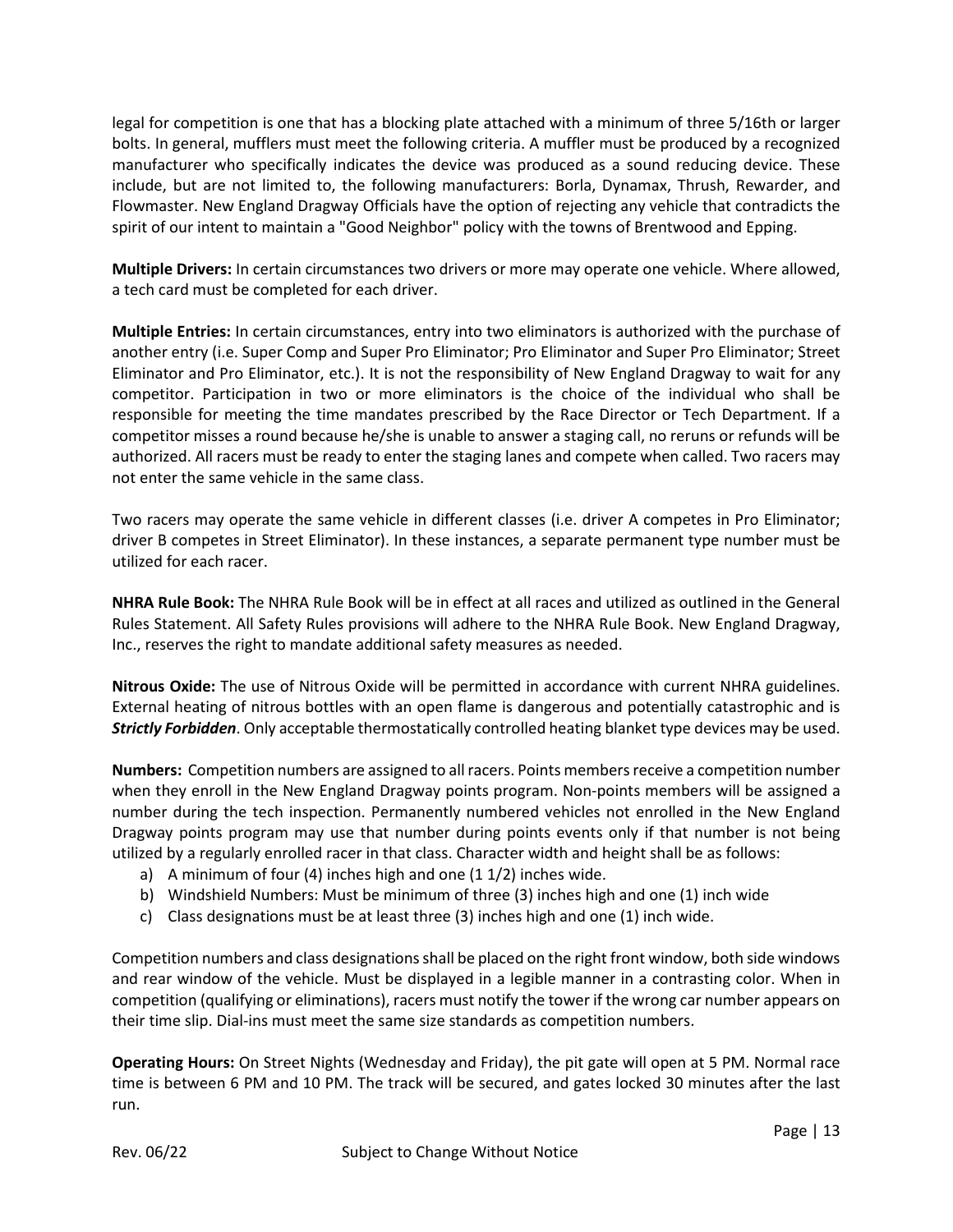legal for competition is one that has a blocking plate attached with a minimum of three 5/16th or larger bolts. In general, mufflers must meet the following criteria. A muffler must be produced by a recognized manufacturer who specifically indicates the device was produced as a sound reducing device. These include, but are not limited to, the following manufacturers: Borla, Dynamax, Thrush, Rewarder, and Flowmaster. New England Dragway Officials have the option of rejecting any vehicle that contradicts the spirit of our intent to maintain a "Good Neighbor" policy with the towns of Brentwood and Epping.

**Multiple Drivers:** In certain circumstances two drivers or more may operate one vehicle. Where allowed, a tech card must be completed for each driver.

**Multiple Entries:** In certain circumstances, entry into two eliminators is authorized with the purchase of another entry (i.e. Super Comp and Super Pro Eliminator; Pro Eliminator and Super Pro Eliminator; Street Eliminator and Pro Eliminator, etc.). It is not the responsibility of New England Dragway to wait for any competitor. Participation in two or more eliminators is the choice of the individual who shall be responsible for meeting the time mandates prescribed by the Race Director or Tech Department. If a competitor misses a round because he/she is unable to answer a staging call, no reruns or refunds will be authorized. All racers must be ready to enter the staging lanes and compete when called. Two racers may not enter the same vehicle in the same class.

Two racers may operate the same vehicle in different classes (i.e. driver A competes in Pro Eliminator; driver B competes in Street Eliminator). In these instances, a separate permanent type number must be utilized for each racer.

**NHRA Rule Book:** The NHRA Rule Book will be in effect at all races and utilized as outlined in the General Rules Statement. All Safety Rules provisions will adhere to the NHRA Rule Book. New England Dragway, Inc., reserves the right to mandate additional safety measures as needed.

**Nitrous Oxide:** The use of Nitrous Oxide will be permitted in accordance with current NHRA guidelines. External heating of nitrous bottles with an open flame is dangerous and potentially catastrophic and is ***Strictly Forbidden***. Only acceptable thermostatically controlled heating blanket type devices may be used.

**Numbers:** Competition numbers are assigned to all racers. Points members receive a competition number when they enroll in the New England Dragway points program. Non-points members will be assigned a number during the tech inspection. Permanently numbered vehicles not enrolled in the New England Dragway points program may use that number during points events only if that number is not being utilized by a regularly enrolled racer in that class. Character width and height shall be as follows:

a) A minimum of four (4) inches high and one (1 1/2) inches wide.
b) Windshield Numbers: Must be minimum of three (3) inches high and one (1) inch wide
c) Class designations must be at least three (3) inches high and one (1) inch wide.

Competition numbers and class designations shall be placed on the right front window, both side windows and rear window of the vehicle. Must be displayed in a legible manner in a contrasting color. When in competition (qualifying or eliminations), racers must notify the tower if the wrong car number appears on their time slip. Dial-ins must meet the same size standards as competition numbers.

**Operating Hours:** On Street Nights (Wednesday and Friday), the pit gate will open at 5 PM. Normal race time is between 6 PM and 10 PM. The track will be secured, and gates locked 30 minutes after the last run.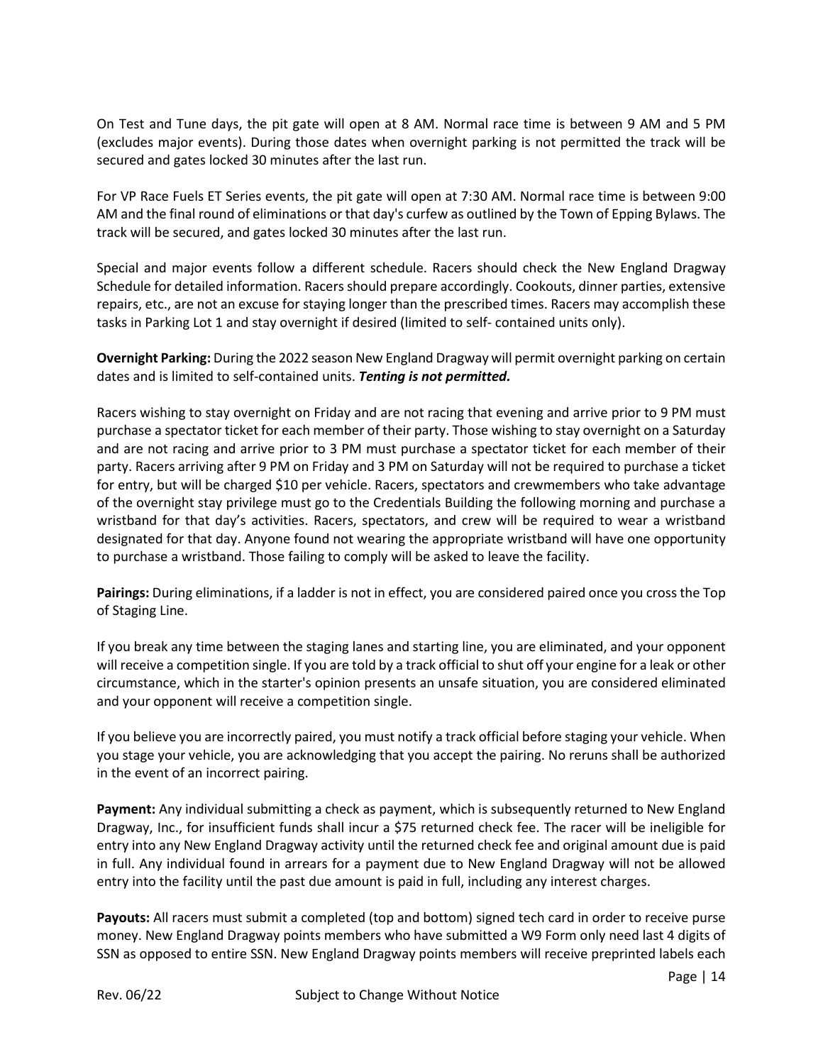On Test and Tune days, the pit gate will open at 8 AM. Normal race time is between 9 AM and 5 PM (excludes major events). During those dates when overnight parking is not permitted the track will be secured and gates locked 30 minutes after the last run.

For VP Race Fuels ET Series events, the pit gate will open at 7:30 AM. Normal race time is between 9:00 AM and the final round of eliminations or that day's curfew as outlined by the Town of Epping Bylaws. The track will be secured, and gates locked 30 minutes after the last run.

Special and major events follow a different schedule. Racers should check the New England Dragway Schedule for detailed information. Racers should prepare accordingly. Cookouts, dinner parties, extensive repairs, etc., are not an excuse for staying longer than the prescribed times. Racers may accomplish these tasks in Parking Lot 1 and stay overnight if desired (limited to self- contained units only).

**Overnight Parking:** During the 2022 season New England Dragway will permit overnight parking on certain dates and is limited to self-contained units. ***Tenting is not permitted.***

Racers wishing to stay overnight on Friday and are not racing that evening and arrive prior to 9 PM must purchase a spectator ticket for each member of their party. Those wishing to stay overnight on a Saturday and are not racing and arrive prior to 3 PM must purchase a spectator ticket for each member of their party. Racers arriving after 9 PM on Friday and 3 PM on Saturday will not be required to purchase a ticket for entry, but will be charged $10 per vehicle. Racers, spectators and crewmembers who take advantage of the overnight stay privilege must go to the Credentials Building the following morning and purchase a wristband for that day's activities. Racers, spectators, and crew will be required to wear a wristband designated for that day. Anyone found not wearing the appropriate wristband will have one opportunity to purchase a wristband. Those failing to comply will be asked to leave the facility.

**Pairings:** During eliminations, if a ladder is not in effect, you are considered paired once you cross the Top of Staging Line.

If you break any time between the staging lanes and starting line, you are eliminated, and your opponent will receive a competition single. If you are told by a track official to shut off your engine for a leak or other circumstance, which in the starter's opinion presents an unsafe situation, you are considered eliminated and your opponent will receive a competition single.

If you believe you are incorrectly paired, you must notify a track official before staging your vehicle. When you stage your vehicle, you are acknowledging that you accept the pairing. No reruns shall be authorized in the event of an incorrect pairing.

**Payment:** Any individual submitting a check as payment, which is subsequently returned to New England Dragway, Inc., for insufficient funds shall incur a $75 returned check fee. The racer will be ineligible for entry into any New England Dragway activity until the returned check fee and original amount due is paid in full. Any individual found in arrears for a payment due to New England Dragway will not be allowed entry into the facility until the past due amount is paid in full, including any interest charges.

**Payouts:** All racers must submit a completed (top and bottom) signed tech card in order to receive purse money. New England Dragway points members who have submitted a W9 Form only need last 4 digits of SSN as opposed to entire SSN. New England Dragway points members will receive preprinted labels each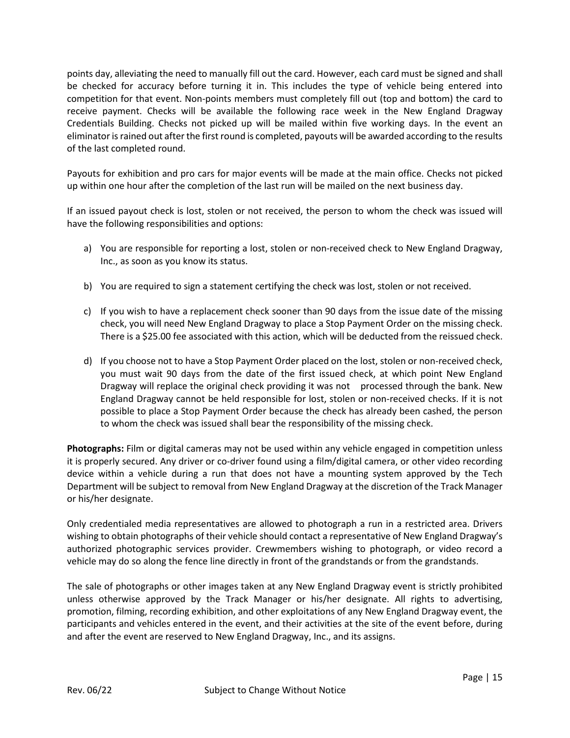points day, alleviating the need to manually fill out the card. However, each card must be signed and shall be checked for accuracy before turning it in. This includes the type of vehicle being entered into competition for that event. Non-points members must completely fill out (top and bottom) the card to receive payment. Checks will be available the following race week in the New England Dragway Credentials Building. Checks not picked up will be mailed within five working days. In the event an eliminator is rained out after the first round is completed, payouts will be awarded according to the results of the last completed round.

Payouts for exhibition and pro cars for major events will be made at the main office. Checks not picked up within one hour after the completion of the last run will be mailed on the next business day.

If an issued payout check is lost, stolen or not received, the person to whom the check was issued will have the following responsibilities and options:

a) You are responsible for reporting a lost, stolen or non-received check to New England Dragway, Inc., as soon as you know its status.

b) You are required to sign a statement certifying the check was lost, stolen or not received.

c) If you wish to have a replacement check sooner than 90 days from the issue date of the missing check, you will need New England Dragway to place a Stop Payment Order on the missing check. There is a $25.00 fee associated with this action, which will be deducted from the reissued check.

d) If you choose not to have a Stop Payment Order placed on the lost, stolen or non-received check, you must wait 90 days from the date of the first issued check, at which point New England Dragway will replace the original check providing it was not processed through the bank. New England Dragway cannot be held responsible for lost, stolen or non-received checks. If it is not possible to place a Stop Payment Order because the check has already been cashed, the person to whom the check was issued shall bear the responsibility of the missing check.

**Photographs:** Film or digital cameras may not be used within any vehicle engaged in competition unless it is properly secured. Any driver or co-driver found using a film/digital camera, or other video recording device within a vehicle during a run that does not have a mounting system approved by the Tech Department will be subject to removal from New England Dragway at the discretion of the Track Manager or his/her designate.

Only credentialed media representatives are allowed to photograph a run in a restricted area. Drivers wishing to obtain photographs of their vehicle should contact a representative of New England Dragway's authorized photographic services provider. Crewmembers wishing to photograph, or video record a vehicle may do so along the fence line directly in front of the grandstands or from the grandstands.

The sale of photographs or other images taken at any New England Dragway event is strictly prohibited unless otherwise approved by the Track Manager or his/her designate. All rights to advertising, promotion, filming, recording exhibition, and other exploitations of any New England Dragway event, the participants and vehicles entered in the event, and their activities at the site of the event before, during and after the event are reserved to New England Dragway, Inc., and its assigns.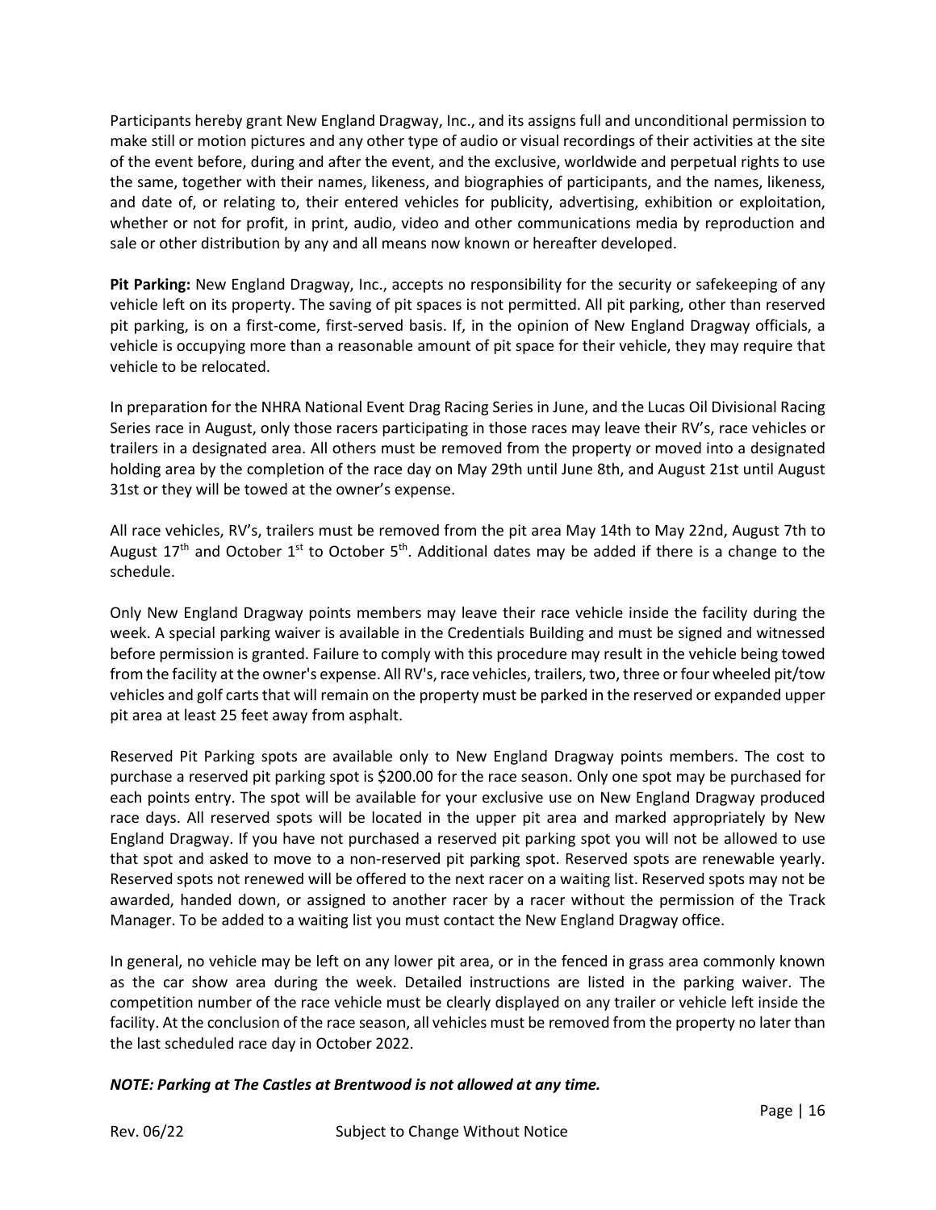Participants hereby grant New England Dragway, Inc., and its assigns full and unconditional permission to make still or motion pictures and any other type of audio or visual recordings of their activities at the site of the event before, during and after the event, and the exclusive, worldwide and perpetual rights to use the same, together with their names, likeness, and biographies of participants, and the names, likeness, and date of, or relating to, their entered vehicles for publicity, advertising, exhibition or exploitation, whether or not for profit, in print, audio, video and other communications media by reproduction and sale or other distribution by any and all means now known or hereafter developed.

**Pit Parking:** New England Dragway, Inc., accepts no responsibility for the security or safekeeping of any vehicle left on its property. The saving of pit spaces is not permitted. All pit parking, other than reserved pit parking, is on a first-come, first-served basis. If, in the opinion of New England Dragway officials, a vehicle is occupying more than a reasonable amount of pit space for their vehicle, they may require that vehicle to be relocated.

In preparation for the NHRA National Event Drag Racing Series in June, and the Lucas Oil Divisional Racing Series race in August, only those racers participating in those races may leave their RV's, race vehicles or trailers in a designated area. All others must be removed from the property or moved into a designated holding area by the completion of the race day on May 29th until June 8th, and August 21st until August 31st or they will be towed at the owner's expense.

All race vehicles, RV's, trailers must be removed from the pit area May 14th to May 22nd, August 7th to August 17th and October 1st to October 5th. Additional dates may be added if there is a change to the schedule.

Only New England Dragway points members may leave their race vehicle inside the facility during the week. A special parking waiver is available in the Credentials Building and must be signed and witnessed before permission is granted. Failure to comply with this procedure may result in the vehicle being towed from the facility at the owner's expense. All RV's, race vehicles, trailers, two, three or four wheeled pit/tow vehicles and golf carts that will remain on the property must be parked in the reserved or expanded upper pit area at least 25 feet away from asphalt.

Reserved Pit Parking spots are available only to New England Dragway points members. The cost to purchase a reserved pit parking spot is $200.00 for the race season. Only one spot may be purchased for each points entry. The spot will be available for your exclusive use on New England Dragway produced race days. All reserved spots will be located in the upper pit area and marked appropriately by New England Dragway. If you have not purchased a reserved pit parking spot you will not be allowed to use that spot and asked to move to a non-reserved pit parking spot. Reserved spots are renewable yearly. Reserved spots not renewed will be offered to the next racer on a waiting list. Reserved spots may not be awarded, handed down, or assigned to another racer by a racer without the permission of the Track Manager. To be added to a waiting list you must contact the New England Dragway office.

In general, no vehicle may be left on any lower pit area, or in the fenced in grass area commonly known as the car show area during the week. Detailed instructions are listed in the parking waiver. The competition number of the race vehicle must be clearly displayed on any trailer or vehicle left inside the facility. At the conclusion of the race season, all vehicles must be removed from the property no later than the last scheduled race day in October 2022.

***NOTE: Parking at The Castles at Brentwood is not allowed at any time.***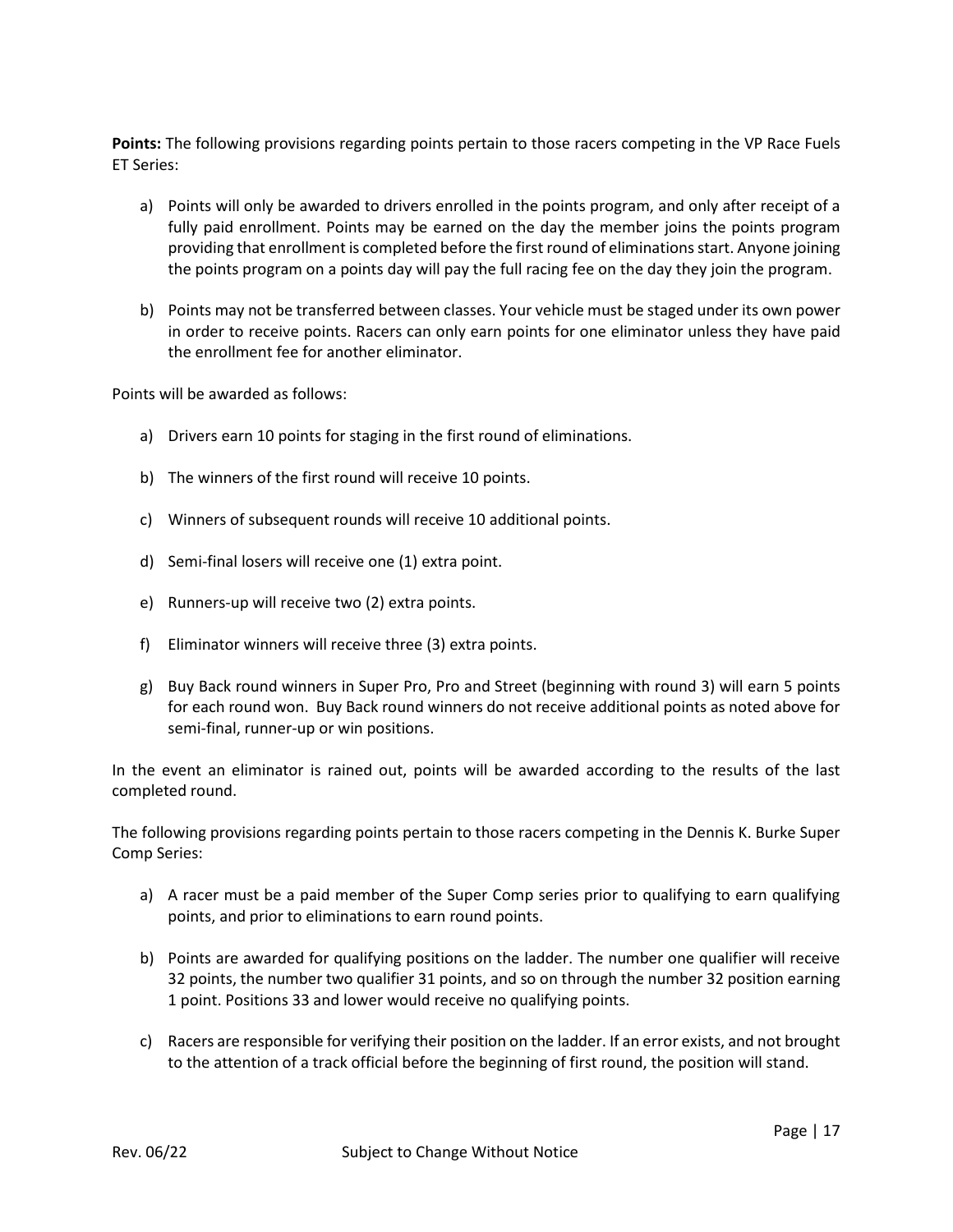**Points:** The following provisions regarding points pertain to those racers competing in the VP Race Fuels ET Series:

a) Points will only be awarded to drivers enrolled in the points program, and only after receipt of a fully paid enrollment. Points may be earned on the day the member joins the points program providing that enrollment is completed before the first round of eliminations start. Anyone joining the points program on a points day will pay the full racing fee on the day they join the program.

b) Points may not be transferred between classes. Your vehicle must be staged under its own power in order to receive points. Racers can only earn points for one eliminator unless they have paid the enrollment fee for another eliminator.

Points will be awarded as follows:

a) Drivers earn 10 points for staging in the first round of eliminations.

b) The winners of the first round will receive 10 points.

c) Winners of subsequent rounds will receive 10 additional points.

d) Semi-final losers will receive one (1) extra point.

e) Runners-up will receive two (2) extra points.

f) Eliminator winners will receive three (3) extra points.

g) Buy Back round winners in Super Pro, Pro and Street (beginning with round 3) will earn 5 points for each round won. Buy Back round winners do not receive additional points as noted above for semi-final, runner-up or win positions.

In the event an eliminator is rained out, points will be awarded according to the results of the last completed round.

The following provisions regarding points pertain to those racers competing in the Dennis K. Burke Super Comp Series:

a) A racer must be a paid member of the Super Comp series prior to qualifying to earn qualifying points, and prior to eliminations to earn round points.

b) Points are awarded for qualifying positions on the ladder. The number one qualifier will receive 32 points, the number two qualifier 31 points, and so on through the number 32 position earning 1 point. Positions 33 and lower would receive no qualifying points.

c) Racers are responsible for verifying their position on the ladder. If an error exists, and not brought to the attention of a track official before the beginning of first round, the position will stand.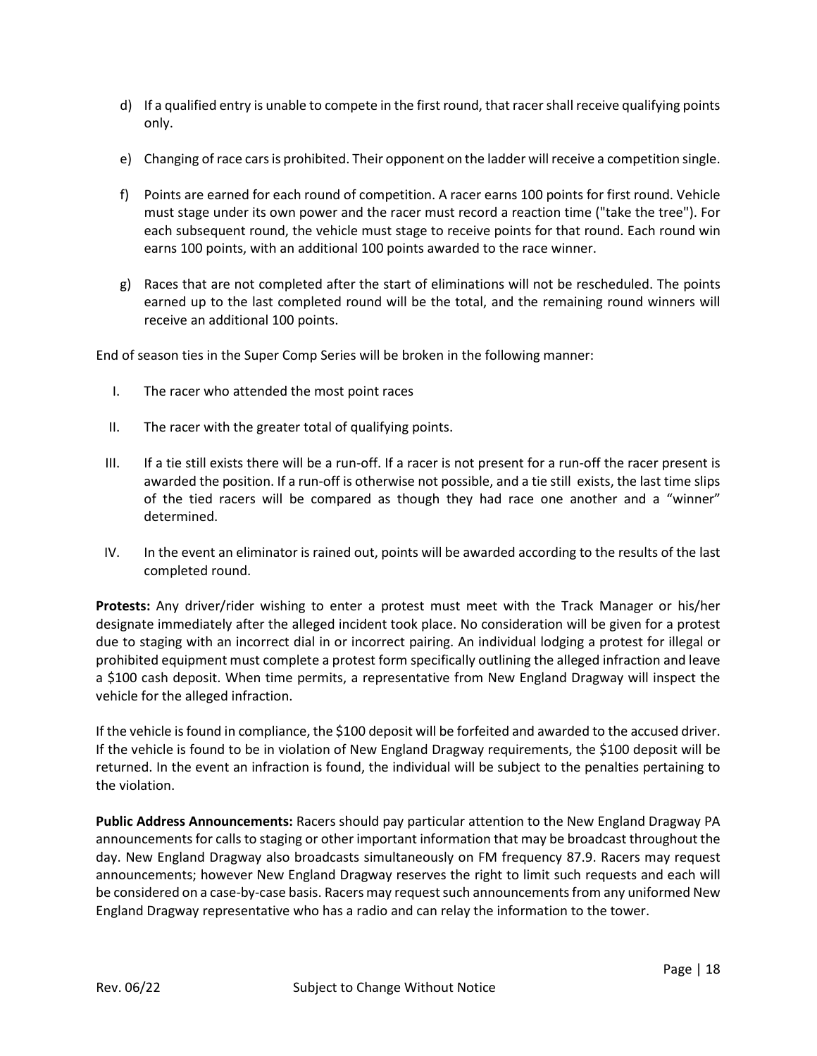d) If a qualified entry is unable to compete in the first round, that racer shall receive qualifying points only.

e) Changing of race cars is prohibited. Their opponent on the ladder will receive a competition single.

f) Points are earned for each round of competition. A racer earns 100 points for first round. Vehicle must stage under its own power and the racer must record a reaction time ("take the tree"). For each subsequent round, the vehicle must stage to receive points for that round. Each round win earns 100 points, with an additional 100 points awarded to the race winner.

g) Races that are not completed after the start of eliminations will not be rescheduled. The points earned up to the last completed round will be the total, and the remaining round winners will receive an additional 100 points.

End of season ties in the Super Comp Series will be broken in the following manner:

I. The racer who attended the most point races

II. The racer with the greater total of qualifying points.

III. If a tie still exists there will be a run-off. If a racer is not present for a run-off the racer present is awarded the position. If a run-off is otherwise not possible, and a tie still exists, the last time slips of the tied racers will be compared as though they had race one another and a "winner" determined.

IV. In the event an eliminator is rained out, points will be awarded according to the results of the last completed round.

**Protests:** Any driver/rider wishing to enter a protest must meet with the Track Manager or his/her designate immediately after the alleged incident took place. No consideration will be given for a protest due to staging with an incorrect dial in or incorrect pairing. An individual lodging a protest for illegal or prohibited equipment must complete a protest form specifically outlining the alleged infraction and leave a $100 cash deposit. When time permits, a representative from New England Dragway will inspect the vehicle for the alleged infraction.

If the vehicle is found in compliance, the $100 deposit will be forfeited and awarded to the accused driver. If the vehicle is found to be in violation of New England Dragway requirements, the $100 deposit will be returned. In the event an infraction is found, the individual will be subject to the penalties pertaining to the violation.

**Public Address Announcements:** Racers should pay particular attention to the New England Dragway PA announcements for calls to staging or other important information that may be broadcast throughout the day. New England Dragway also broadcasts simultaneously on FM frequency 87.9. Racers may request announcements; however New England Dragway reserves the right to limit such requests and each will be considered on a case-by-case basis. Racers may request such announcements from any uniformed New England Dragway representative who has a radio and can relay the information to the tower.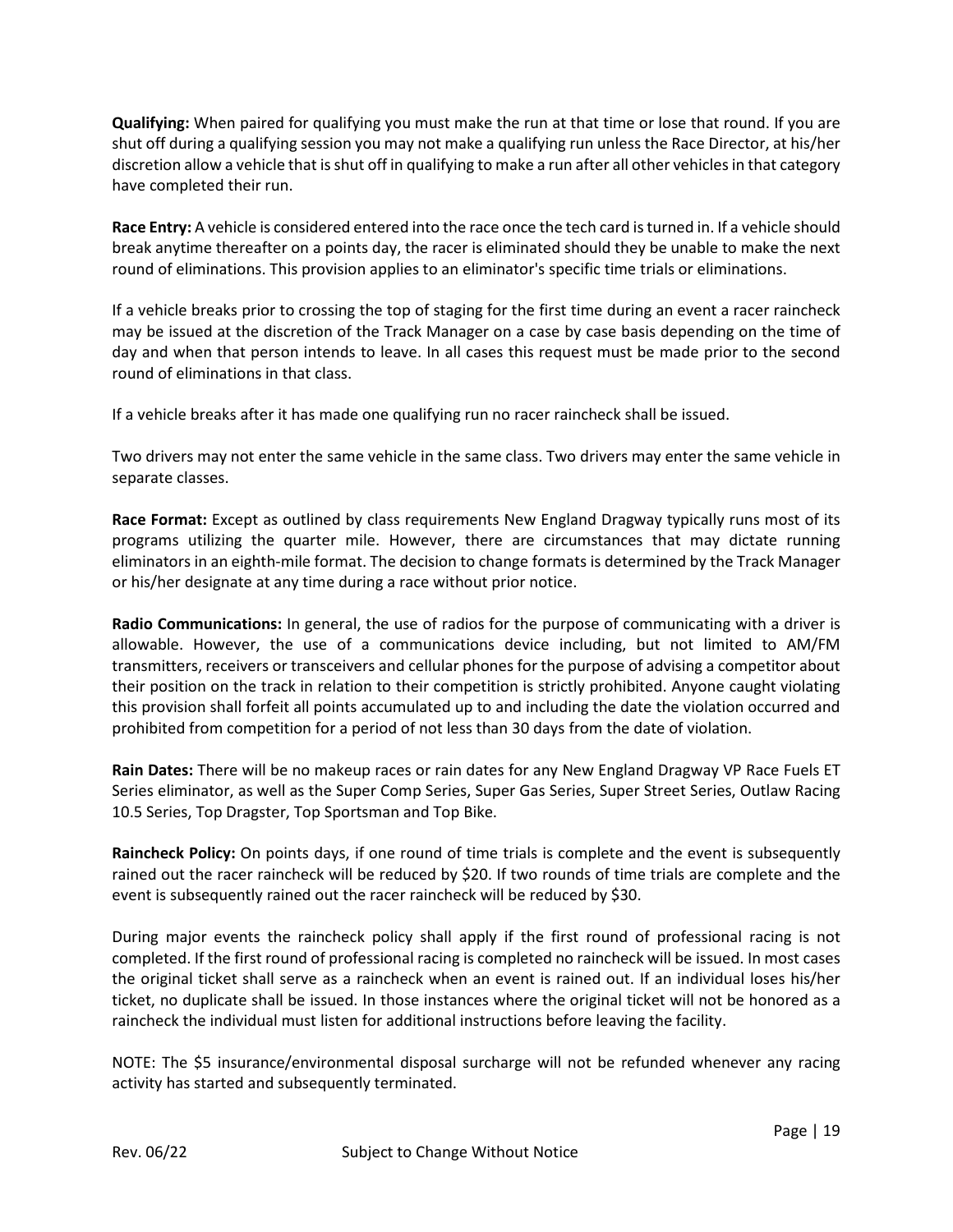**Qualifying:** When paired for qualifying you must make the run at that time or lose that round. If you are shut off during a qualifying session you may not make a qualifying run unless the Race Director, at his/her discretion allow a vehicle that is shut off in qualifying to make a run after all other vehicles in that category have completed their run.

**Race Entry:** A vehicle is considered entered into the race once the tech card is turned in. If a vehicle should break anytime thereafter on a points day, the racer is eliminated should they be unable to make the next round of eliminations. This provision applies to an eliminator's specific time trials or eliminations.

If a vehicle breaks prior to crossing the top of staging for the first time during an event a racer raincheck may be issued at the discretion of the Track Manager on a case by case basis depending on the time of day and when that person intends to leave. In all cases this request must be made prior to the second round of eliminations in that class.

If a vehicle breaks after it has made one qualifying run no racer raincheck shall be issued.

Two drivers may not enter the same vehicle in the same class. Two drivers may enter the same vehicle in separate classes.

**Race Format:** Except as outlined by class requirements New England Dragway typically runs most of its programs utilizing the quarter mile. However, there are circumstances that may dictate running eliminators in an eighth-mile format. The decision to change formats is determined by the Track Manager or his/her designate at any time during a race without prior notice.

**Radio Communications:** In general, the use of radios for the purpose of communicating with a driver is allowable. However, the use of a communications device including, but not limited to AM/FM transmitters, receivers or transceivers and cellular phones for the purpose of advising a competitor about their position on the track in relation to their competition is strictly prohibited. Anyone caught violating this provision shall forfeit all points accumulated up to and including the date the violation occurred and prohibited from competition for a period of not less than 30 days from the date of violation.

**Rain Dates:** There will be no makeup races or rain dates for any New England Dragway VP Race Fuels ET Series eliminator, as well as the Super Comp Series, Super Gas Series, Super Street Series, Outlaw Racing 10.5 Series, Top Dragster, Top Sportsman and Top Bike.

**Raincheck Policy:** On points days, if one round of time trials is complete and the event is subsequently rained out the racer raincheck will be reduced by $20. If two rounds of time trials are complete and the event is subsequently rained out the racer raincheck will be reduced by $30.

During major events the raincheck policy shall apply if the first round of professional racing is not completed. If the first round of professional racing is completed no raincheck will be issued. In most cases the original ticket shall serve as a raincheck when an event is rained out. If an individual loses his/her ticket, no duplicate shall be issued. In those instances where the original ticket will not be honored as a raincheck the individual must listen for additional instructions before leaving the facility.

NOTE: The $5 insurance/environmental disposal surcharge will not be refunded whenever any racing activity has started and subsequently terminated.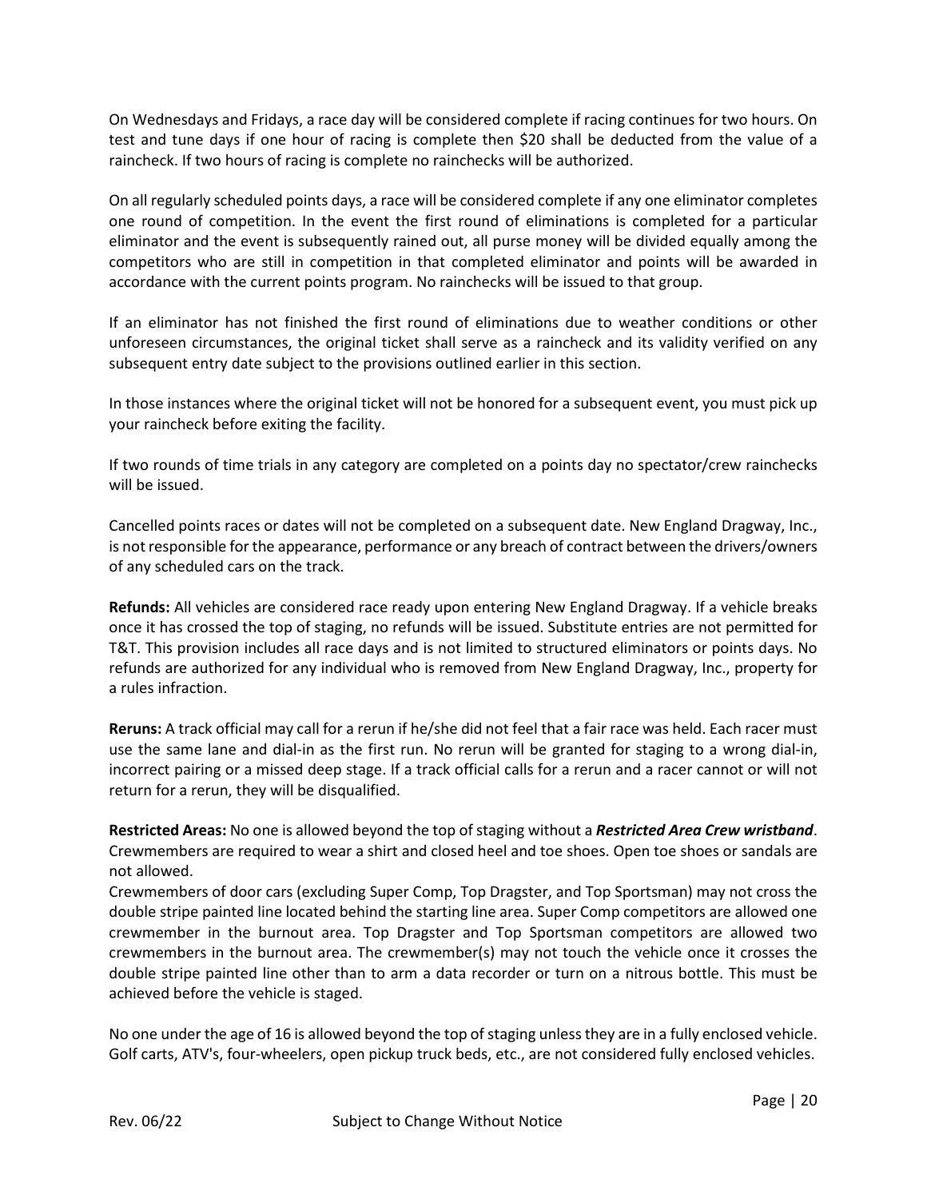On Wednesdays and Fridays, a race day will be considered complete if racing continues for two hours. On test and tune days if one hour of racing is complete then $20 shall be deducted from the value of a raincheck. If two hours of racing is complete no rainchecks will be authorized.

On all regularly scheduled points days, a race will be considered complete if any one eliminator completes one round of competition. In the event the first round of eliminations is completed for a particular eliminator and the event is subsequently rained out, all purse money will be divided equally among the competitors who are still in competition in that completed eliminator and points will be awarded in accordance with the current points program. No rainchecks will be issued to that group.

If an eliminator has not finished the first round of eliminations due to weather conditions or other unforeseen circumstances, the original ticket shall serve as a raincheck and its validity verified on any subsequent entry date subject to the provisions outlined earlier in this section.

In those instances where the original ticket will not be honored for a subsequent event, you must pick up your raincheck before exiting the facility.

If two rounds of time trials in any category are completed on a points day no spectator/crew rainchecks will be issued.

Cancelled points races or dates will not be completed on a subsequent date. New England Dragway, Inc., is not responsible for the appearance, performance or any breach of contract between the drivers/owners of any scheduled cars on the track.

**Refunds:** All vehicles are considered race ready upon entering New England Dragway. If a vehicle breaks once it has crossed the top of staging, no refunds will be issued. Substitute entries are not permitted for T&T. This provision includes all race days and is not limited to structured eliminators or points days. No refunds are authorized for any individual who is removed from New England Dragway, Inc., property for a rules infraction.

**Reruns:** A track official may call for a rerun if he/she did not feel that a fair race was held. Each racer must use the same lane and dial-in as the first run. No rerun will be granted for staging to a wrong dial-in, incorrect pairing or a missed deep stage. If a track official calls for a rerun and a racer cannot or will not return for a rerun, they will be disqualified.

**Restricted Areas:** No one is allowed beyond the top of staging without a ***Restricted Area Crew wristband***. Crewmembers are required to wear a shirt and closed heel and toe shoes. Open toe shoes or sandals are not allowed.
Crewmembers of door cars (excluding Super Comp, Top Dragster, and Top Sportsman) may not cross the double stripe painted line located behind the starting line area. Super Comp competitors are allowed one crewmember in the burnout area. Top Dragster and Top Sportsman competitors are allowed two crewmembers in the burnout area. The crewmember(s) may not touch the vehicle once it crosses the double stripe painted line other than to arm a data recorder or turn on a nitrous bottle. This must be achieved before the vehicle is staged.

No one under the age of 16 is allowed beyond the top of staging unless they are in a fully enclosed vehicle. Golf carts, ATV's, four-wheelers, open pickup truck beds, etc., are not considered fully enclosed vehicles.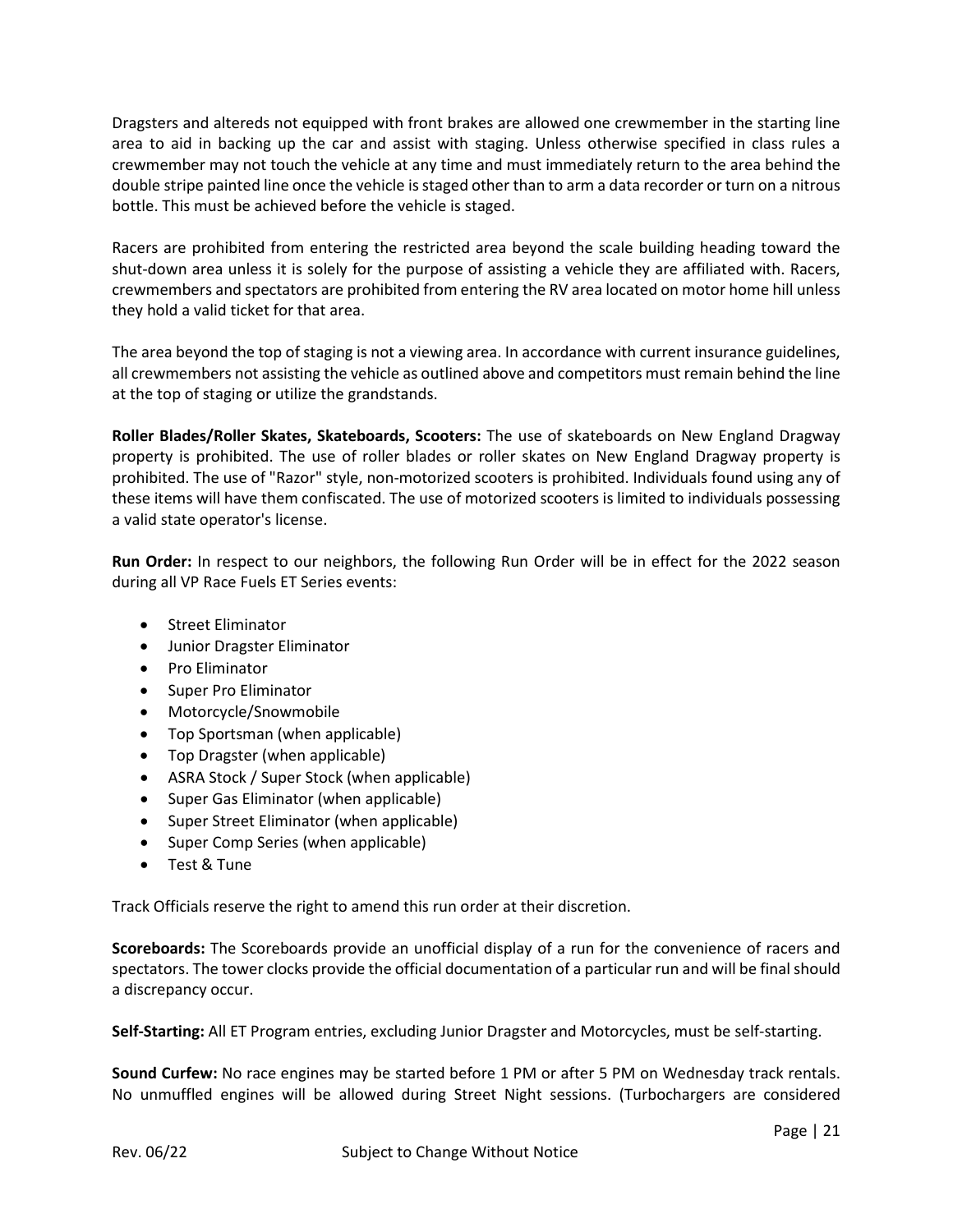Dragsters and altereds not equipped with front brakes are allowed one crewmember in the starting line area to aid in backing up the car and assist with staging. Unless otherwise specified in class rules a crewmember may not touch the vehicle at any time and must immediately return to the area behind the double stripe painted line once the vehicle is staged other than to arm a data recorder or turn on a nitrous bottle. This must be achieved before the vehicle is staged.

Racers are prohibited from entering the restricted area beyond the scale building heading toward the shut-down area unless it is solely for the purpose of assisting a vehicle they are affiliated with. Racers, crewmembers and spectators are prohibited from entering the RV area located on motor home hill unless they hold a valid ticket for that area.

The area beyond the top of staging is not a viewing area. In accordance with current insurance guidelines, all crewmembers not assisting the vehicle as outlined above and competitors must remain behind the line at the top of staging or utilize the grandstands.

**Roller Blades/Roller Skates, Skateboards, Scooters:** The use of skateboards on New England Dragway property is prohibited. The use of roller blades or roller skates on New England Dragway property is prohibited. The use of "Razor" style, non-motorized scooters is prohibited. Individuals found using any of these items will have them confiscated. The use of motorized scooters is limited to individuals possessing a valid state operator's license.

**Run Order:** In respect to our neighbors, the following Run Order will be in effect for the 2022 season during all VP Race Fuels ET Series events:

- Street Eliminator
- Junior Dragster Eliminator
- Pro Eliminator
- Super Pro Eliminator
- Motorcycle/Snowmobile
- Top Sportsman (when applicable)
- Top Dragster (when applicable)
- ASRA Stock / Super Stock (when applicable)
- Super Gas Eliminator (when applicable)
- Super Street Eliminator (when applicable)
- Super Comp Series (when applicable)
- Test & Tune

Track Officials reserve the right to amend this run order at their discretion.

**Scoreboards:** The Scoreboards provide an unofficial display of a run for the convenience of racers and spectators. The tower clocks provide the official documentation of a particular run and will be final should a discrepancy occur.

**Self-Starting:** All ET Program entries, excluding Junior Dragster and Motorcycles, must be self-starting.

**Sound Curfew:** No race engines may be started before 1 PM or after 5 PM on Wednesday track rentals. No unmuffled engines will be allowed during Street Night sessions. (Turbochargers are considered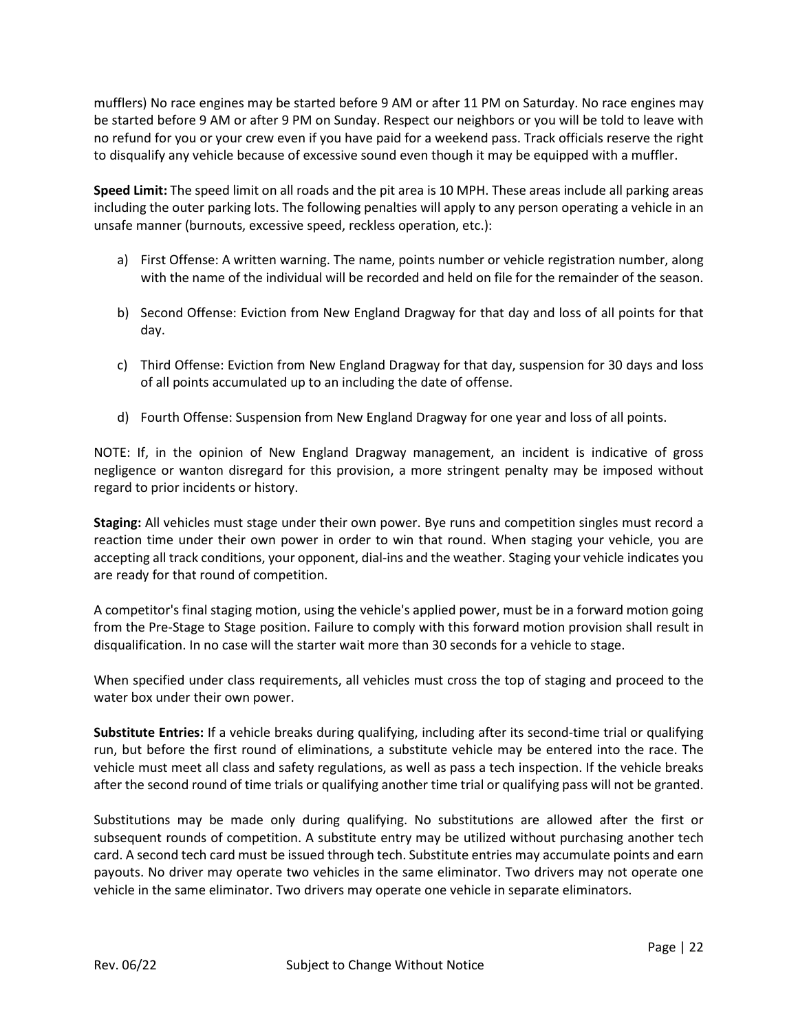mufflers) No race engines may be started before 9 AM or after 11 PM on Saturday. No race engines may be started before 9 AM or after 9 PM on Sunday. Respect our neighbors or you will be told to leave with no refund for you or your crew even if you have paid for a weekend pass. Track officials reserve the right to disqualify any vehicle because of excessive sound even though it may be equipped with a muffler.

**Speed Limit:** The speed limit on all roads and the pit area is 10 MPH. These areas include all parking areas including the outer parking lots. The following penalties will apply to any person operating a vehicle in an unsafe manner (burnouts, excessive speed, reckless operation, etc.):

a) First Offense: A written warning. The name, points number or vehicle registration number, along with the name of the individual will be recorded and held on file for the remainder of the season.

b) Second Offense: Eviction from New England Dragway for that day and loss of all points for that day.

c) Third Offense: Eviction from New England Dragway for that day, suspension for 30 days and loss of all points accumulated up to an including the date of offense.

d) Fourth Offense: Suspension from New England Dragway for one year and loss of all points.

NOTE: If, in the opinion of New England Dragway management, an incident is indicative of gross negligence or wanton disregard for this provision, a more stringent penalty may be imposed without regard to prior incidents or history.

**Staging:** All vehicles must stage under their own power. Bye runs and competition singles must record a reaction time under their own power in order to win that round. When staging your vehicle, you are accepting all track conditions, your opponent, dial-ins and the weather. Staging your vehicle indicates you are ready for that round of competition.

A competitor's final staging motion, using the vehicle's applied power, must be in a forward motion going from the Pre-Stage to Stage position. Failure to comply with this forward motion provision shall result in disqualification. In no case will the starter wait more than 30 seconds for a vehicle to stage.

When specified under class requirements, all vehicles must cross the top of staging and proceed to the water box under their own power.

**Substitute Entries:** If a vehicle breaks during qualifying, including after its second-time trial or qualifying run, but before the first round of eliminations, a substitute vehicle may be entered into the race. The vehicle must meet all class and safety regulations, as well as pass a tech inspection. If the vehicle breaks after the second round of time trials or qualifying another time trial or qualifying pass will not be granted.

Substitutions may be made only during qualifying. No substitutions are allowed after the first or subsequent rounds of competition. A substitute entry may be utilized without purchasing another tech card. A second tech card must be issued through tech. Substitute entries may accumulate points and earn payouts. No driver may operate two vehicles in the same eliminator. Two drivers may not operate one vehicle in the same eliminator. Two drivers may operate one vehicle in separate eliminators.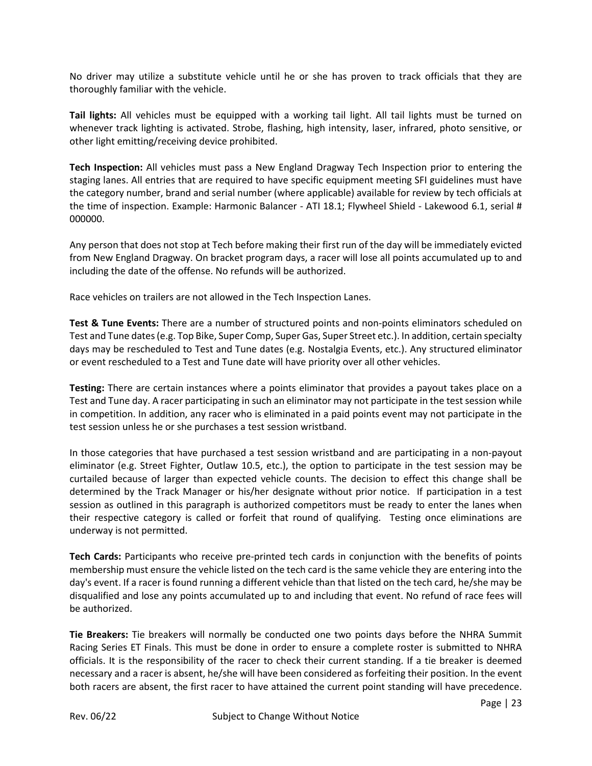No driver may utilize a substitute vehicle until he or she has proven to track officials that they are thoroughly familiar with the vehicle.

**Tail lights:** All vehicles must be equipped with a working tail light. All tail lights must be turned on whenever track lighting is activated. Strobe, flashing, high intensity, laser, infrared, photo sensitive, or other light emitting/receiving device prohibited.

**Tech Inspection:** All vehicles must pass a New England Dragway Tech Inspection prior to entering the staging lanes. All entries that are required to have specific equipment meeting SFI guidelines must have the category number, brand and serial number (where applicable) available for review by tech officials at the time of inspection. Example: Harmonic Balancer - ATI 18.1; Flywheel Shield - Lakewood 6.1, serial # 000000.

Any person that does not stop at Tech before making their first run of the day will be immediately evicted from New England Dragway. On bracket program days, a racer will lose all points accumulated up to and including the date of the offense. No refunds will be authorized.

Race vehicles on trailers are not allowed in the Tech Inspection Lanes.

**Test & Tune Events:** There are a number of structured points and non-points eliminators scheduled on Test and Tune dates (e.g. Top Bike, Super Comp, Super Gas, Super Street etc.). In addition, certain specialty days may be rescheduled to Test and Tune dates (e.g. Nostalgia Events, etc.). Any structured eliminator or event rescheduled to a Test and Tune date will have priority over all other vehicles.

**Testing:** There are certain instances where a points eliminator that provides a payout takes place on a Test and Tune day. A racer participating in such an eliminator may not participate in the test session while in competition. In addition, any racer who is eliminated in a paid points event may not participate in the test session unless he or she purchases a test session wristband.

In those categories that have purchased a test session wristband and are participating in a non-payout eliminator (e.g. Street Fighter, Outlaw 10.5, etc.), the option to participate in the test session may be curtailed because of larger than expected vehicle counts. The decision to effect this change shall be determined by the Track Manager or his/her designate without prior notice. If participation in a test session as outlined in this paragraph is authorized competitors must be ready to enter the lanes when their respective category is called or forfeit that round of qualifying. Testing once eliminations are underway is not permitted.

**Tech Cards:** Participants who receive pre-printed tech cards in conjunction with the benefits of points membership must ensure the vehicle listed on the tech card is the same vehicle they are entering into the day's event. If a racer is found running a different vehicle than that listed on the tech card, he/she may be disqualified and lose any points accumulated up to and including that event. No refund of race fees will be authorized.

**Tie Breakers:** Tie breakers will normally be conducted one two points days before the NHRA Summit Racing Series ET Finals. This must be done in order to ensure a complete roster is submitted to NHRA officials. It is the responsibility of the racer to check their current standing. If a tie breaker is deemed necessary and a racer is absent, he/she will have been considered as forfeiting their position. In the event both racers are absent, the first racer to have attained the current point standing will have precedence.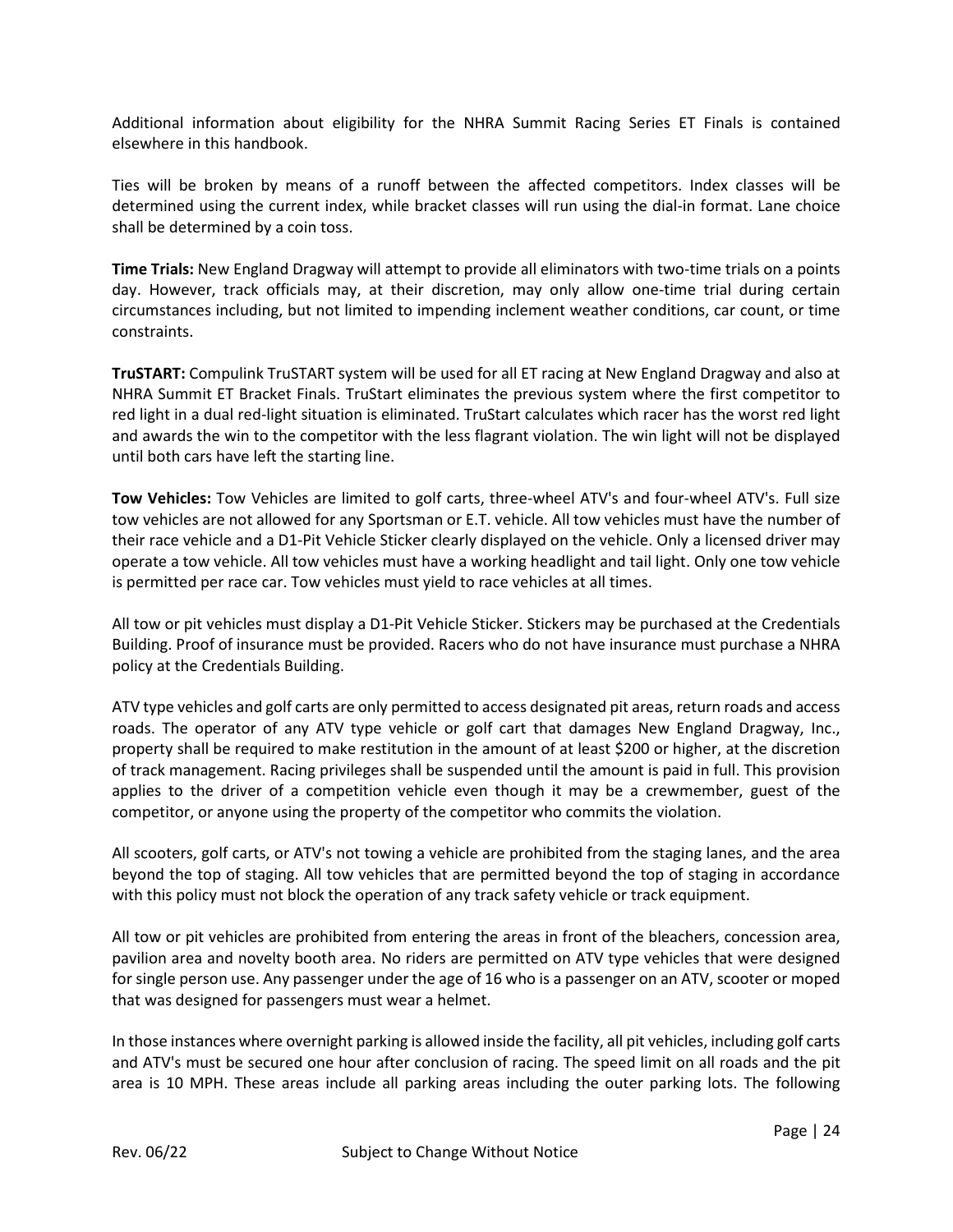Additional information about eligibility for the NHRA Summit Racing Series ET Finals is contained elsewhere in this handbook.

Ties will be broken by means of a runoff between the affected competitors. Index classes will be determined using the current index, while bracket classes will run using the dial-in format. Lane choice shall be determined by a coin toss.

**Time Trials:** New England Dragway will attempt to provide all eliminators with two-time trials on a points day. However, track officials may, at their discretion, may only allow one-time trial during certain circumstances including, but not limited to impending inclement weather conditions, car count, or time constraints.

**TruSTART:** Compulink TruSTART system will be used for all ET racing at New England Dragway and also at NHRA Summit ET Bracket Finals. TruStart eliminates the previous system where the first competitor to red light in a dual red-light situation is eliminated. TruStart calculates which racer has the worst red light and awards the win to the competitor with the less flagrant violation. The win light will not be displayed until both cars have left the starting line.

**Tow Vehicles:** Tow Vehicles are limited to golf carts, three-wheel ATV's and four-wheel ATV's. Full size tow vehicles are not allowed for any Sportsman or E.T. vehicle. All tow vehicles must have the number of their race vehicle and a D1-Pit Vehicle Sticker clearly displayed on the vehicle. Only a licensed driver may operate a tow vehicle. All tow vehicles must have a working headlight and tail light. Only one tow vehicle is permitted per race car. Tow vehicles must yield to race vehicles at all times.

All tow or pit vehicles must display a D1-Pit Vehicle Sticker. Stickers may be purchased at the Credentials Building. Proof of insurance must be provided. Racers who do not have insurance must purchase a NHRA policy at the Credentials Building.

ATV type vehicles and golf carts are only permitted to access designated pit areas, return roads and access roads. The operator of any ATV type vehicle or golf cart that damages New England Dragway, Inc., property shall be required to make restitution in the amount of at least $200 or higher, at the discretion of track management. Racing privileges shall be suspended until the amount is paid in full. This provision applies to the driver of a competition vehicle even though it may be a crewmember, guest of the competitor, or anyone using the property of the competitor who commits the violation.

All scooters, golf carts, or ATV's not towing a vehicle are prohibited from the staging lanes, and the area beyond the top of staging. All tow vehicles that are permitted beyond the top of staging in accordance with this policy must not block the operation of any track safety vehicle or track equipment.

All tow or pit vehicles are prohibited from entering the areas in front of the bleachers, concession area, pavilion area and novelty booth area. No riders are permitted on ATV type vehicles that were designed for single person use. Any passenger under the age of 16 who is a passenger on an ATV, scooter or moped that was designed for passengers must wear a helmet.

In those instances where overnight parking is allowed inside the facility, all pit vehicles, including golf carts and ATV's must be secured one hour after conclusion of racing. The speed limit on all roads and the pit area is 10 MPH. These areas include all parking areas including the outer parking lots. The following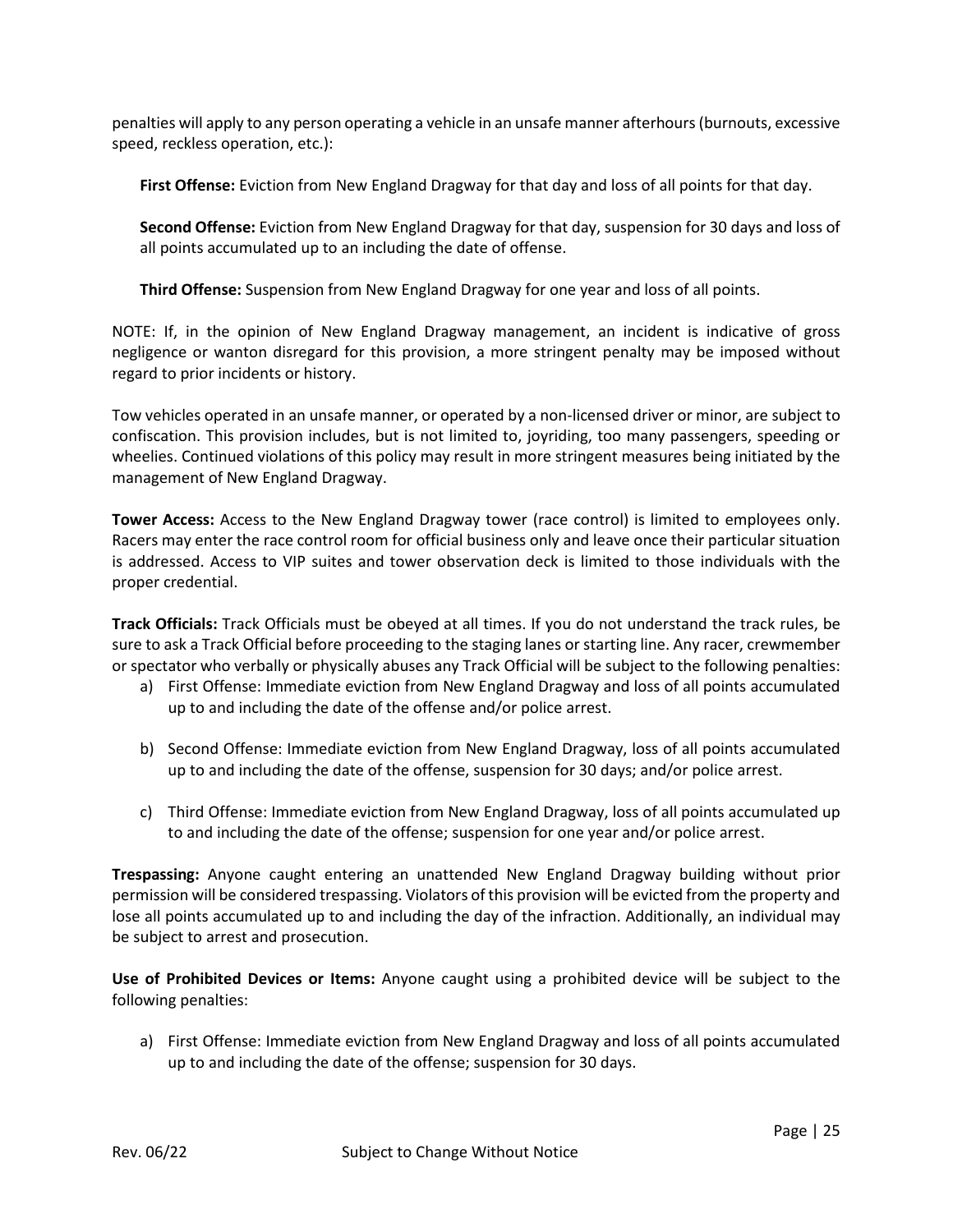penalties will apply to any person operating a vehicle in an unsafe manner afterhours (burnouts, excessive speed, reckless operation, etc.):

**First Offense:** Eviction from New England Dragway for that day and loss of all points for that day.

**Second Offense:** Eviction from New England Dragway for that day, suspension for 30 days and loss of all points accumulated up to an including the date of offense.

**Third Offense:** Suspension from New England Dragway for one year and loss of all points.

NOTE: If, in the opinion of New England Dragway management, an incident is indicative of gross negligence or wanton disregard for this provision, a more stringent penalty may be imposed without regard to prior incidents or history.

Tow vehicles operated in an unsafe manner, or operated by a non-licensed driver or minor, are subject to confiscation. This provision includes, but is not limited to, joyriding, too many passengers, speeding or wheelies. Continued violations of this policy may result in more stringent measures being initiated by the management of New England Dragway.

**Tower Access:** Access to the New England Dragway tower (race control) is limited to employees only. Racers may enter the race control room for official business only and leave once their particular situation is addressed. Access to VIP suites and tower observation deck is limited to those individuals with the proper credential.

**Track Officials:** Track Officials must be obeyed at all times. If you do not understand the track rules, be sure to ask a Track Official before proceeding to the staging lanes or starting line. Any racer, crewmember or spectator who verbally or physically abuses any Track Official will be subject to the following penalties:

a) First Offense: Immediate eviction from New England Dragway and loss of all points accumulated up to and including the date of the offense and/or police arrest.

b) Second Offense: Immediate eviction from New England Dragway, loss of all points accumulated up to and including the date of the offense, suspension for 30 days; and/or police arrest.

c) Third Offense: Immediate eviction from New England Dragway, loss of all points accumulated up to and including the date of the offense; suspension for one year and/or police arrest.

**Trespassing:** Anyone caught entering an unattended New England Dragway building without prior permission will be considered trespassing. Violators of this provision will be evicted from the property and lose all points accumulated up to and including the day of the infraction. Additionally, an individual may be subject to arrest and prosecution.

**Use of Prohibited Devices or Items:** Anyone caught using a prohibited device will be subject to the following penalties:

a) First Offense: Immediate eviction from New England Dragway and loss of all points accumulated up to and including the date of the offense; suspension for 30 days.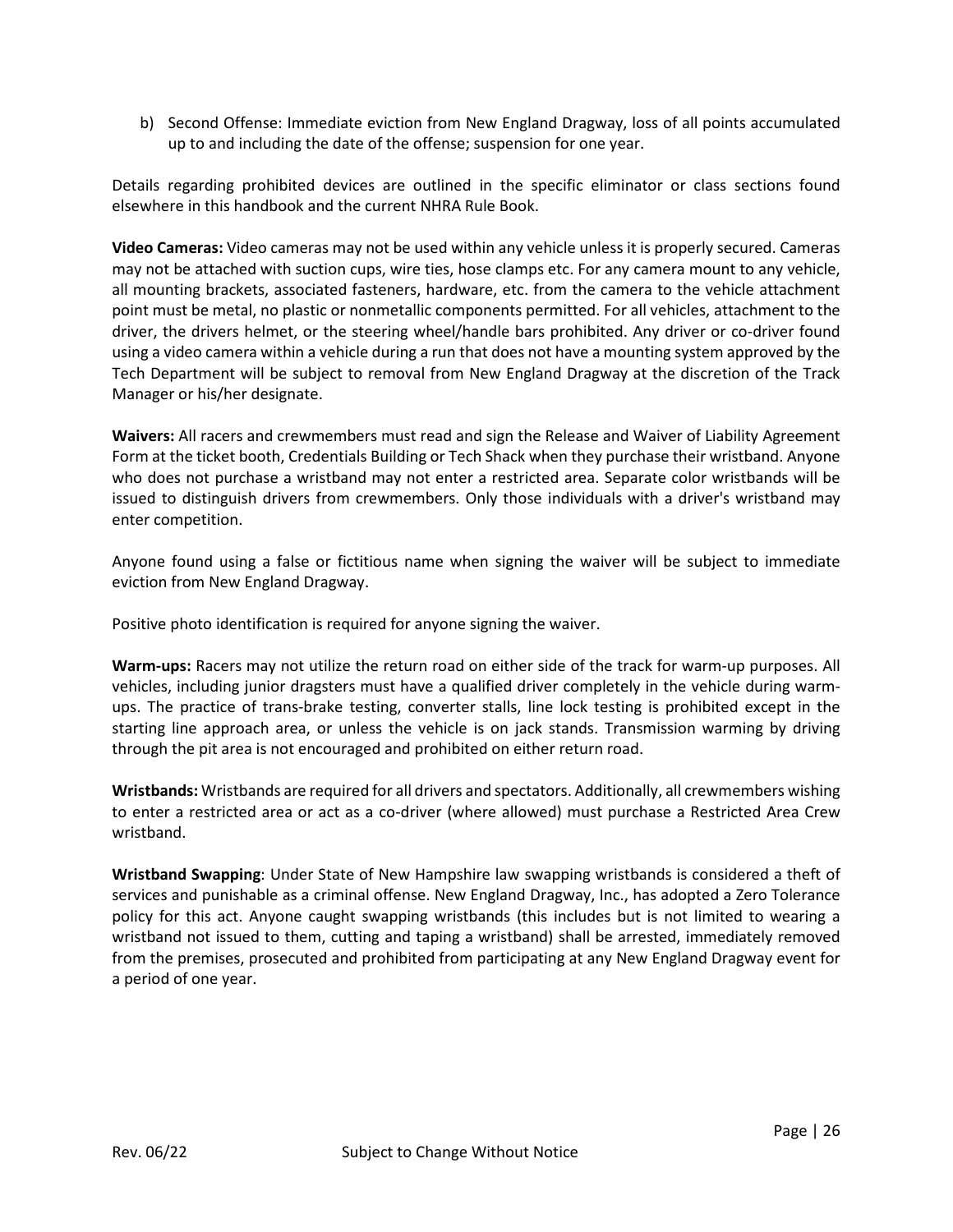b) Second Offense: Immediate eviction from New England Dragway, loss of all points accumulated up to and including the date of the offense; suspension for one year.

Details regarding prohibited devices are outlined in the specific eliminator or class sections found elsewhere in this handbook and the current NHRA Rule Book.

**Video Cameras:** Video cameras may not be used within any vehicle unless it is properly secured. Cameras may not be attached with suction cups, wire ties, hose clamps etc. For any camera mount to any vehicle, all mounting brackets, associated fasteners, hardware, etc. from the camera to the vehicle attachment point must be metal, no plastic or nonmetallic components permitted. For all vehicles, attachment to the driver, the drivers helmet, or the steering wheel/handle bars prohibited. Any driver or co-driver found using a video camera within a vehicle during a run that does not have a mounting system approved by the Tech Department will be subject to removal from New England Dragway at the discretion of the Track Manager or his/her designate.

**Waivers:** All racers and crewmembers must read and sign the Release and Waiver of Liability Agreement Form at the ticket booth, Credentials Building or Tech Shack when they purchase their wristband. Anyone who does not purchase a wristband may not enter a restricted area. Separate color wristbands will be issued to distinguish drivers from crewmembers. Only those individuals with a driver's wristband may enter competition.

Anyone found using a false or fictitious name when signing the waiver will be subject to immediate eviction from New England Dragway.

Positive photo identification is required for anyone signing the waiver.

**Warm-ups:** Racers may not utilize the return road on either side of the track for warm-up purposes. All vehicles, including junior dragsters must have a qualified driver completely in the vehicle during warm-ups. The practice of trans-brake testing, converter stalls, line lock testing is prohibited except in the starting line approach area, or unless the vehicle is on jack stands. Transmission warming by driving through the pit area is not encouraged and prohibited on either return road.

**Wristbands:** Wristbands are required for all drivers and spectators. Additionally, all crewmembers wishing to enter a restricted area or act as a co-driver (where allowed) must purchase a Restricted Area Crew wristband.

**Wristband Swapping**: Under State of New Hampshire law swapping wristbands is considered a theft of services and punishable as a criminal offense. New England Dragway, Inc., has adopted a Zero Tolerance policy for this act. Anyone caught swapping wristbands (this includes but is not limited to wearing a wristband not issued to them, cutting and taping a wristband) shall be arrested, immediately removed from the premises, prosecuted and prohibited from participating at any New England Dragway event for a period of one year.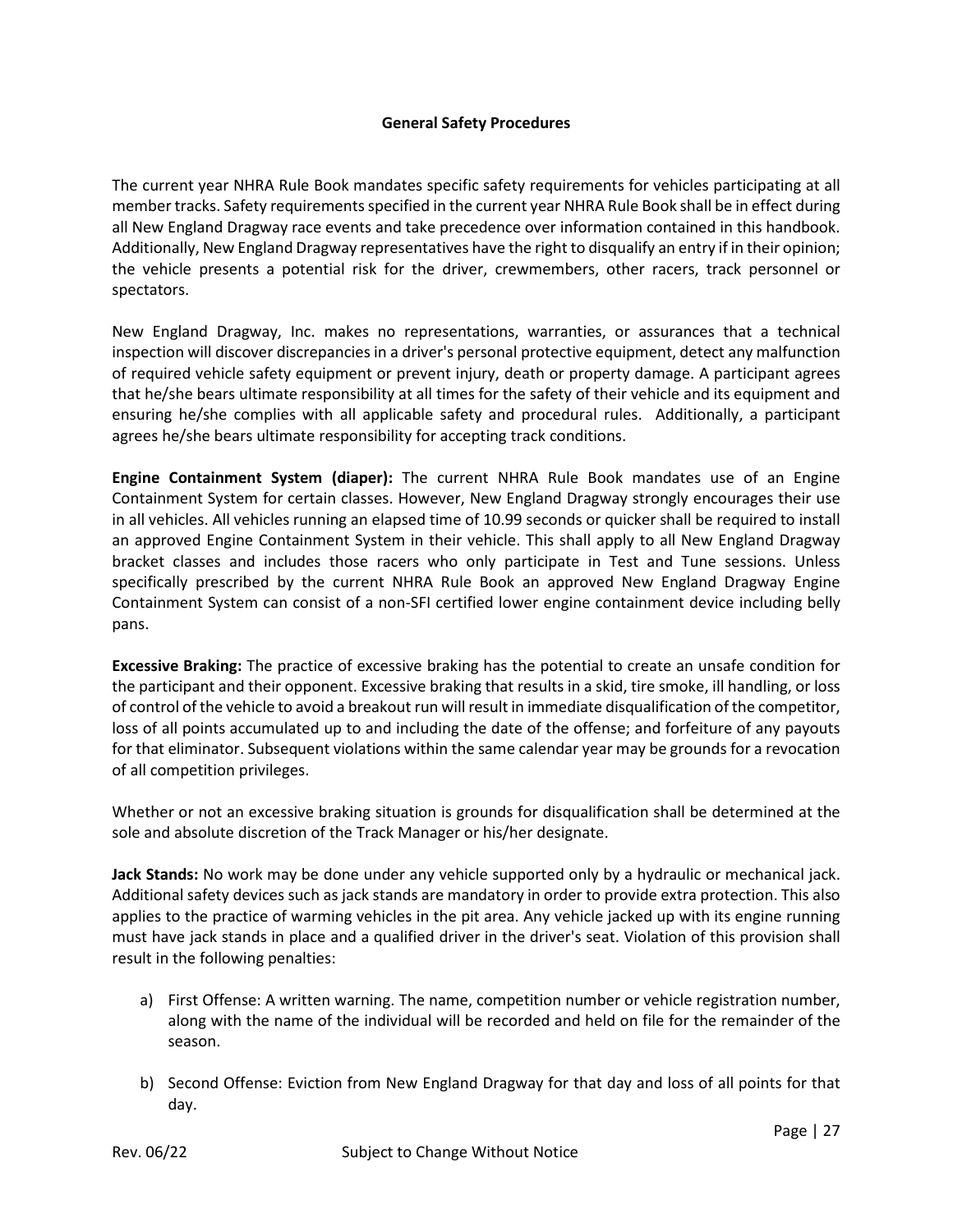## General Safety Procedures

The current year NHRA Rule Book mandates specific safety requirements for vehicles participating at all member tracks. Safety requirements specified in the current year NHRA Rule Book shall be in effect during all New England Dragway race events and take precedence over information contained in this handbook. Additionally, New England Dragway representatives have the right to disqualify an entry if in their opinion; the vehicle presents a potential risk for the driver, crewmembers, other racers, track personnel or spectators.

New England Dragway, Inc. makes no representations, warranties, or assurances that a technical inspection will discover discrepancies in a driver's personal protective equipment, detect any malfunction of required vehicle safety equipment or prevent injury, death or property damage. A participant agrees that he/she bears ultimate responsibility at all times for the safety of their vehicle and its equipment and ensuring he/she complies with all applicable safety and procedural rules. Additionally, a participant agrees he/she bears ultimate responsibility for accepting track conditions.

**Engine Containment System (diaper):** The current NHRA Rule Book mandates use of an Engine Containment System for certain classes. However, New England Dragway strongly encourages their use in all vehicles. All vehicles running an elapsed time of 10.99 seconds or quicker shall be required to install an approved Engine Containment System in their vehicle. This shall apply to all New England Dragway bracket classes and includes those racers who only participate in Test and Tune sessions. Unless specifically prescribed by the current NHRA Rule Book an approved New England Dragway Engine Containment System can consist of a non-SFI certified lower engine containment device including belly pans.

**Excessive Braking:** The practice of excessive braking has the potential to create an unsafe condition for the participant and their opponent. Excessive braking that results in a skid, tire smoke, ill handling, or loss of control of the vehicle to avoid a breakout run will result in immediate disqualification of the competitor, loss of all points accumulated up to and including the date of the offense; and forfeiture of any payouts for that eliminator. Subsequent violations within the same calendar year may be grounds for a revocation of all competition privileges.

Whether or not an excessive braking situation is grounds for disqualification shall be determined at the sole and absolute discretion of the Track Manager or his/her designate.

**Jack Stands:** No work may be done under any vehicle supported only by a hydraulic or mechanical jack. Additional safety devices such as jack stands are mandatory in order to provide extra protection. This also applies to the practice of warming vehicles in the pit area. Any vehicle jacked up with its engine running must have jack stands in place and a qualified driver in the driver's seat. Violation of this provision shall result in the following penalties:

a) First Offense: A written warning. The name, competition number or vehicle registration number, along with the name of the individual will be recorded and held on file for the remainder of the season.

b) Second Offense: Eviction from New England Dragway for that day and loss of all points for that day.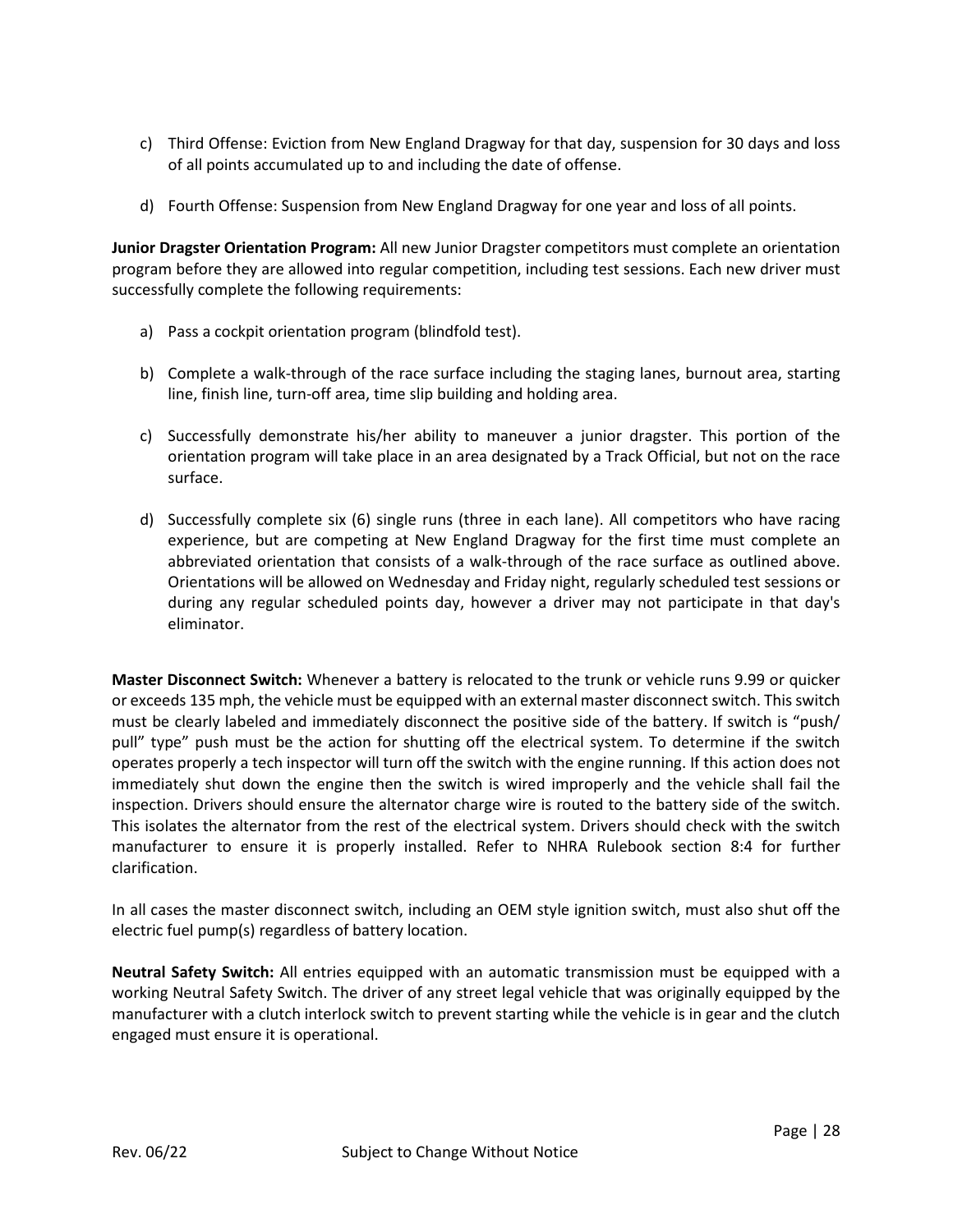c) Third Offense: Eviction from New England Dragway for that day, suspension for 30 days and loss of all points accumulated up to and including the date of offense.

d) Fourth Offense: Suspension from New England Dragway for one year and loss of all points.

**Junior Dragster Orientation Program:** All new Junior Dragster competitors must complete an orientation program before they are allowed into regular competition, including test sessions. Each new driver must successfully complete the following requirements:

a) Pass a cockpit orientation program (blindfold test).

b) Complete a walk-through of the race surface including the staging lanes, burnout area, starting line, finish line, turn-off area, time slip building and holding area.

c) Successfully demonstrate his/her ability to maneuver a junior dragster. This portion of the orientation program will take place in an area designated by a Track Official, but not on the race surface.

d) Successfully complete six (6) single runs (three in each lane). All competitors who have racing experience, but are competing at New England Dragway for the first time must complete an abbreviated orientation that consists of a walk-through of the race surface as outlined above. Orientations will be allowed on Wednesday and Friday night, regularly scheduled test sessions or during any regular scheduled points day, however a driver may not participate in that day's eliminator.

**Master Disconnect Switch:** Whenever a battery is relocated to the trunk or vehicle runs 9.99 or quicker or exceeds 135 mph, the vehicle must be equipped with an external master disconnect switch. This switch must be clearly labeled and immediately disconnect the positive side of the battery. If switch is "push/ pull" type" push must be the action for shutting off the electrical system. To determine if the switch operates properly a tech inspector will turn off the switch with the engine running. If this action does not immediately shut down the engine then the switch is wired improperly and the vehicle shall fail the inspection. Drivers should ensure the alternator charge wire is routed to the battery side of the switch. This isolates the alternator from the rest of the electrical system. Drivers should check with the switch manufacturer to ensure it is properly installed. Refer to NHRA Rulebook section 8:4 for further clarification.

In all cases the master disconnect switch, including an OEM style ignition switch, must also shut off the electric fuel pump(s) regardless of battery location.

**Neutral Safety Switch:** All entries equipped with an automatic transmission must be equipped with a working Neutral Safety Switch. The driver of any street legal vehicle that was originally equipped by the manufacturer with a clutch interlock switch to prevent starting while the vehicle is in gear and the clutch engaged must ensure it is operational.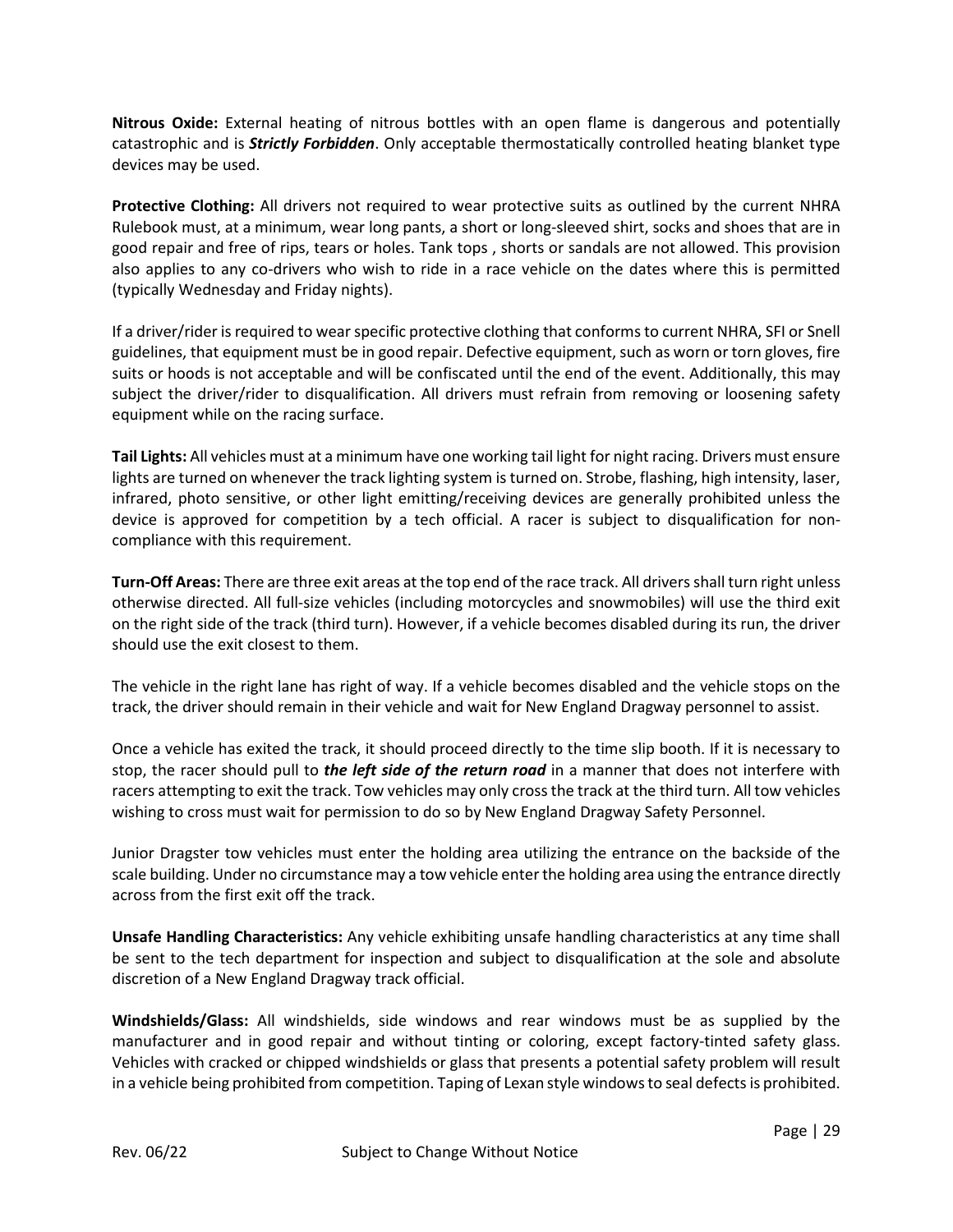**Nitrous Oxide:** External heating of nitrous bottles with an open flame is dangerous and potentially catastrophic and is ***Strictly Forbidden***. Only acceptable thermostatically controlled heating blanket type devices may be used.

**Protective Clothing:** All drivers not required to wear protective suits as outlined by the current NHRA Rulebook must, at a minimum, wear long pants, a short or long-sleeved shirt, socks and shoes that are in good repair and free of rips, tears or holes. Tank tops , shorts or sandals are not allowed. This provision also applies to any co-drivers who wish to ride in a race vehicle on the dates where this is permitted (typically Wednesday and Friday nights).

If a driver/rider is required to wear specific protective clothing that conforms to current NHRA, SFI or Snell guidelines, that equipment must be in good repair. Defective equipment, such as worn or torn gloves, fire suits or hoods is not acceptable and will be confiscated until the end of the event. Additionally, this may subject the driver/rider to disqualification. All drivers must refrain from removing or loosening safety equipment while on the racing surface.

**Tail Lights:** All vehicles must at a minimum have one working tail light for night racing. Drivers must ensure lights are turned on whenever the track lighting system is turned on. Strobe, flashing, high intensity, laser, infrared, photo sensitive, or other light emitting/receiving devices are generally prohibited unless the device is approved for competition by a tech official. A racer is subject to disqualification for non-compliance with this requirement.

**Turn-Off Areas:** There are three exit areas at the top end of the race track. All drivers shall turn right unless otherwise directed. All full-size vehicles (including motorcycles and snowmobiles) will use the third exit on the right side of the track (third turn). However, if a vehicle becomes disabled during its run, the driver should use the exit closest to them.

The vehicle in the right lane has right of way. If a vehicle becomes disabled and the vehicle stops on the track, the driver should remain in their vehicle and wait for New England Dragway personnel to assist.

Once a vehicle has exited the track, it should proceed directly to the time slip booth. If it is necessary to stop, the racer should pull to ***the left side of the return road*** in a manner that does not interfere with racers attempting to exit the track. Tow vehicles may only cross the track at the third turn. All tow vehicles wishing to cross must wait for permission to do so by New England Dragway Safety Personnel.

Junior Dragster tow vehicles must enter the holding area utilizing the entrance on the backside of the scale building. Under no circumstance may a tow vehicle enter the holding area using the entrance directly across from the first exit off the track.

**Unsafe Handling Characteristics:** Any vehicle exhibiting unsafe handling characteristics at any time shall be sent to the tech department for inspection and subject to disqualification at the sole and absolute discretion of a New England Dragway track official.

**Windshields/Glass:** All windshields, side windows and rear windows must be as supplied by the manufacturer and in good repair and without tinting or coloring, except factory-tinted safety glass. Vehicles with cracked or chipped windshields or glass that presents a potential safety problem will result in a vehicle being prohibited from competition. Taping of Lexan style windows to seal defects is prohibited.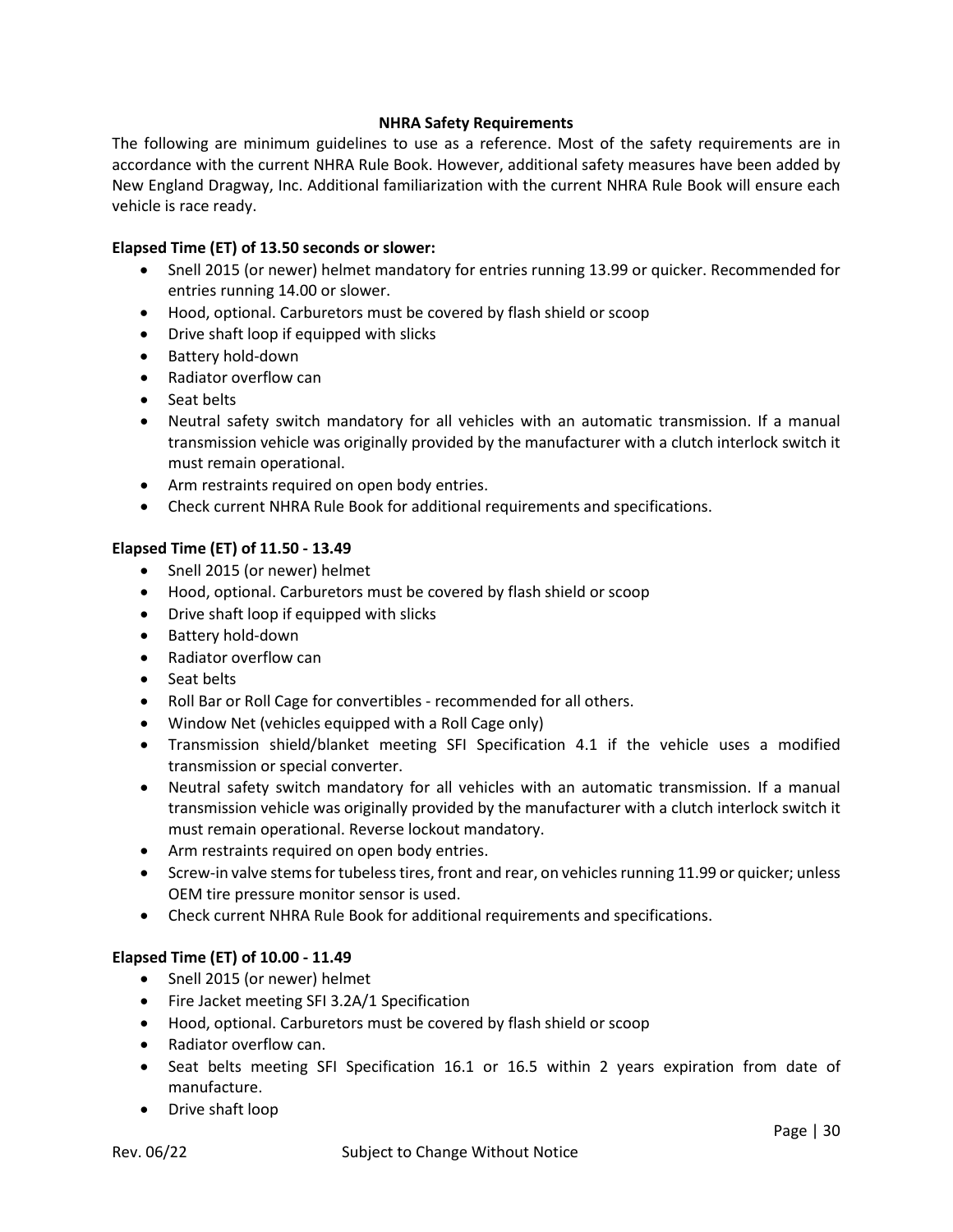## NHRA Safety Requirements

The following are minimum guidelines to use as a reference. Most of the safety requirements are in accordance with the current NHRA Rule Book. However, additional safety measures have been added by New England Dragway, Inc. Additional familiarization with the current NHRA Rule Book will ensure each vehicle is race ready.

**Elapsed Time (ET) of 13.50 seconds or slower:**

- Snell 2015 (or newer) helmet mandatory for entries running 13.99 or quicker. Recommended for entries running 14.00 or slower.
- Hood, optional. Carburetors must be covered by flash shield or scoop
- Drive shaft loop if equipped with slicks
- Battery hold-down
- Radiator overflow can
- Seat belts
- Neutral safety switch mandatory for all vehicles with an automatic transmission. If a manual transmission vehicle was originally provided by the manufacturer with a clutch interlock switch it must remain operational.
- Arm restraints required on open body entries.
- Check current NHRA Rule Book for additional requirements and specifications.

**Elapsed Time (ET) of 11.50 - 13.49**

- Snell 2015 (or newer) helmet
- Hood, optional. Carburetors must be covered by flash shield or scoop
- Drive shaft loop if equipped with slicks
- Battery hold-down
- Radiator overflow can
- Seat belts
- Roll Bar or Roll Cage for convertibles - recommended for all others.
- Window Net (vehicles equipped with a Roll Cage only)
- Transmission shield/blanket meeting SFI Specification 4.1 if the vehicle uses a modified transmission or special converter.
- Neutral safety switch mandatory for all vehicles with an automatic transmission. If a manual transmission vehicle was originally provided by the manufacturer with a clutch interlock switch it must remain operational. Reverse lockout mandatory.
- Arm restraints required on open body entries.
- Screw-in valve stems for tubeless tires, front and rear, on vehicles running 11.99 or quicker; unless OEM tire pressure monitor sensor is used.
- Check current NHRA Rule Book for additional requirements and specifications.

**Elapsed Time (ET) of 10.00 - 11.49**

- Snell 2015 (or newer) helmet
- Fire Jacket meeting SFI 3.2A/1 Specification
- Hood, optional. Carburetors must be covered by flash shield or scoop
- Radiator overflow can.
- Seat belts meeting SFI Specification 16.1 or 16.5 within 2 years expiration from date of manufacture.
- Drive shaft loop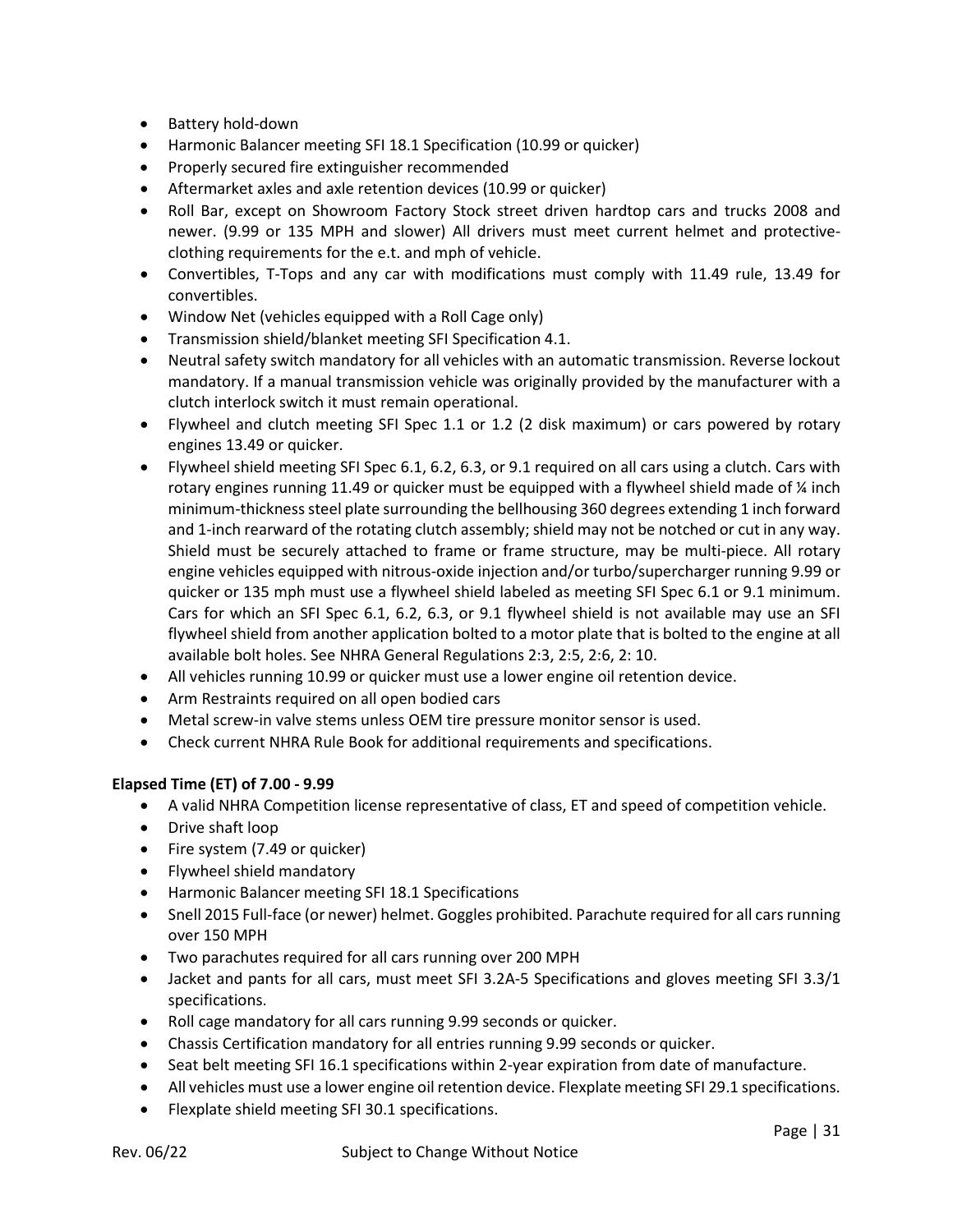- Battery hold-down
- Harmonic Balancer meeting SFI 18.1 Specification (10.99 or quicker)
- Properly secured fire extinguisher recommended
- Aftermarket axles and axle retention devices (10.99 or quicker)
- Roll Bar, except on Showroom Factory Stock street driven hardtop cars and trucks 2008 and newer. (9.99 or 135 MPH and slower) All drivers must meet current helmet and protective-clothing requirements for the e.t. and mph of vehicle.
- Convertibles, T-Tops and any car with modifications must comply with 11.49 rule, 13.49 for convertibles.
- Window Net (vehicles equipped with a Roll Cage only)
- Transmission shield/blanket meeting SFI Specification 4.1.
- Neutral safety switch mandatory for all vehicles with an automatic transmission. Reverse lockout mandatory. If a manual transmission vehicle was originally provided by the manufacturer with a clutch interlock switch it must remain operational.
- Flywheel and clutch meeting SFI Spec 1.1 or 1.2 (2 disk maximum) or cars powered by rotary engines 13.49 or quicker.
- Flywheel shield meeting SFI Spec 6.1, 6.2, 6.3, or 9.1 required on all cars using a clutch. Cars with rotary engines running 11.49 or quicker must be equipped with a flywheel shield made of ¼ inch minimum-thickness steel plate surrounding the bellhousing 360 degrees extending 1 inch forward and 1-inch rearward of the rotating clutch assembly; shield may not be notched or cut in any way. Shield must be securely attached to frame or frame structure, may be multi-piece. All rotary engine vehicles equipped with nitrous-oxide injection and/or turbo/supercharger running 9.99 or quicker or 135 mph must use a flywheel shield labeled as meeting SFI Spec 6.1 or 9.1 minimum. Cars for which an SFI Spec 6.1, 6.2, 6.3, or 9.1 flywheel shield is not available may use an SFI flywheel shield from another application bolted to a motor plate that is bolted to the engine at all available bolt holes. See NHRA General Regulations 2:3, 2:5, 2:6, 2: 10.
- All vehicles running 10.99 or quicker must use a lower engine oil retention device.
- Arm Restraints required on all open bodied cars
- Metal screw-in valve stems unless OEM tire pressure monitor sensor is used.
- Check current NHRA Rule Book for additional requirements and specifications.

**Elapsed Time (ET) of 7.00 - 9.99**

- A valid NHRA Competition license representative of class, ET and speed of competition vehicle.
- Drive shaft loop
- Fire system (7.49 or quicker)
- Flywheel shield mandatory
- Harmonic Balancer meeting SFI 18.1 Specifications
- Snell 2015 Full-face (or newer) helmet. Goggles prohibited. Parachute required for all cars running over 150 MPH
- Two parachutes required for all cars running over 200 MPH
- Jacket and pants for all cars, must meet SFI 3.2A-5 Specifications and gloves meeting SFI 3.3/1 specifications.
- Roll cage mandatory for all cars running 9.99 seconds or quicker.
- Chassis Certification mandatory for all entries running 9.99 seconds or quicker.
- Seat belt meeting SFI 16.1 specifications within 2-year expiration from date of manufacture.
- All vehicles must use a lower engine oil retention device. Flexplate meeting SFI 29.1 specifications.
- Flexplate shield meeting SFI 30.1 specifications.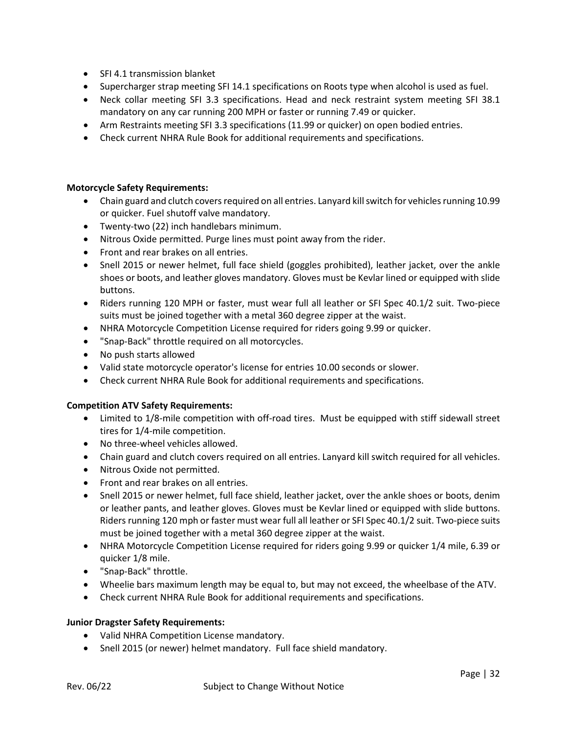- SFI 4.1 transmission blanket
- Supercharger strap meeting SFI 14.1 specifications on Roots type when alcohol is used as fuel.
- Neck collar meeting SFI 3.3 specifications. Head and neck restraint system meeting SFI 38.1 mandatory on any car running 200 MPH or faster or running 7.49 or quicker.
- Arm Restraints meeting SFI 3.3 specifications (11.99 or quicker) on open bodied entries.
- Check current NHRA Rule Book for additional requirements and specifications.

**Motorcycle Safety Requirements:**

- Chain guard and clutch covers required on all entries. Lanyard kill switch for vehicles running 10.99 or quicker. Fuel shutoff valve mandatory.
- Twenty-two (22) inch handlebars minimum.
- Nitrous Oxide permitted. Purge lines must point away from the rider.
- Front and rear brakes on all entries.
- Snell 2015 or newer helmet, full face shield (goggles prohibited), leather jacket, over the ankle shoes or boots, and leather gloves mandatory. Gloves must be Kevlar lined or equipped with slide buttons.
- Riders running 120 MPH or faster, must wear full all leather or SFI Spec 40.1/2 suit. Two-piece suits must be joined together with a metal 360 degree zipper at the waist.
- NHRA Motorcycle Competition License required for riders going 9.99 or quicker.
- "Snap-Back" throttle required on all motorcycles.
- No push starts allowed
- Valid state motorcycle operator's license for entries 10.00 seconds or slower.
- Check current NHRA Rule Book for additional requirements and specifications.

**Competition ATV Safety Requirements:**

- Limited to 1/8-mile competition with off-road tires. Must be equipped with stiff sidewall street tires for 1/4-mile competition.
- No three-wheel vehicles allowed.
- Chain guard and clutch covers required on all entries. Lanyard kill switch required for all vehicles.
- Nitrous Oxide not permitted.
- Front and rear brakes on all entries.
- Snell 2015 or newer helmet, full face shield, leather jacket, over the ankle shoes or boots, denim or leather pants, and leather gloves. Gloves must be Kevlar lined or equipped with slide buttons. Riders running 120 mph or faster must wear full all leather or SFI Spec 40.1/2 suit. Two-piece suits must be joined together with a metal 360 degree zipper at the waist.
- NHRA Motorcycle Competition License required for riders going 9.99 or quicker 1/4 mile, 6.39 or quicker 1/8 mile.
- "Snap-Back" throttle.
- Wheelie bars maximum length may be equal to, but may not exceed, the wheelbase of the ATV.
- Check current NHRA Rule Book for additional requirements and specifications.

**Junior Dragster Safety Requirements:**

- Valid NHRA Competition License mandatory.
- Snell 2015 (or newer) helmet mandatory. Full face shield mandatory.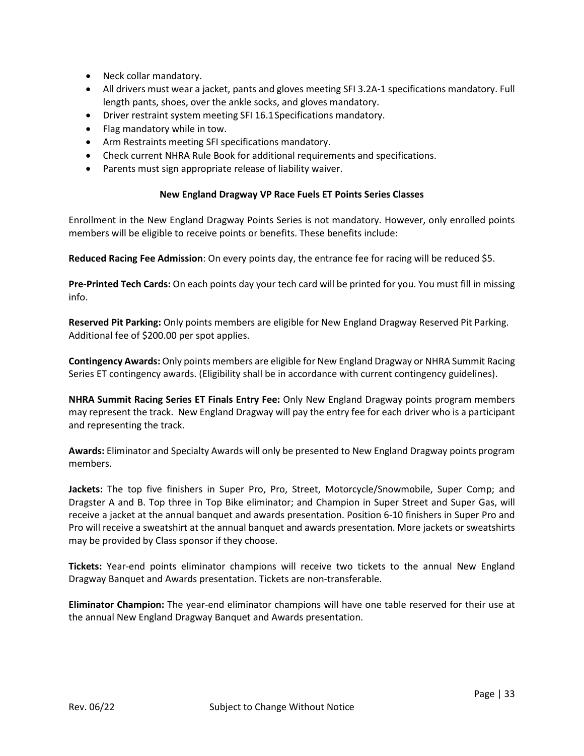- Neck collar mandatory.
- All drivers must wear a jacket, pants and gloves meeting SFI 3.2A-1 specifications mandatory. Full length pants, shoes, over the ankle socks, and gloves mandatory.
- Driver restraint system meeting SFI 16.1 Specifications mandatory.
- Flag mandatory while in tow.
- Arm Restraints meeting SFI specifications mandatory.
- Check current NHRA Rule Book for additional requirements and specifications.
- Parents must sign appropriate release of liability waiver.

**New England Dragway VP Race Fuels ET Points Series Classes**

Enrollment in the New England Dragway Points Series is not mandatory. However, only enrolled points members will be eligible to receive points or benefits. These benefits include:

**Reduced Racing Fee Admission**: On every points day, the entrance fee for racing will be reduced $5.

**Pre-Printed Tech Cards:** On each points day your tech card will be printed for you. You must fill in missing info.

**Reserved Pit Parking:** Only points members are eligible for New England Dragway Reserved Pit Parking. Additional fee of $200.00 per spot applies.

**Contingency Awards:** Only points members are eligible for New England Dragway or NHRA Summit Racing Series ET contingency awards. (Eligibility shall be in accordance with current contingency guidelines).

**NHRA Summit Racing Series ET Finals Entry Fee:** Only New England Dragway points program members may represent the track. New England Dragway will pay the entry fee for each driver who is a participant and representing the track.

**Awards:** Eliminator and Specialty Awards will only be presented to New England Dragway points program members.

**Jackets:** The top five finishers in Super Pro, Pro, Street, Motorcycle/Snowmobile, Super Comp; and Dragster A and B. Top three in Top Bike eliminator; and Champion in Super Street and Super Gas, will receive a jacket at the annual banquet and awards presentation. Position 6-10 finishers in Super Pro and Pro will receive a sweatshirt at the annual banquet and awards presentation. More jackets or sweatshirts may be provided by Class sponsor if they choose.

**Tickets:** Year-end points eliminator champions will receive two tickets to the annual New England Dragway Banquet and Awards presentation. Tickets are non-transferable.

**Eliminator Champion:** The year-end eliminator champions will have one table reserved for their use at the annual New England Dragway Banquet and Awards presentation.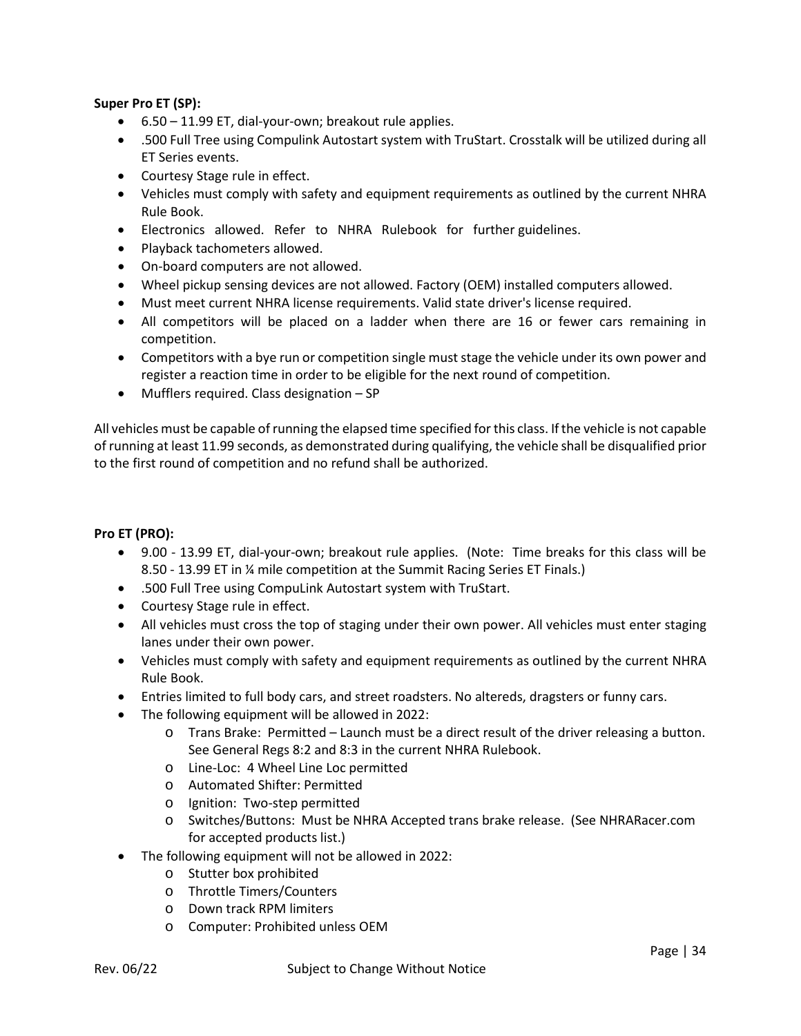**Super Pro ET (SP):**

- 6.50 – 11.99 ET, dial-your-own; breakout rule applies.
- .500 Full Tree using Compulink Autostart system with TruStart. Crosstalk will be utilized during all ET Series events.
- Courtesy Stage rule in effect.
- Vehicles must comply with safety and equipment requirements as outlined by the current NHRA Rule Book.
- Electronics allowed. Refer to NHRA Rulebook for further guidelines.
- Playback tachometers allowed.
- On-board computers are not allowed.
- Wheel pickup sensing devices are not allowed. Factory (OEM) installed computers allowed.
- Must meet current NHRA license requirements. Valid state driver's license required.
- All competitors will be placed on a ladder when there are 16 or fewer cars remaining in competition.
- Competitors with a bye run or competition single must stage the vehicle under its own power and register a reaction time in order to be eligible for the next round of competition.
- Mufflers required. Class designation – SP

All vehicles must be capable of running the elapsed time specified for this class. If the vehicle is not capable of running at least 11.99 seconds, as demonstrated during qualifying, the vehicle shall be disqualified prior to the first round of competition and no refund shall be authorized.

**Pro ET (PRO):**

- 9.00 - 13.99 ET, dial-your-own; breakout rule applies. (Note: Time breaks for this class will be 8.50 - 13.99 ET in ¼ mile competition at the Summit Racing Series ET Finals.)
- .500 Full Tree using CompuLink Autostart system with TruStart.
- Courtesy Stage rule in effect.
- All vehicles must cross the top of staging under their own power. All vehicles must enter staging lanes under their own power.
- Vehicles must comply with safety and equipment requirements as outlined by the current NHRA Rule Book.
- Entries limited to full body cars, and street roadsters. No altereds, dragsters or funny cars.
- The following equipment will be allowed in 2022:
  - Trans Brake: Permitted – Launch must be a direct result of the driver releasing a button. See General Regs 8:2 and 8:3 in the current NHRA Rulebook.
  - Line-Loc: 4 Wheel Line Loc permitted
  - Automated Shifter: Permitted
  - Ignition: Two-step permitted
  - Switches/Buttons: Must be NHRA Accepted trans brake release. (See NHRARacer.com for accepted products list.)
- The following equipment will not be allowed in 2022:
  - Stutter box prohibited
  - Throttle Timers/Counters
  - Down track RPM limiters
  - Computer: Prohibited unless OEM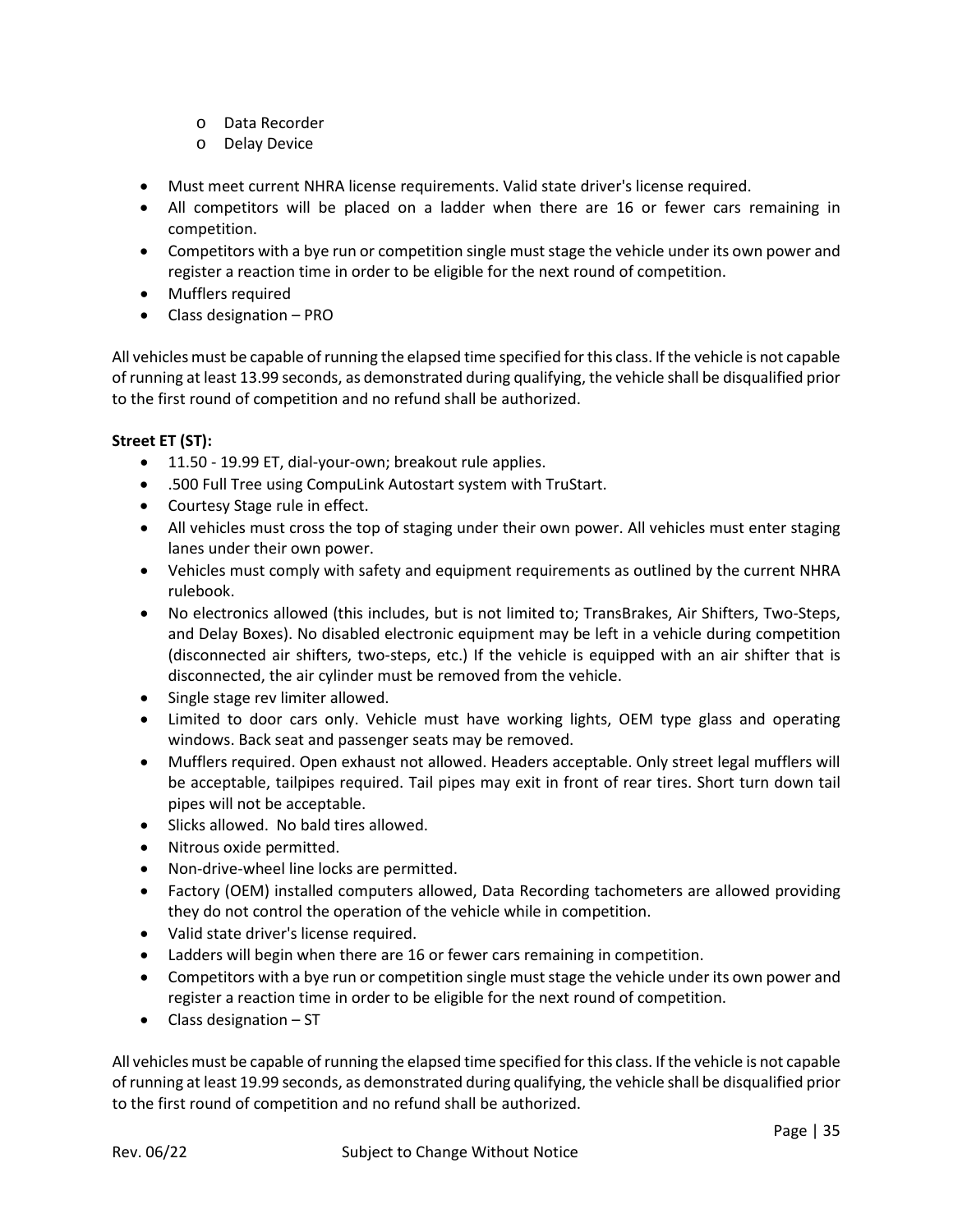- Data Recorder
  - Delay Device

- Must meet current NHRA license requirements. Valid state driver's license required.
- All competitors will be placed on a ladder when there are 16 or fewer cars remaining in competition.
- Competitors with a bye run or competition single must stage the vehicle under its own power and register a reaction time in order to be eligible for the next round of competition.
- Mufflers required
- Class designation – PRO

All vehicles must be capable of running the elapsed time specified for this class. If the vehicle is not capable of running at least 13.99 seconds, as demonstrated during qualifying, the vehicle shall be disqualified prior to the first round of competition and no refund shall be authorized.

**Street ET (ST):**

- 11.50 - 19.99 ET, dial-your-own; breakout rule applies.
- .500 Full Tree using CompuLink Autostart system with TruStart.
- Courtesy Stage rule in effect.
- All vehicles must cross the top of staging under their own power. All vehicles must enter staging lanes under their own power.
- Vehicles must comply with safety and equipment requirements as outlined by the current NHRA rulebook.
- No electronics allowed (this includes, but is not limited to; TransBrakes, Air Shifters, Two-Steps, and Delay Boxes). No disabled electronic equipment may be left in a vehicle during competition (disconnected air shifters, two-steps, etc.) If the vehicle is equipped with an air shifter that is disconnected, the air cylinder must be removed from the vehicle.
- Single stage rev limiter allowed.
- Limited to door cars only. Vehicle must have working lights, OEM type glass and operating windows. Back seat and passenger seats may be removed.
- Mufflers required. Open exhaust not allowed. Headers acceptable. Only street legal mufflers will be acceptable, tailpipes required. Tail pipes may exit in front of rear tires. Short turn down tail pipes will not be acceptable.
- Slicks allowed. No bald tires allowed.
- Nitrous oxide permitted.
- Non-drive-wheel line locks are permitted.
- Factory (OEM) installed computers allowed, Data Recording tachometers are allowed providing they do not control the operation of the vehicle while in competition.
- Valid state driver's license required.
- Ladders will begin when there are 16 or fewer cars remaining in competition.
- Competitors with a bye run or competition single must stage the vehicle under its own power and register a reaction time in order to be eligible for the next round of competition.
- Class designation – ST

All vehicles must be capable of running the elapsed time specified for this class. If the vehicle is not capable of running at least 19.99 seconds, as demonstrated during qualifying, the vehicle shall be disqualified prior to the first round of competition and no refund shall be authorized.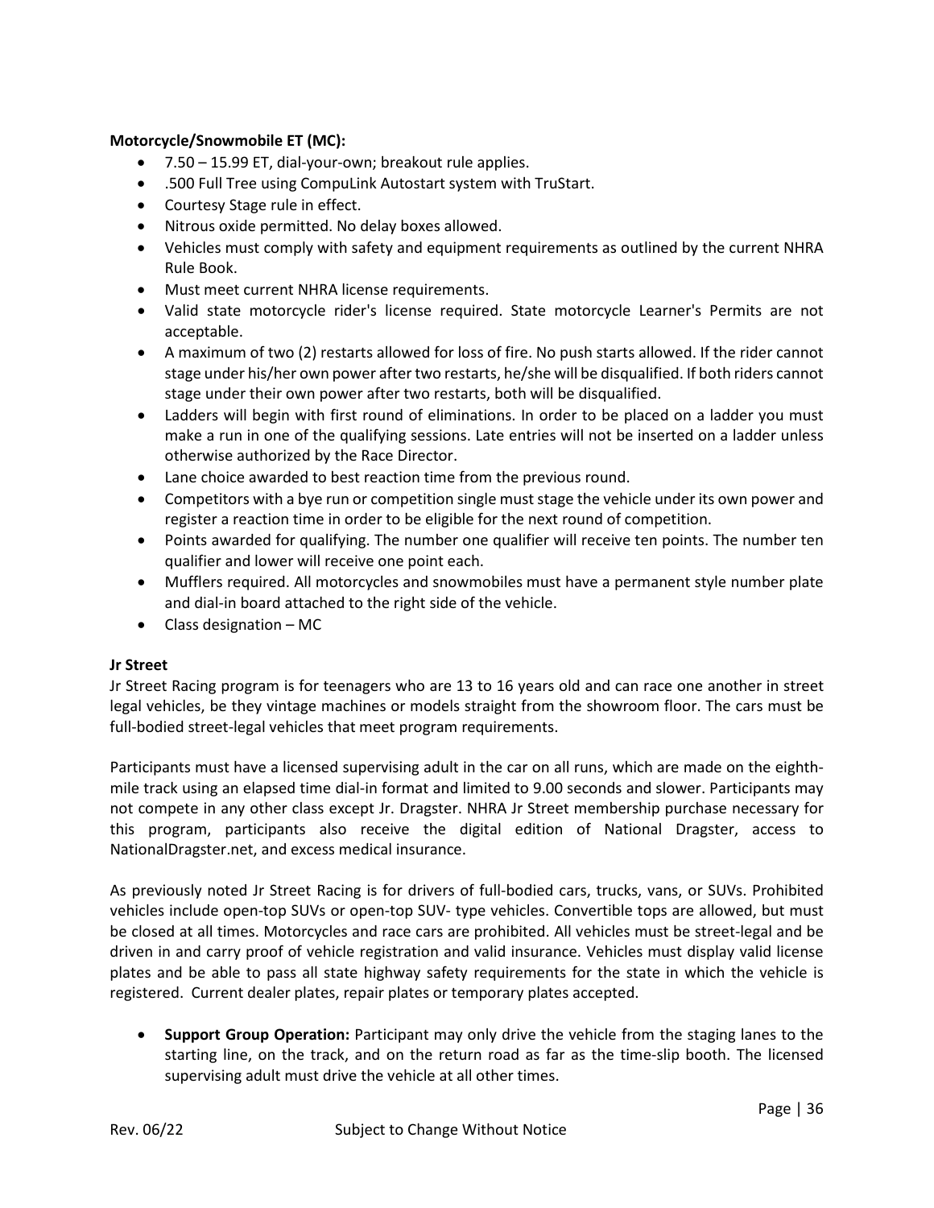**Motorcycle/Snowmobile ET (MC):**

- 7.50 – 15.99 ET, dial-your-own; breakout rule applies.
- .500 Full Tree using CompuLink Autostart system with TruStart.
- Courtesy Stage rule in effect.
- Nitrous oxide permitted. No delay boxes allowed.
- Vehicles must comply with safety and equipment requirements as outlined by the current NHRA Rule Book.
- Must meet current NHRA license requirements.
- Valid state motorcycle rider's license required. State motorcycle Learner's Permits are not acceptable.
- A maximum of two (2) restarts allowed for loss of fire. No push starts allowed. If the rider cannot stage under his/her own power after two restarts, he/she will be disqualified. If both riders cannot stage under their own power after two restarts, both will be disqualified.
- Ladders will begin with first round of eliminations. In order to be placed on a ladder you must make a run in one of the qualifying sessions. Late entries will not be inserted on a ladder unless otherwise authorized by the Race Director.
- Lane choice awarded to best reaction time from the previous round.
- Competitors with a bye run or competition single must stage the vehicle under its own power and register a reaction time in order to be eligible for the next round of competition.
- Points awarded for qualifying. The number one qualifier will receive ten points. The number ten qualifier and lower will receive one point each.
- Mufflers required. All motorcycles and snowmobiles must have a permanent style number plate and dial-in board attached to the right side of the vehicle.
- Class designation – MC

**Jr Street**

Jr Street Racing program is for teenagers who are 13 to 16 years old and can race one another in street legal vehicles, be they vintage machines or models straight from the showroom floor. The cars must be full-bodied street-legal vehicles that meet program requirements.

Participants must have a licensed supervising adult in the car on all runs, which are made on the eighth-mile track using an elapsed time dial-in format and limited to 9.00 seconds and slower. Participants may not compete in any other class except Jr. Dragster. NHRA Jr Street membership purchase necessary for this program, participants also receive the digital edition of National Dragster, access to NationalDragster.net, and excess medical insurance.

As previously noted Jr Street Racing is for drivers of full-bodied cars, trucks, vans, or SUVs. Prohibited vehicles include open-top SUVs or open-top SUV- type vehicles. Convertible tops are allowed, but must be closed at all times. Motorcycles and race cars are prohibited. All vehicles must be street-legal and be driven in and carry proof of vehicle registration and valid insurance. Vehicles must display valid license plates and be able to pass all state highway safety requirements for the state in which the vehicle is registered. Current dealer plates, repair plates or temporary plates accepted.

- **Support Group Operation:** Participant may only drive the vehicle from the staging lanes to the starting line, on the track, and on the return road as far as the time-slip booth. The licensed supervising adult must drive the vehicle at all other times.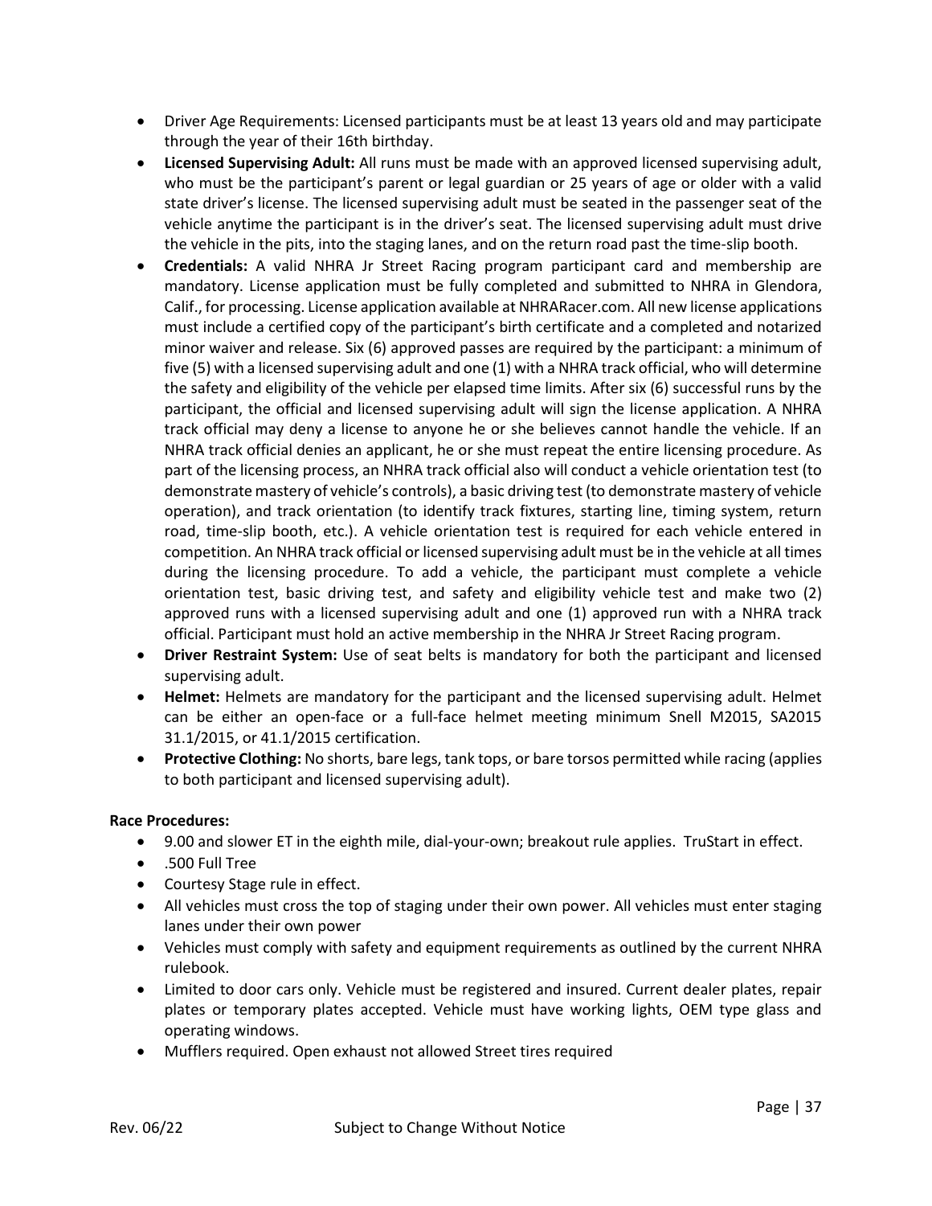- Driver Age Requirements: Licensed participants must be at least 13 years old and may participate through the year of their 16th birthday.
- **Licensed Supervising Adult:** All runs must be made with an approved licensed supervising adult, who must be the participant's parent or legal guardian or 25 years of age or older with a valid state driver's license. The licensed supervising adult must be seated in the passenger seat of the vehicle anytime the participant is in the driver's seat. The licensed supervising adult must drive the vehicle in the pits, into the staging lanes, and on the return road past the time-slip booth.
- **Credentials:** A valid NHRA Jr Street Racing program participant card and membership are mandatory. License application must be fully completed and submitted to NHRA in Glendora, Calif., for processing. License application available at NHRARacer.com. All new license applications must include a certified copy of the participant's birth certificate and a completed and notarized minor waiver and release. Six (6) approved passes are required by the participant: a minimum of five (5) with a licensed supervising adult and one (1) with a NHRA track official, who will determine the safety and eligibility of the vehicle per elapsed time limits. After six (6) successful runs by the participant, the official and licensed supervising adult will sign the license application. A NHRA track official may deny a license to anyone he or she believes cannot handle the vehicle. If an NHRA track official denies an applicant, he or she must repeat the entire licensing procedure. As part of the licensing process, an NHRA track official also will conduct a vehicle orientation test (to demonstrate mastery of vehicle's controls), a basic driving test (to demonstrate mastery of vehicle operation), and track orientation (to identify track fixtures, starting line, timing system, return road, time-slip booth, etc.). A vehicle orientation test is required for each vehicle entered in competition. An NHRA track official or licensed supervising adult must be in the vehicle at all times during the licensing procedure. To add a vehicle, the participant must complete a vehicle orientation test, basic driving test, and safety and eligibility vehicle test and make two (2) approved runs with a licensed supervising adult and one (1) approved run with a NHRA track official. Participant must hold an active membership in the NHRA Jr Street Racing program.
- **Driver Restraint System:** Use of seat belts is mandatory for both the participant and licensed supervising adult.
- **Helmet:** Helmets are mandatory for the participant and the licensed supervising adult. Helmet can be either an open-face or a full-face helmet meeting minimum Snell M2015, SA2015 31.1/2015, or 41.1/2015 certification.
- **Protective Clothing:** No shorts, bare legs, tank tops, or bare torsos permitted while racing (applies to both participant and licensed supervising adult).

**Race Procedures:**

- 9.00 and slower ET in the eighth mile, dial-your-own; breakout rule applies. TruStart in effect.
- .500 Full Tree
- Courtesy Stage rule in effect.
- All vehicles must cross the top of staging under their own power. All vehicles must enter staging lanes under their own power
- Vehicles must comply with safety and equipment requirements as outlined by the current NHRA rulebook.
- Limited to door cars only. Vehicle must be registered and insured. Current dealer plates, repair plates or temporary plates accepted. Vehicle must have working lights, OEM type glass and operating windows.
- Mufflers required. Open exhaust not allowed Street tires required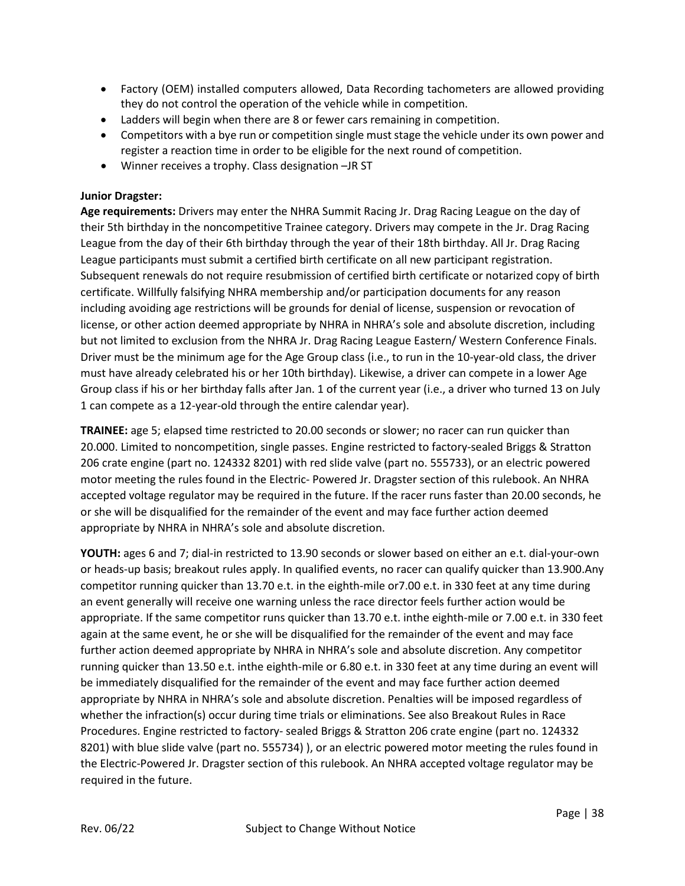- Factory (OEM) installed computers allowed, Data Recording tachometers are allowed providing they do not control the operation of the vehicle while in competition.
- Ladders will begin when there are 8 or fewer cars remaining in competition.
- Competitors with a bye run or competition single must stage the vehicle under its own power and register a reaction time in order to be eligible for the next round of competition.
- Winner receives a trophy. Class designation –JR ST

**Junior Dragster:**

**Age requirements:** Drivers may enter the NHRA Summit Racing Jr. Drag Racing League on the day of their 5th birthday in the noncompetitive Trainee category. Drivers may compete in the Jr. Drag Racing League from the day of their 6th birthday through the year of their 18th birthday. All Jr. Drag Racing League participants must submit a certified birth certificate on all new participant registration. Subsequent renewals do not require resubmission of certified birth certificate or notarized copy of birth certificate. Willfully falsifying NHRA membership and/or participation documents for any reason including avoiding age restrictions will be grounds for denial of license, suspension or revocation of license, or other action deemed appropriate by NHRA in NHRA's sole and absolute discretion, including but not limited to exclusion from the NHRA Jr. Drag Racing League Eastern/ Western Conference Finals. Driver must be the minimum age for the Age Group class (i.e., to run in the 10-year-old class, the driver must have already celebrated his or her 10th birthday). Likewise, a driver can compete in a lower Age Group class if his or her birthday falls after Jan. 1 of the current year (i.e., a driver who turned 13 on July 1 can compete as a 12-year-old through the entire calendar year).

**TRAINEE:** age 5; elapsed time restricted to 20.00 seconds or slower; no racer can run quicker than 20.000. Limited to noncompetition, single passes. Engine restricted to factory-sealed Briggs & Stratton 206 crate engine (part no. 124332 8201) with red slide valve (part no. 555733), or an electric powered motor meeting the rules found in the Electric- Powered Jr. Dragster section of this rulebook. An NHRA accepted voltage regulator may be required in the future. If the racer runs faster than 20.00 seconds, he or she will be disqualified for the remainder of the event and may face further action deemed appropriate by NHRA in NHRA's sole and absolute discretion.

**YOUTH:** ages 6 and 7; dial-in restricted to 13.90 seconds or slower based on either an e.t. dial-your-own or heads-up basis; breakout rules apply. In qualified events, no racer can qualify quicker than 13.900.Any competitor running quicker than 13.70 e.t. in the eighth-mile or7.00 e.t. in 330 feet at any time during an event generally will receive one warning unless the race director feels further action would be appropriate. If the same competitor runs quicker than 13.70 e.t. inthe eighth-mile or 7.00 e.t. in 330 feet again at the same event, he or she will be disqualified for the remainder of the event and may face further action deemed appropriate by NHRA in NHRA's sole and absolute discretion. Any competitor running quicker than 13.50 e.t. inthe eighth-mile or 6.80 e.t. in 330 feet at any time during an event will be immediately disqualified for the remainder of the event and may face further action deemed appropriate by NHRA in NHRA's sole and absolute discretion. Penalties will be imposed regardless of whether the infraction(s) occur during time trials or eliminations. See also Breakout Rules in Race Procedures. Engine restricted to factory- sealed Briggs & Stratton 206 crate engine (part no. 124332 8201) with blue slide valve (part no. 555734) ), or an electric powered motor meeting the rules found in the Electric-Powered Jr. Dragster section of this rulebook. An NHRA accepted voltage regulator may be required in the future.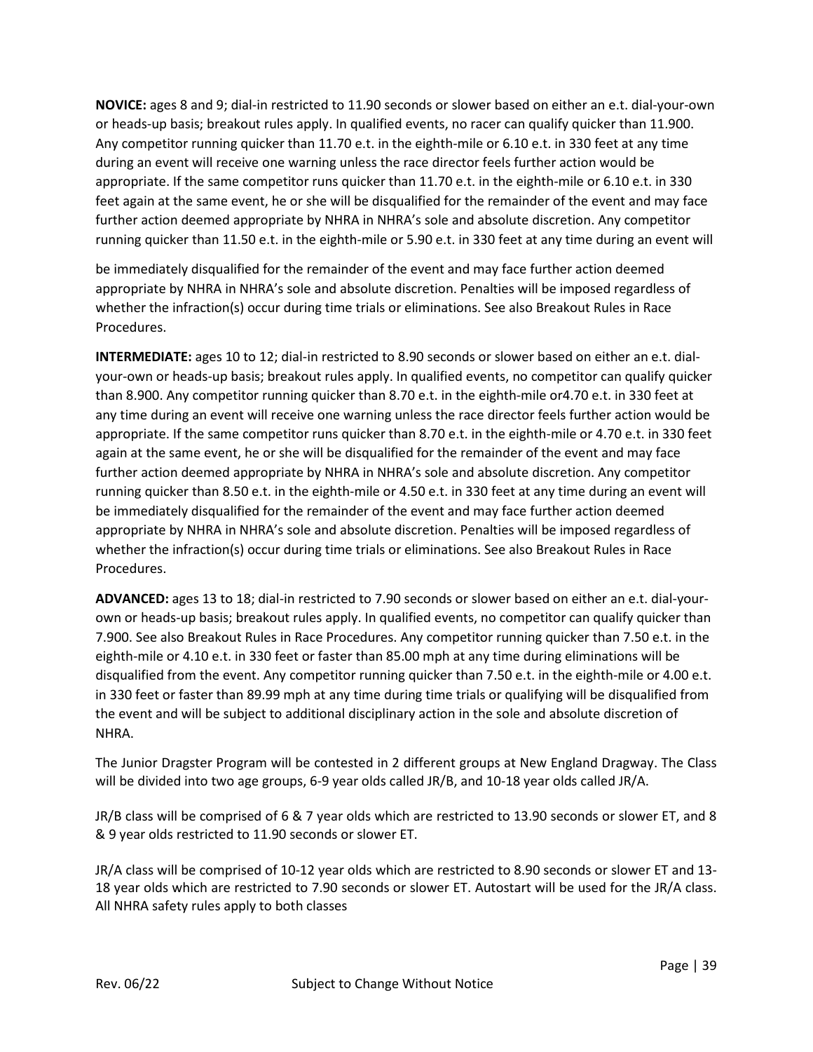**NOVICE:** ages 8 and 9; dial-in restricted to 11.90 seconds or slower based on either an e.t. dial-your-own or heads-up basis; breakout rules apply. In qualified events, no racer can qualify quicker than 11.900. Any competitor running quicker than 11.70 e.t. in the eighth-mile or 6.10 e.t. in 330 feet at any time during an event will receive one warning unless the race director feels further action would be appropriate. If the same competitor runs quicker than 11.70 e.t. in the eighth-mile or 6.10 e.t. in 330 feet again at the same event, he or she will be disqualified for the remainder of the event and may face further action deemed appropriate by NHRA in NHRA's sole and absolute discretion. Any competitor running quicker than 11.50 e.t. in the eighth-mile or 5.90 e.t. in 330 feet at any time during an event will be immediately disqualified for the remainder of the event and may face further action deemed appropriate by NHRA in NHRA's sole and absolute discretion. Penalties will be imposed regardless of whether the infraction(s) occur during time trials or eliminations. See also Breakout Rules in Race Procedures.

**INTERMEDIATE:** ages 10 to 12; dial-in restricted to 8.90 seconds or slower based on either an e.t. dial-your-own or heads-up basis; breakout rules apply. In qualified events, no competitor can qualify quicker than 8.900. Any competitor running quicker than 8.70 e.t. in the eighth-mile or4.70 e.t. in 330 feet at any time during an event will receive one warning unless the race director feels further action would be appropriate. If the same competitor runs quicker than 8.70 e.t. in the eighth-mile or 4.70 e.t. in 330 feet again at the same event, he or she will be disqualified for the remainder of the event and may face further action deemed appropriate by NHRA in NHRA's sole and absolute discretion. Any competitor running quicker than 8.50 e.t. in the eighth-mile or 4.50 e.t. in 330 feet at any time during an event will be immediately disqualified for the remainder of the event and may face further action deemed appropriate by NHRA in NHRA's sole and absolute discretion. Penalties will be imposed regardless of whether the infraction(s) occur during time trials or eliminations. See also Breakout Rules in Race Procedures.

**ADVANCED:** ages 13 to 18; dial-in restricted to 7.90 seconds or slower based on either an e.t. dial-your-own or heads-up basis; breakout rules apply. In qualified events, no competitor can qualify quicker than 7.900. See also Breakout Rules in Race Procedures. Any competitor running quicker than 7.50 e.t. in the eighth-mile or 4.10 e.t. in 330 feet or faster than 85.00 mph at any time during eliminations will be disqualified from the event. Any competitor running quicker than 7.50 e.t. in the eighth-mile or 4.00 e.t. in 330 feet or faster than 89.99 mph at any time during time trials or qualifying will be disqualified from the event and will be subject to additional disciplinary action in the sole and absolute discretion of NHRA.

The Junior Dragster Program will be contested in 2 different groups at New England Dragway. The Class will be divided into two age groups, 6-9 year olds called JR/B, and 10-18 year olds called JR/A.

JR/B class will be comprised of 6 & 7 year olds which are restricted to 13.90 seconds or slower ET, and 8 & 9 year olds restricted to 11.90 seconds or slower ET.

JR/A class will be comprised of 10-12 year olds which are restricted to 8.90 seconds or slower ET and 13-18 year olds which are restricted to 7.90 seconds or slower ET. Autostart will be used for the JR/A class. All NHRA safety rules apply to both classes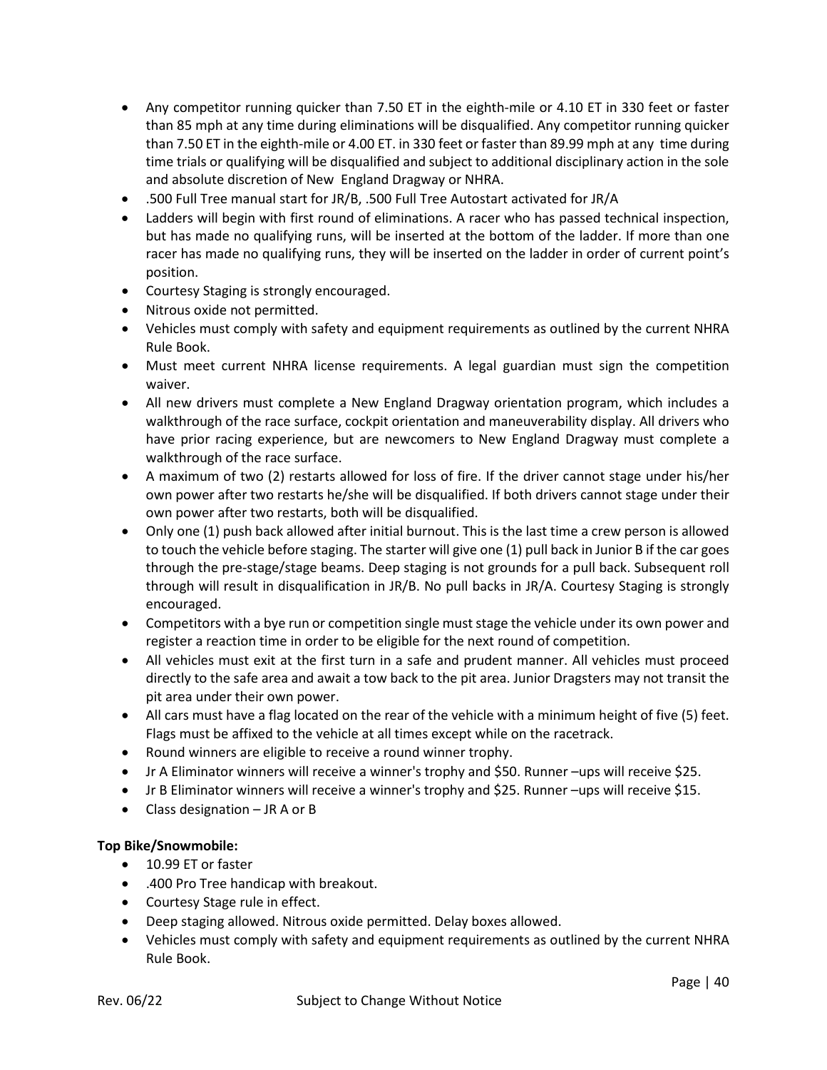- Any competitor running quicker than 7.50 ET in the eighth-mile or 4.10 ET in 330 feet or faster than 85 mph at any time during eliminations will be disqualified. Any competitor running quicker than 7.50 ET in the eighth-mile or 4.00 ET. in 330 feet or faster than 89.99 mph at any time during time trials or qualifying will be disqualified and subject to additional disciplinary action in the sole and absolute discretion of New England Dragway or NHRA.
- .500 Full Tree manual start for JR/B, .500 Full Tree Autostart activated for JR/A
- Ladders will begin with first round of eliminations. A racer who has passed technical inspection, but has made no qualifying runs, will be inserted at the bottom of the ladder. If more than one racer has made no qualifying runs, they will be inserted on the ladder in order of current point's position.
- Courtesy Staging is strongly encouraged.
- Nitrous oxide not permitted.
- Vehicles must comply with safety and equipment requirements as outlined by the current NHRA Rule Book.
- Must meet current NHRA license requirements. A legal guardian must sign the competition waiver.
- All new drivers must complete a New England Dragway orientation program, which includes a walkthrough of the race surface, cockpit orientation and maneuverability display. All drivers who have prior racing experience, but are newcomers to New England Dragway must complete a walkthrough of the race surface.
- A maximum of two (2) restarts allowed for loss of fire. If the driver cannot stage under his/her own power after two restarts he/she will be disqualified. If both drivers cannot stage under their own power after two restarts, both will be disqualified.
- Only one (1) push back allowed after initial burnout. This is the last time a crew person is allowed to touch the vehicle before staging. The starter will give one (1) pull back in Junior B if the car goes through the pre-stage/stage beams. Deep staging is not grounds for a pull back. Subsequent roll through will result in disqualification in JR/B. No pull backs in JR/A. Courtesy Staging is strongly encouraged.
- Competitors with a bye run or competition single must stage the vehicle under its own power and register a reaction time in order to be eligible for the next round of competition.
- All vehicles must exit at the first turn in a safe and prudent manner. All vehicles must proceed directly to the safe area and await a tow back to the pit area. Junior Dragsters may not transit the pit area under their own power.
- All cars must have a flag located on the rear of the vehicle with a minimum height of five (5) feet. Flags must be affixed to the vehicle at all times except while on the racetrack.
- Round winners are eligible to receive a round winner trophy.
- Jr A Eliminator winners will receive a winner's trophy and $50. Runner –ups will receive $25.
- Jr B Eliminator winners will receive a winner's trophy and $25. Runner –ups will receive $15.
- Class designation – JR A or B

**Top Bike/Snowmobile:**

- 10.99 ET or faster
- .400 Pro Tree handicap with breakout.
- Courtesy Stage rule in effect.
- Deep staging allowed. Nitrous oxide permitted. Delay boxes allowed.
- Vehicles must comply with safety and equipment requirements as outlined by the current NHRA Rule Book.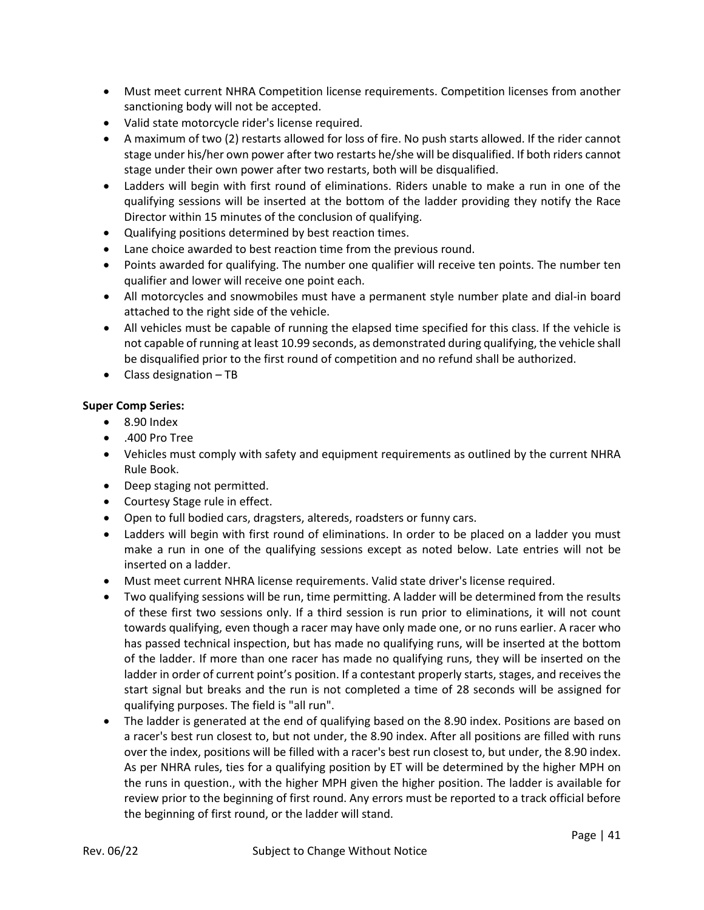- Must meet current NHRA Competition license requirements. Competition licenses from another sanctioning body will not be accepted.
- Valid state motorcycle rider's license required.
- A maximum of two (2) restarts allowed for loss of fire. No push starts allowed. If the rider cannot stage under his/her own power after two restarts he/she will be disqualified. If both riders cannot stage under their own power after two restarts, both will be disqualified.
- Ladders will begin with first round of eliminations. Riders unable to make a run in one of the qualifying sessions will be inserted at the bottom of the ladder providing they notify the Race Director within 15 minutes of the conclusion of qualifying.
- Qualifying positions determined by best reaction times.
- Lane choice awarded to best reaction time from the previous round.
- Points awarded for qualifying. The number one qualifier will receive ten points. The number ten qualifier and lower will receive one point each.
- All motorcycles and snowmobiles must have a permanent style number plate and dial-in board attached to the right side of the vehicle.
- All vehicles must be capable of running the elapsed time specified for this class. If the vehicle is not capable of running at least 10.99 seconds, as demonstrated during qualifying, the vehicle shall be disqualified prior to the first round of competition and no refund shall be authorized.
- Class designation – TB

**Super Comp Series:**

- 8.90 Index
- .400 Pro Tree
- Vehicles must comply with safety and equipment requirements as outlined by the current NHRA Rule Book.
- Deep staging not permitted.
- Courtesy Stage rule in effect.
- Open to full bodied cars, dragsters, altereds, roadsters or funny cars.
- Ladders will begin with first round of eliminations. In order to be placed on a ladder you must make a run in one of the qualifying sessions except as noted below. Late entries will not be inserted on a ladder.
- Must meet current NHRA license requirements. Valid state driver's license required.
- Two qualifying sessions will be run, time permitting. A ladder will be determined from the results of these first two sessions only. If a third session is run prior to eliminations, it will not count towards qualifying, even though a racer may have only made one, or no runs earlier. A racer who has passed technical inspection, but has made no qualifying runs, will be inserted at the bottom of the ladder. If more than one racer has made no qualifying runs, they will be inserted on the ladder in order of current point's position. If a contestant properly starts, stages, and receives the start signal but breaks and the run is not completed a time of 28 seconds will be assigned for qualifying purposes. The field is "all run".
- The ladder is generated at the end of qualifying based on the 8.90 index. Positions are based on a racer's best run closest to, but not under, the 8.90 index. After all positions are filled with runs over the index, positions will be filled with a racer's best run closest to, but under, the 8.90 index. As per NHRA rules, ties for a qualifying position by ET will be determined by the higher MPH on the runs in question., with the higher MPH given the higher position. The ladder is available for review prior to the beginning of first round. Any errors must be reported to a track official before the beginning of first round, or the ladder will stand.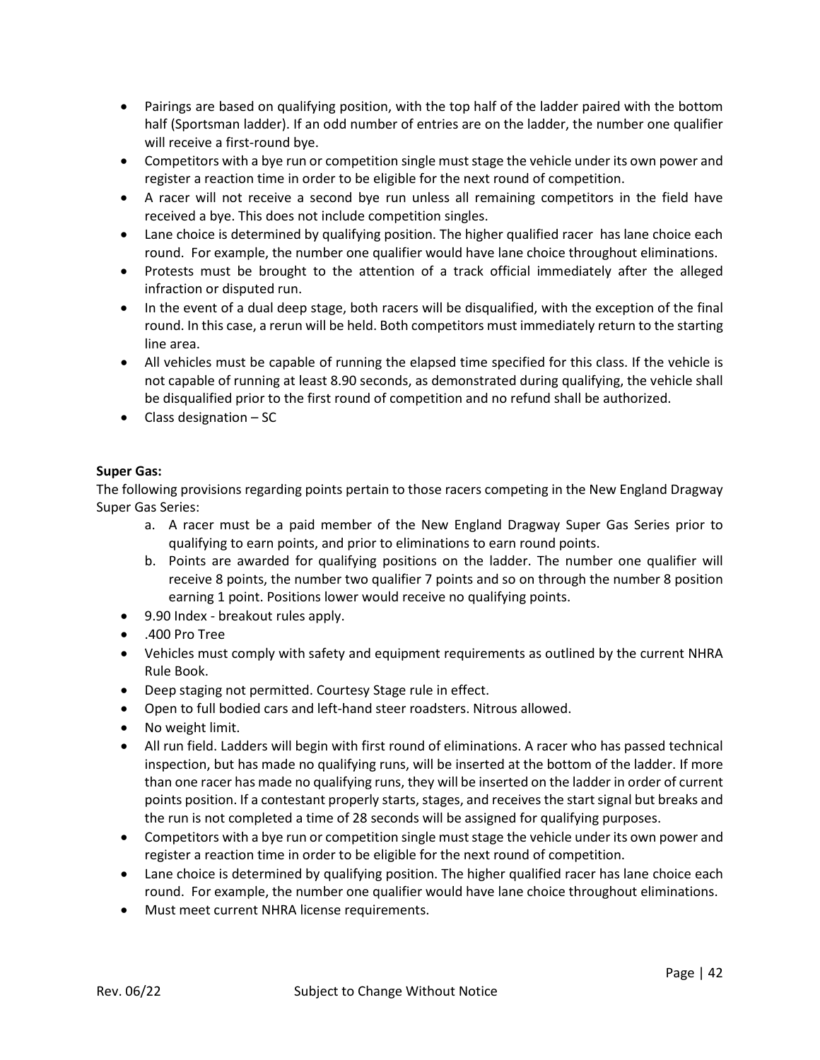- Pairings are based on qualifying position, with the top half of the ladder paired with the bottom half (Sportsman ladder). If an odd number of entries are on the ladder, the number one qualifier will receive a first-round bye.
- Competitors with a bye run or competition single must stage the vehicle under its own power and register a reaction time in order to be eligible for the next round of competition.
- A racer will not receive a second bye run unless all remaining competitors in the field have received a bye. This does not include competition singles.
- Lane choice is determined by qualifying position. The higher qualified racer has lane choice each round. For example, the number one qualifier would have lane choice throughout eliminations.
- Protests must be brought to the attention of a track official immediately after the alleged infraction or disputed run.
- In the event of a dual deep stage, both racers will be disqualified, with the exception of the final round. In this case, a rerun will be held. Both competitors must immediately return to the starting line area.
- All vehicles must be capable of running the elapsed time specified for this class. If the vehicle is not capable of running at least 8.90 seconds, as demonstrated during qualifying, the vehicle shall be disqualified prior to the first round of competition and no refund shall be authorized.
- Class designation – SC

**Super Gas:**

The following provisions regarding points pertain to those racers competing in the New England Dragway Super Gas Series:

a. A racer must be a paid member of the New England Dragway Super Gas Series prior to qualifying to earn points, and prior to eliminations to earn round points.
b. Points are awarded for qualifying positions on the ladder. The number one qualifier will receive 8 points, the number two qualifier 7 points and so on through the number 8 position earning 1 point. Positions lower would receive no qualifying points.

- 9.90 Index - breakout rules apply.
- .400 Pro Tree
- Vehicles must comply with safety and equipment requirements as outlined by the current NHRA Rule Book.
- Deep staging not permitted. Courtesy Stage rule in effect.
- Open to full bodied cars and left-hand steer roadsters. Nitrous allowed.
- No weight limit.
- All run field. Ladders will begin with first round of eliminations. A racer who has passed technical inspection, but has made no qualifying runs, will be inserted at the bottom of the ladder. If more than one racer has made no qualifying runs, they will be inserted on the ladder in order of current points position. If a contestant properly starts, stages, and receives the start signal but breaks and the run is not completed a time of 28 seconds will be assigned for qualifying purposes.
- Competitors with a bye run or competition single must stage the vehicle under its own power and register a reaction time in order to be eligible for the next round of competition.
- Lane choice is determined by qualifying position. The higher qualified racer has lane choice each round. For example, the number one qualifier would have lane choice throughout eliminations.
- Must meet current NHRA license requirements.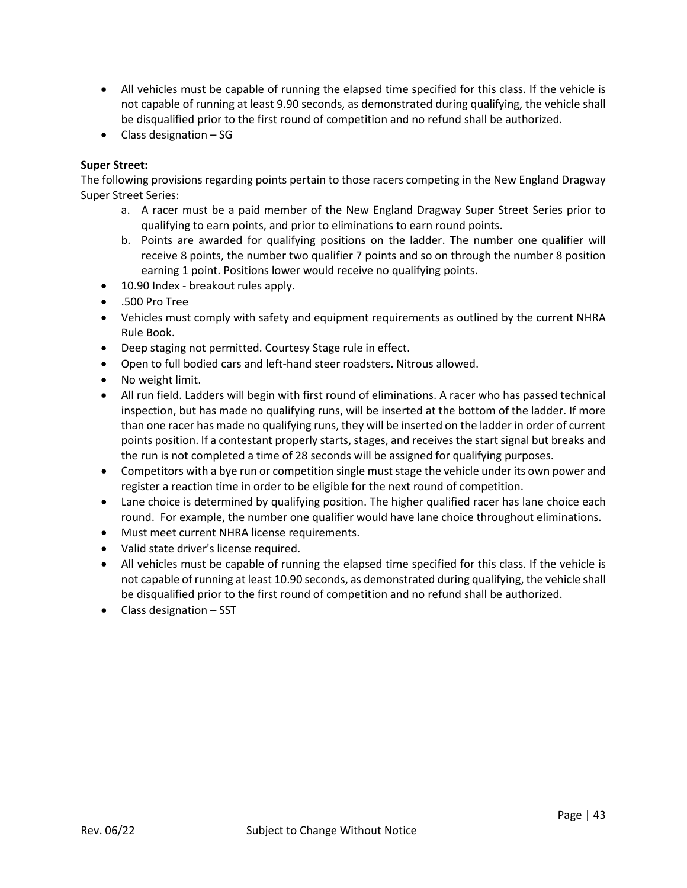- All vehicles must be capable of running the elapsed time specified for this class. If the vehicle is not capable of running at least 9.90 seconds, as demonstrated during qualifying, the vehicle shall be disqualified prior to the first round of competition and no refund shall be authorized.
- Class designation – SG

**Super Street:**

The following provisions regarding points pertain to those racers competing in the New England Dragway Super Street Series:

a. A racer must be a paid member of the New England Dragway Super Street Series prior to qualifying to earn points, and prior to eliminations to earn round points.
b. Points are awarded for qualifying positions on the ladder. The number one qualifier will receive 8 points, the number two qualifier 7 points and so on through the number 8 position earning 1 point. Positions lower would receive no qualifying points.

- 10.90 Index - breakout rules apply.
- .500 Pro Tree
- Vehicles must comply with safety and equipment requirements as outlined by the current NHRA Rule Book.
- Deep staging not permitted. Courtesy Stage rule in effect.
- Open to full bodied cars and left-hand steer roadsters. Nitrous allowed.
- No weight limit.
- All run field. Ladders will begin with first round of eliminations. A racer who has passed technical inspection, but has made no qualifying runs, will be inserted at the bottom of the ladder. If more than one racer has made no qualifying runs, they will be inserted on the ladder in order of current points position. If a contestant properly starts, stages, and receives the start signal but breaks and the run is not completed a time of 28 seconds will be assigned for qualifying purposes.
- Competitors with a bye run or competition single must stage the vehicle under its own power and register a reaction time in order to be eligible for the next round of competition.
- Lane choice is determined by qualifying position. The higher qualified racer has lane choice each round. For example, the number one qualifier would have lane choice throughout eliminations.
- Must meet current NHRA license requirements.
- Valid state driver's license required.
- All vehicles must be capable of running the elapsed time specified for this class. If the vehicle is not capable of running at least 10.90 seconds, as demonstrated during qualifying, the vehicle shall be disqualified prior to the first round of competition and no refund shall be authorized.
- Class designation – SST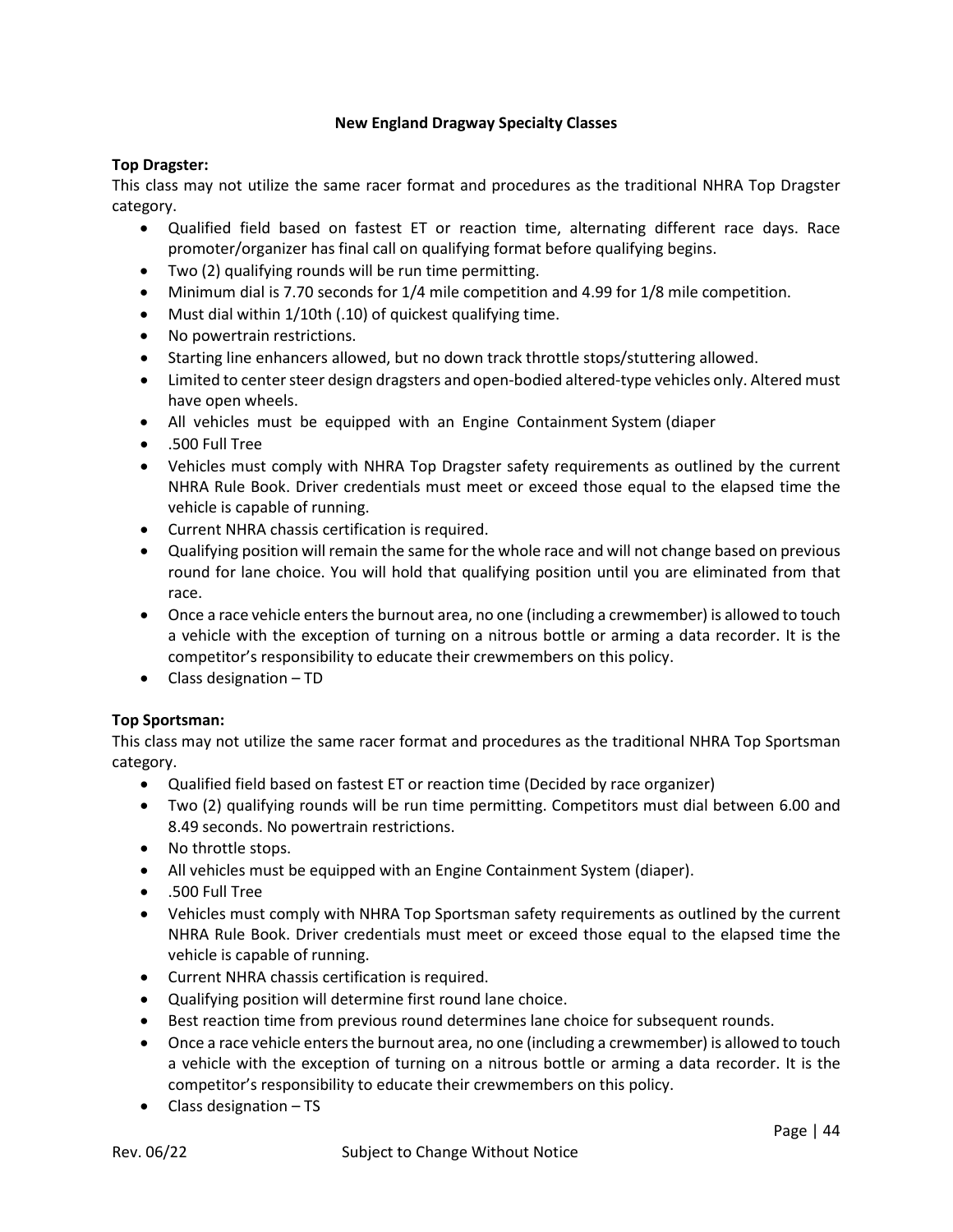## New England Dragway Specialty Classes

**Top Dragster:**

This class may not utilize the same racer format and procedures as the traditional NHRA Top Dragster category.

- Qualified field based on fastest ET or reaction time, alternating different race days. Race promoter/organizer has final call on qualifying format before qualifying begins.
- Two (2) qualifying rounds will be run time permitting.
- Minimum dial is 7.70 seconds for 1/4 mile competition and 4.99 for 1/8 mile competition.
- Must dial within 1/10th (.10) of quickest qualifying time.
- No powertrain restrictions.
- Starting line enhancers allowed, but no down track throttle stops/stuttering allowed.
- Limited to center steer design dragsters and open-bodied altered-type vehicles only. Altered must have open wheels.
- All vehicles must be equipped with an Engine Containment System (diaper
- .500 Full Tree
- Vehicles must comply with NHRA Top Dragster safety requirements as outlined by the current NHRA Rule Book. Driver credentials must meet or exceed those equal to the elapsed time the vehicle is capable of running.
- Current NHRA chassis certification is required.
- Qualifying position will remain the same for the whole race and will not change based on previous round for lane choice. You will hold that qualifying position until you are eliminated from that race.
- Once a race vehicle enters the burnout area, no one (including a crewmember) is allowed to touch a vehicle with the exception of turning on a nitrous bottle or arming a data recorder. It is the competitor's responsibility to educate their crewmembers on this policy.
- Class designation – TD

**Top Sportsman:**

This class may not utilize the same racer format and procedures as the traditional NHRA Top Sportsman category.

- Qualified field based on fastest ET or reaction time (Decided by race organizer)
- Two (2) qualifying rounds will be run time permitting. Competitors must dial between 6.00 and 8.49 seconds. No powertrain restrictions.
- No throttle stops.
- All vehicles must be equipped with an Engine Containment System (diaper).
- .500 Full Tree
- Vehicles must comply with NHRA Top Sportsman safety requirements as outlined by the current NHRA Rule Book. Driver credentials must meet or exceed those equal to the elapsed time the vehicle is capable of running.
- Current NHRA chassis certification is required.
- Qualifying position will determine first round lane choice.
- Best reaction time from previous round determines lane choice for subsequent rounds.
- Once a race vehicle enters the burnout area, no one (including a crewmember) is allowed to touch a vehicle with the exception of turning on a nitrous bottle or arming a data recorder. It is the competitor's responsibility to educate their crewmembers on this policy.
- Class designation – TS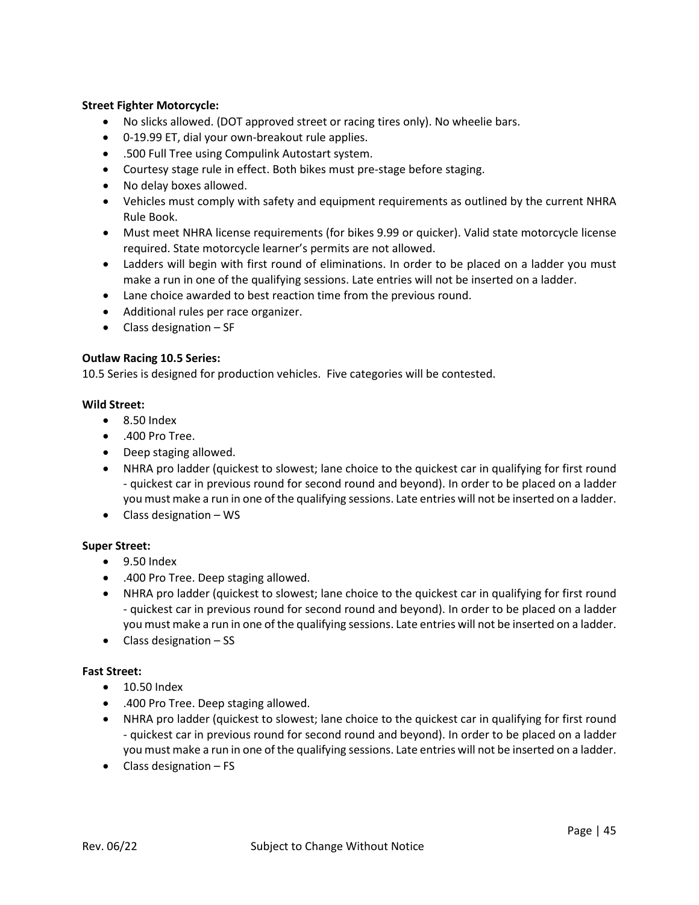**Street Fighter Motorcycle:**

- No slicks allowed. (DOT approved street or racing tires only). No wheelie bars.
- 0-19.99 ET, dial your own-breakout rule applies.
- .500 Full Tree using Compulink Autostart system.
- Courtesy stage rule in effect. Both bikes must pre-stage before staging.
- No delay boxes allowed.
- Vehicles must comply with safety and equipment requirements as outlined by the current NHRA Rule Book.
- Must meet NHRA license requirements (for bikes 9.99 or quicker). Valid state motorcycle license required. State motorcycle learner's permits are not allowed.
- Ladders will begin with first round of eliminations. In order to be placed on a ladder you must make a run in one of the qualifying sessions. Late entries will not be inserted on a ladder.
- Lane choice awarded to best reaction time from the previous round.
- Additional rules per race organizer.
- Class designation – SF

**Outlaw Racing 10.5 Series:**

10.5 Series is designed for production vehicles. Five categories will be contested.

**Wild Street:**

- 8.50 Index
- .400 Pro Tree.
- Deep staging allowed.
- NHRA pro ladder (quickest to slowest; lane choice to the quickest car in qualifying for first round - quickest car in previous round for second round and beyond). In order to be placed on a ladder you must make a run in one of the qualifying sessions. Late entries will not be inserted on a ladder.
- Class designation – WS

**Super Street:**

- 9.50 Index
- .400 Pro Tree. Deep staging allowed.
- NHRA pro ladder (quickest to slowest; lane choice to the quickest car in qualifying for first round - quickest car in previous round for second round and beyond). In order to be placed on a ladder you must make a run in one of the qualifying sessions. Late entries will not be inserted on a ladder.
- Class designation – SS

**Fast Street:**

- 10.50 Index
- .400 Pro Tree. Deep staging allowed.
- NHRA pro ladder (quickest to slowest; lane choice to the quickest car in qualifying for first round - quickest car in previous round for second round and beyond). In order to be placed on a ladder you must make a run in one of the qualifying sessions. Late entries will not be inserted on a ladder.
- Class designation – FS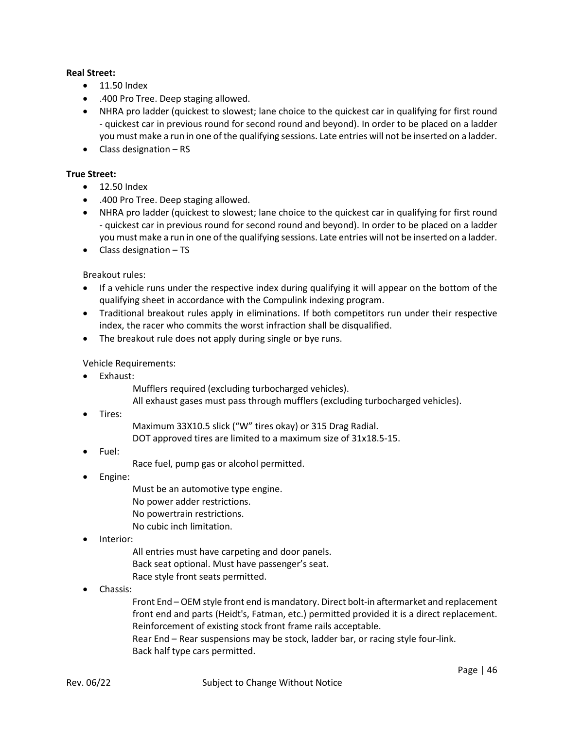**Real Street:**

- 11.50 Index
- .400 Pro Tree. Deep staging allowed.
- NHRA pro ladder (quickest to slowest; lane choice to the quickest car in qualifying for first round - quickest car in previous round for second round and beyond). In order to be placed on a ladder you must make a run in one of the qualifying sessions. Late entries will not be inserted on a ladder.
- Class designation – RS

**True Street:**

- 12.50 Index
- .400 Pro Tree. Deep staging allowed.
- NHRA pro ladder (quickest to slowest; lane choice to the quickest car in qualifying for first round - quickest car in previous round for second round and beyond). In order to be placed on a ladder you must make a run in one of the qualifying sessions. Late entries will not be inserted on a ladder.
- Class designation – TS

Breakout rules:

- If a vehicle runs under the respective index during qualifying it will appear on the bottom of the qualifying sheet in accordance with the Compulink indexing program.
- Traditional breakout rules apply in eliminations. If both competitors run under their respective index, the racer who commits the worst infraction shall be disqualified.
- The breakout rule does not apply during single or bye runs.

Vehicle Requirements:

- Exhaust:
  - Mufflers required (excluding turbocharged vehicles).
  - All exhaust gases must pass through mufflers (excluding turbocharged vehicles).
- Tires:
  - Maximum 33X10.5 slick ("W" tires okay) or 315 Drag Radial.
  - DOT approved tires are limited to a maximum size of 31x18.5-15.
- Fuel:
  - Race fuel, pump gas or alcohol permitted.
- Engine:
  - Must be an automotive type engine.
  - No power adder restrictions.
  - No powertrain restrictions.
  - No cubic inch limitation.
- Interior:
  - All entries must have carpeting and door panels.
  - Back seat optional. Must have passenger's seat.
  - Race style front seats permitted.
- Chassis:
  - Front End – OEM style front end is mandatory. Direct bolt-in aftermarket and replacement front end and parts (Heidt's, Fatman, etc.) permitted provided it is a direct replacement. Reinforcement of existing stock front frame rails acceptable.
  - Rear End – Rear suspensions may be stock, ladder bar, or racing style four-link.
  - Back half type cars permitted.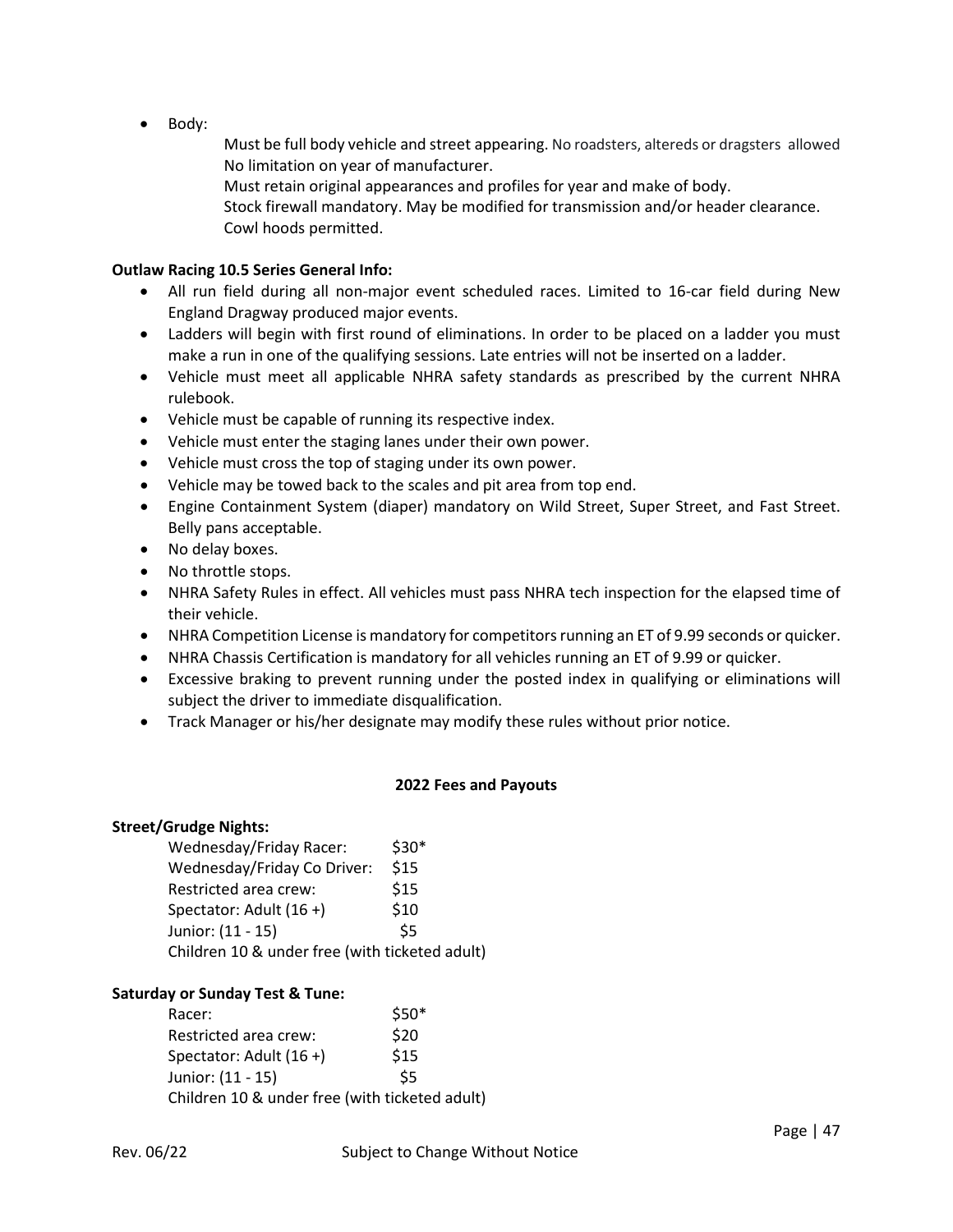- Body:

  Must be full body vehicle and street appearing. No roadsters, altereds or dragsters allowed
  No limitation on year of manufacturer.
  Must retain original appearances and profiles for year and make of body.
  Stock firewall mandatory. May be modified for transmission and/or header clearance.
  Cowl hoods permitted.

**Outlaw Racing 10.5 Series General Info:**

- All run field during all non-major event scheduled races. Limited to 16-car field during New England Dragway produced major events.
- Ladders will begin with first round of eliminations. In order to be placed on a ladder you must make a run in one of the qualifying sessions. Late entries will not be inserted on a ladder.
- Vehicle must meet all applicable NHRA safety standards as prescribed by the current NHRA rulebook.
- Vehicle must be capable of running its respective index.
- Vehicle must enter the staging lanes under their own power.
- Vehicle must cross the top of staging under its own power.
- Vehicle may be towed back to the scales and pit area from top end.
- Engine Containment System (diaper) mandatory on Wild Street, Super Street, and Fast Street. Belly pans acceptable.
- No delay boxes.
- No throttle stops.
- NHRA Safety Rules in effect. All vehicles must pass NHRA tech inspection for the elapsed time of their vehicle.
- NHRA Competition License is mandatory for competitors running an ET of 9.99 seconds or quicker.
- NHRA Chassis Certification is mandatory for all vehicles running an ET of 9.99 or quicker.
- Excessive braking to prevent running under the posted index in qualifying or eliminations will subject the driver to immediate disqualification.
- Track Manager or his/her designate may modify these rules without prior notice.

**2022 Fees and Payouts**

**Street/Grudge Nights:**

| | |
|---|---|
| Wednesday/Friday Racer: | $30* |
| Wednesday/Friday Co Driver: | $15 |
| Restricted area crew: | $15 |
| Spectator: Adult (16 +) | $10 |
| Junior: (11 - 15) | $5 |

Children 10 & under free (with ticketed adult)

**Saturday or Sunday Test & Tune:**

| | |
|---|---|
| Racer: | $50* |
| Restricted area crew: | $20 |
| Spectator: Adult (16 +) | $15 |
| Junior: (11 - 15) | $5 |

Children 10 & under free (with ticketed adult)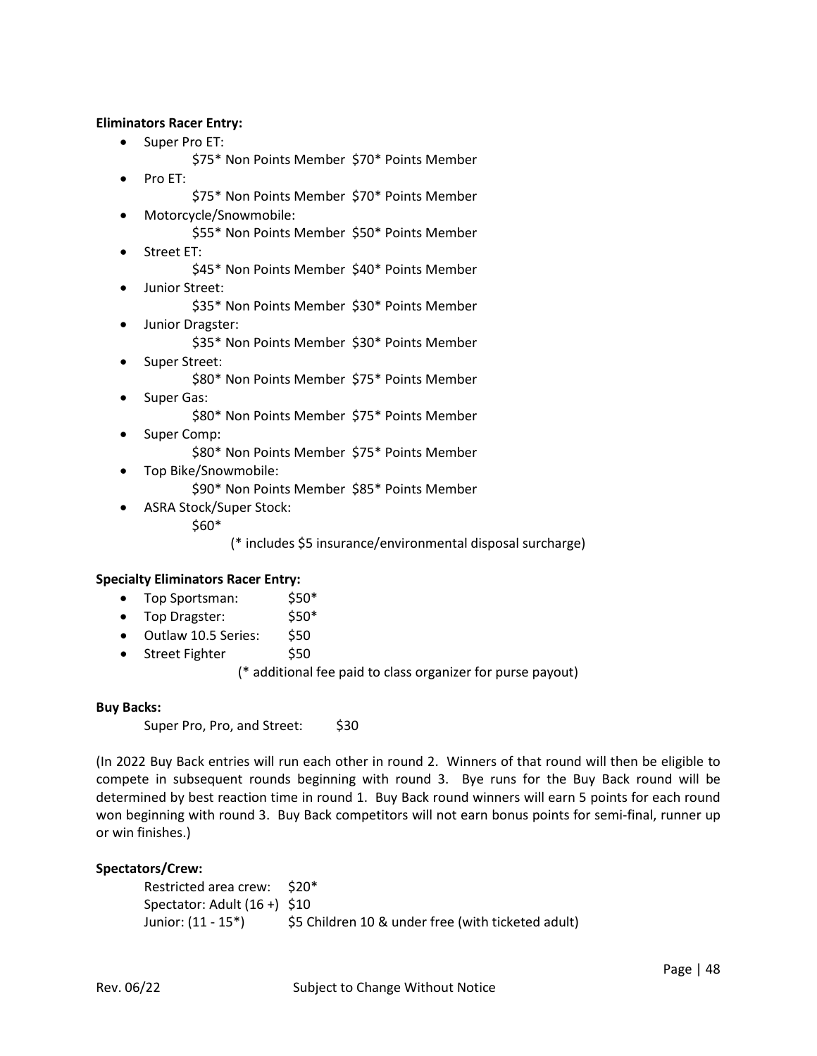**Eliminators Racer Entry:**

- Super Pro ET:
  $75* Non Points Member  $70* Points Member
- Pro ET:
  $75* Non Points Member  $70* Points Member
- Motorcycle/Snowmobile:
  $55* Non Points Member  $50* Points Member
- Street ET:
  $45* Non Points Member  $40* Points Member
- Junior Street:
  $35* Non Points Member  $30* Points Member
- Junior Dragster:
  $35* Non Points Member  $30* Points Member
- Super Street:
  $80* Non Points Member  $75* Points Member
- Super Gas:
  $80* Non Points Member  $75* Points Member
- Super Comp:
  $80* Non Points Member  $75* Points Member
- Top Bike/Snowmobile:
  $90* Non Points Member  $85* Points Member
- ASRA Stock/Super Stock:
  $60*

(* includes $5 insurance/environmental disposal surcharge)

**Specialty Eliminators Racer Entry:**

- Top Sportsman: $50*
- Top Dragster: $50*
- Outlaw 10.5 Series: $50
- Street Fighter $50

(* additional fee paid to class organizer for purse payout)

**Buy Backs:**

Super Pro, Pro, and Street: $30

(In 2022 Buy Back entries will run each other in round 2. Winners of that round will then be eligible to compete in subsequent rounds beginning with round 3. Bye runs for the Buy Back round will be determined by best reaction time in round 1. Buy Back round winners will earn 5 points for each round won beginning with round 3. Buy Back competitors will not earn bonus points for semi-final, runner up or win finishes.)

**Spectators/Crew:**

Restricted area crew: $20*
Spectator: Adult (16 +) $10
Junior: (11 - 15*) $5 Children 10 & under free (with ticketed adult)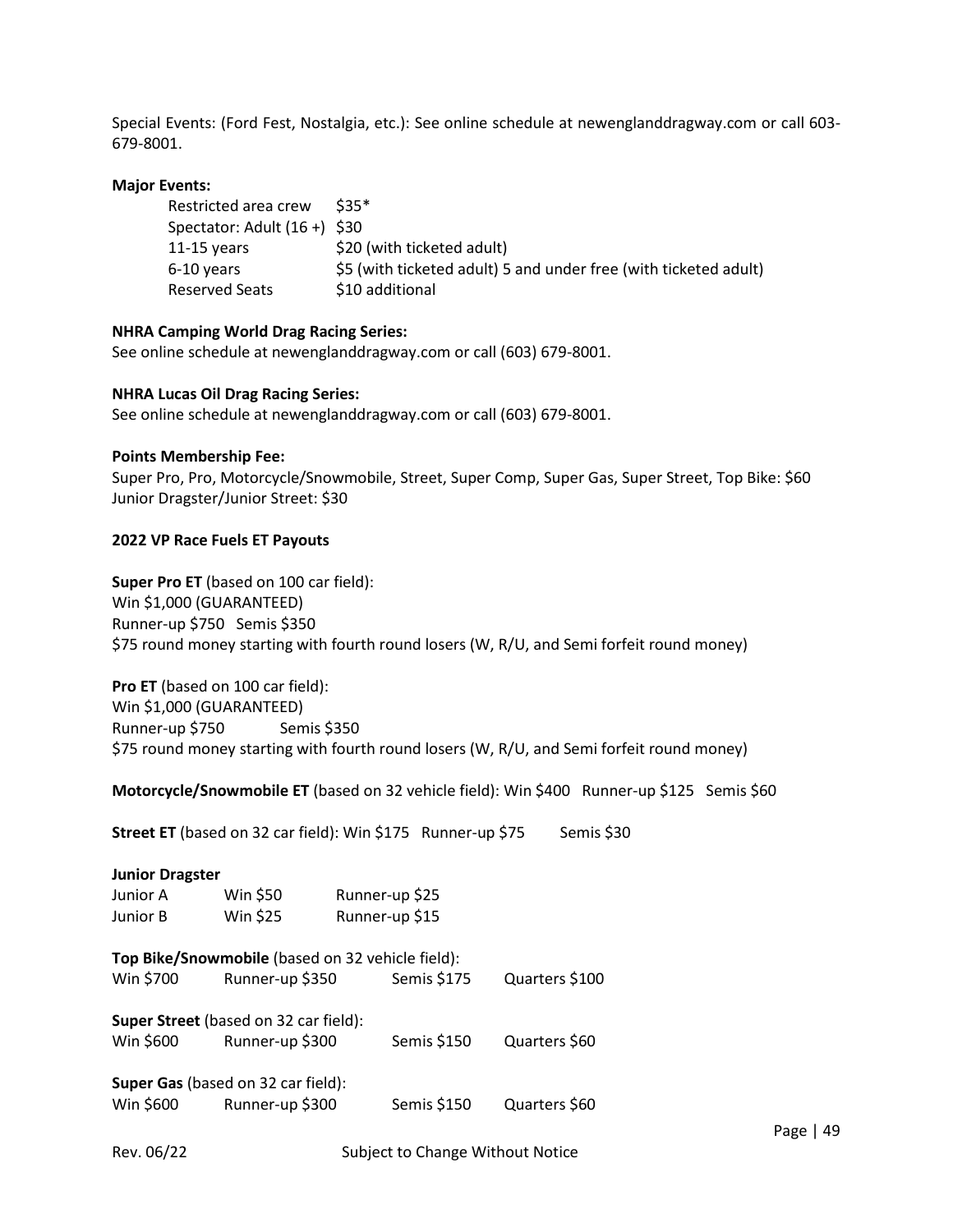Special Events: (Ford Fest, Nostalgia, etc.): See online schedule at newenglanddragway.com or call 603-679-8001.

**Major Events:**

| | |
|---|---|
| Restricted area crew | $35* |
| Spectator: Adult (16 +) | $30 |
| 11-15 years | $20 (with ticketed adult) |
| 6-10 years | $5 (with ticketed adult) 5 and under free (with ticketed adult) |
| Reserved Seats | $10 additional |

**NHRA Camping World Drag Racing Series:**
See online schedule at newenglanddragway.com or call (603) 679-8001.

**NHRA Lucas Oil Drag Racing Series:**
See online schedule at newenglanddragway.com or call (603) 679-8001.

**Points Membership Fee:**
Super Pro, Pro, Motorcycle/Snowmobile, Street, Super Comp, Super Gas, Super Street, Top Bike: $60
Junior Dragster/Junior Street: $30

**2022 VP Race Fuels ET Payouts**

**Super Pro ET** (based on 100 car field):
Win $1,000 (GUARANTEED)
Runner-up $750 Semis $350
$75 round money starting with fourth round losers (W, R/U, and Semi forfeit round money)

**Pro ET** (based on 100 car field):
Win $1,000 (GUARANTEED)
Runner-up $750 Semis $350
$75 round money starting with fourth round losers (W, R/U, and Semi forfeit round money)

**Motorcycle/Snowmobile ET** (based on 32 vehicle field): Win $400 Runner-up $125 Semis $60

**Street ET** (based on 32 car field): Win $175 Runner-up $75 Semis $30

**Junior Dragster**

| | | |
|---|---|---|
| Junior A | Win $50 | Runner-up $25 |
| Junior B | Win $25 | Runner-up $15 |

**Top Bike/Snowmobile** (based on 32 vehicle field):
Win $700 Runner-up $350 Semis $175 Quarters $100

**Super Street** (based on 32 car field):
Win $600 Runner-up $300 Semis $150 Quarters $60

**Super Gas** (based on 32 car field):
Win $600 Runner-up $300 Semis $150 Quarters $60

Rev. 06/22 Subject to Change Without Notice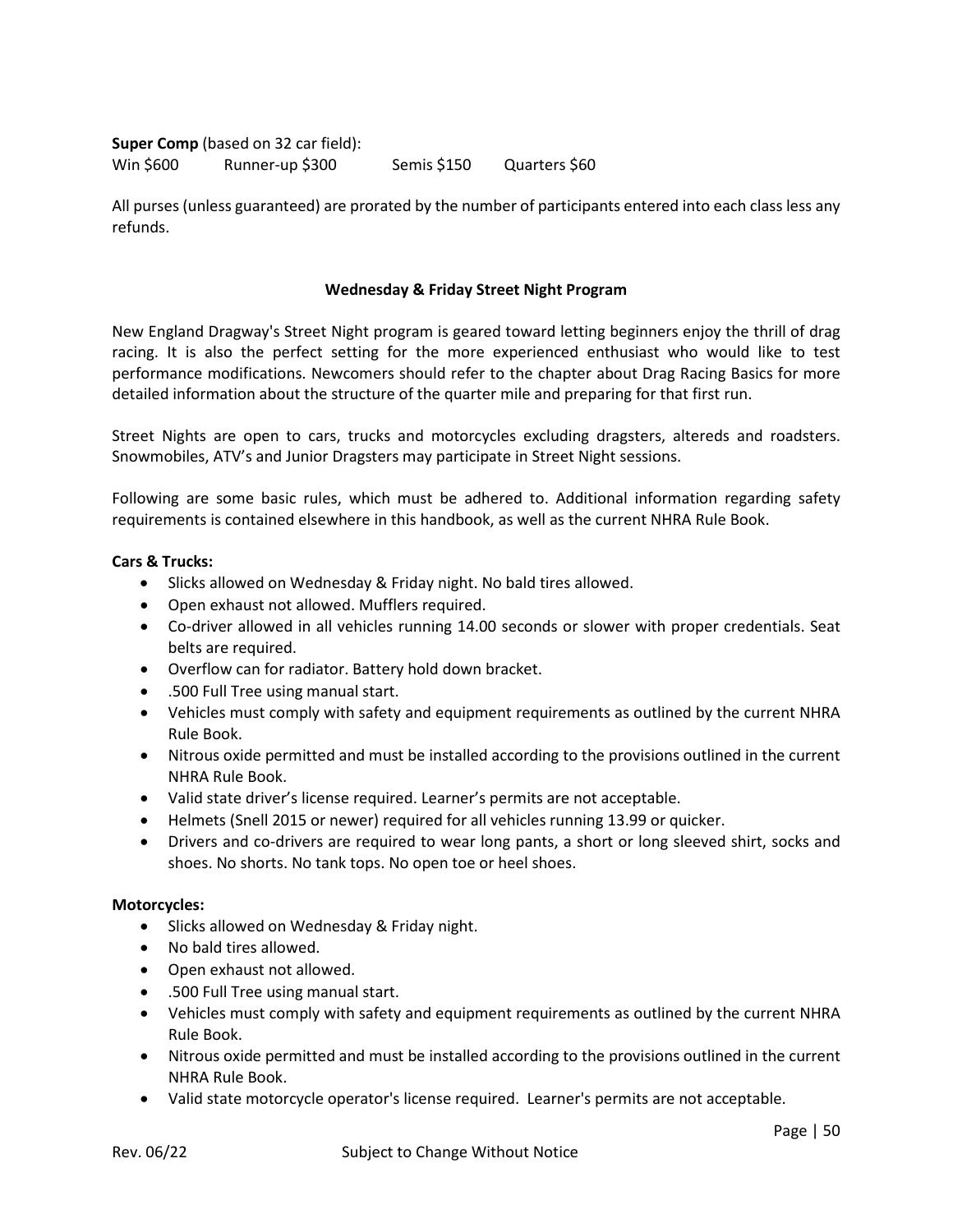**Super Comp** (based on 32 car field):
Win $600 Runner-up $300 Semis $150 Quarters $60

All purses (unless guaranteed) are prorated by the number of participants entered into each class less any refunds.

### Wednesday & Friday Street Night Program

New England Dragway's Street Night program is geared toward letting beginners enjoy the thrill of drag racing. It is also the perfect setting for the more experienced enthusiast who would like to test performance modifications. Newcomers should refer to the chapter about Drag Racing Basics for more detailed information about the structure of the quarter mile and preparing for that first run.

Street Nights are open to cars, trucks and motorcycles excluding dragsters, altereds and roadsters. Snowmobiles, ATV's and Junior Dragsters may participate in Street Night sessions.

Following are some basic rules, which must be adhered to. Additional information regarding safety requirements is contained elsewhere in this handbook, as well as the current NHRA Rule Book.

**Cars & Trucks:**

- Slicks allowed on Wednesday & Friday night. No bald tires allowed.
- Open exhaust not allowed. Mufflers required.
- Co-driver allowed in all vehicles running 14.00 seconds or slower with proper credentials. Seat belts are required.
- Overflow can for radiator. Battery hold down bracket.
- .500 Full Tree using manual start.
- Vehicles must comply with safety and equipment requirements as outlined by the current NHRA Rule Book.
- Nitrous oxide permitted and must be installed according to the provisions outlined in the current NHRA Rule Book.
- Valid state driver's license required. Learner's permits are not acceptable.
- Helmets (Snell 2015 or newer) required for all vehicles running 13.99 or quicker.
- Drivers and co-drivers are required to wear long pants, a short or long sleeved shirt, socks and shoes. No shorts. No tank tops. No open toe or heel shoes.

**Motorcycles:**

- Slicks allowed on Wednesday & Friday night.
- No bald tires allowed.
- Open exhaust not allowed.
- .500 Full Tree using manual start.
- Vehicles must comply with safety and equipment requirements as outlined by the current NHRA Rule Book.
- Nitrous oxide permitted and must be installed according to the provisions outlined in the current NHRA Rule Book.
- Valid state motorcycle operator's license required. Learner's permits are not acceptable.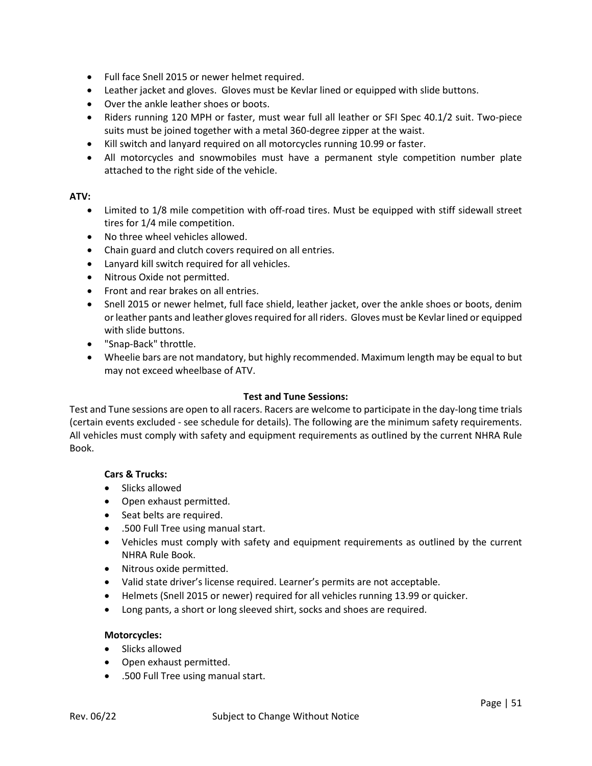- Full face Snell 2015 or newer helmet required.
- Leather jacket and gloves. Gloves must be Kevlar lined or equipped with slide buttons.
- Over the ankle leather shoes or boots.
- Riders running 120 MPH or faster, must wear full all leather or SFI Spec 40.1/2 suit. Two-piece suits must be joined together with a metal 360-degree zipper at the waist.
- Kill switch and lanyard required on all motorcycles running 10.99 or faster.
- All motorcycles and snowmobiles must have a permanent style competition number plate attached to the right side of the vehicle.

**ATV:**

- Limited to 1/8 mile competition with off-road tires. Must be equipped with stiff sidewall street tires for 1/4 mile competition.
- No three wheel vehicles allowed.
- Chain guard and clutch covers required on all entries.
- Lanyard kill switch required for all vehicles.
- Nitrous Oxide not permitted.
- Front and rear brakes on all entries.
- Snell 2015 or newer helmet, full face shield, leather jacket, over the ankle shoes or boots, denim or leather pants and leather gloves required for all riders. Gloves must be Kevlar lined or equipped with slide buttons.
- "Snap-Back" throttle.
- Wheelie bars are not mandatory, but highly recommended. Maximum length may be equal to but may not exceed wheelbase of ATV.

## Test and Tune Sessions:

Test and Tune sessions are open to all racers. Racers are welcome to participate in the day-long time trials (certain events excluded - see schedule for details). The following are the minimum safety requirements. All vehicles must comply with safety and equipment requirements as outlined by the current NHRA Rule Book.

**Cars & Trucks:**

- Slicks allowed
- Open exhaust permitted.
- Seat belts are required.
- .500 Full Tree using manual start.
- Vehicles must comply with safety and equipment requirements as outlined by the current NHRA Rule Book.
- Nitrous oxide permitted.
- Valid state driver's license required. Learner's permits are not acceptable.
- Helmets (Snell 2015 or newer) required for all vehicles running 13.99 or quicker.
- Long pants, a short or long sleeved shirt, socks and shoes are required.

**Motorcycles:**

- Slicks allowed
- Open exhaust permitted.
- .500 Full Tree using manual start.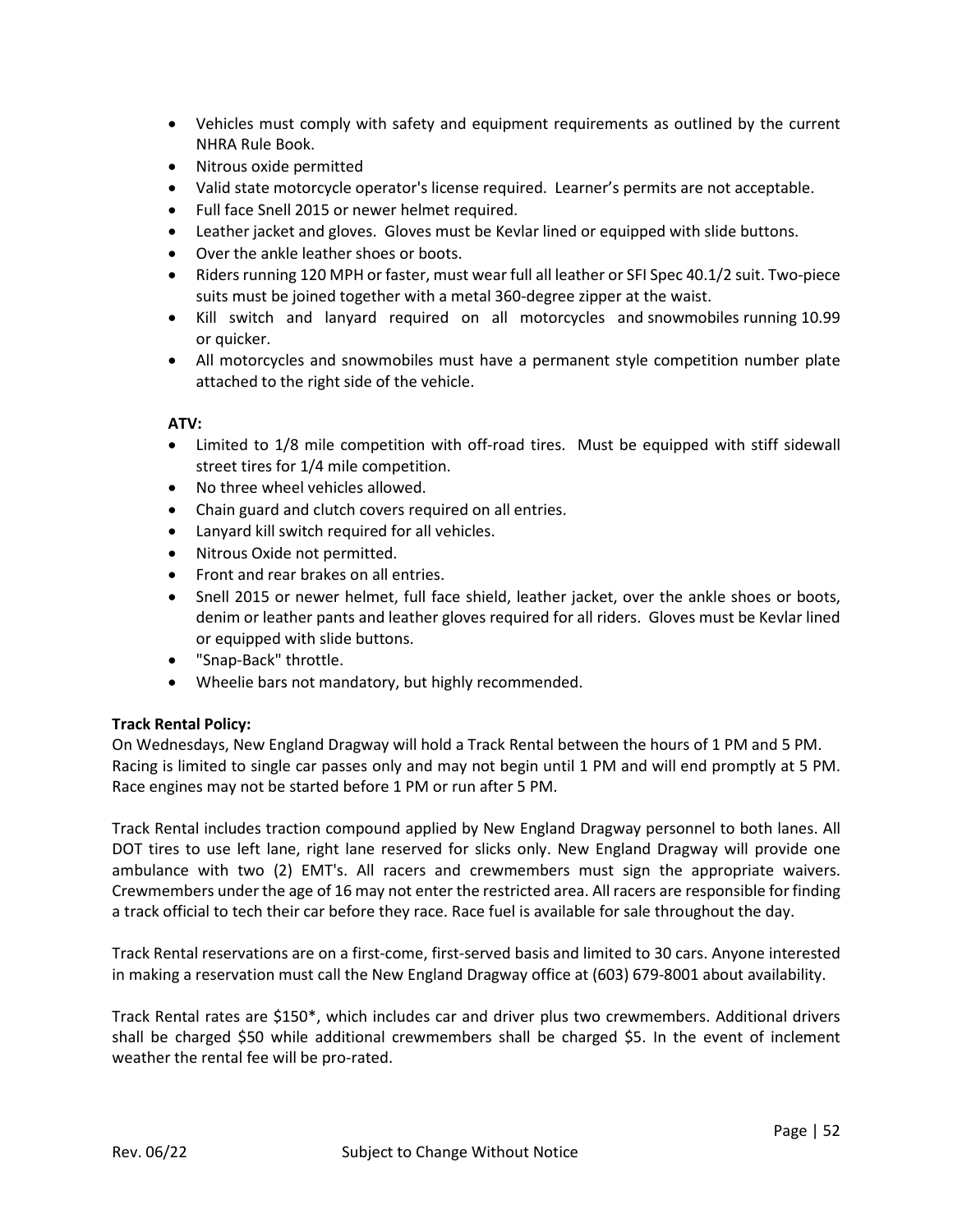- Vehicles must comply with safety and equipment requirements as outlined by the current NHRA Rule Book.
- Nitrous oxide permitted
- Valid state motorcycle operator's license required. Learner's permits are not acceptable.
- Full face Snell 2015 or newer helmet required.
- Leather jacket and gloves. Gloves must be Kevlar lined or equipped with slide buttons.
- Over the ankle leather shoes or boots.
- Riders running 120 MPH or faster, must wear full all leather or SFI Spec 40.1/2 suit. Two-piece suits must be joined together with a metal 360-degree zipper at the waist.
- Kill switch and lanyard required on all motorcycles and snowmobiles running 10.99 or quicker.
- All motorcycles and snowmobiles must have a permanent style competition number plate attached to the right side of the vehicle.

**ATV:**

- Limited to 1/8 mile competition with off-road tires. Must be equipped with stiff sidewall street tires for 1/4 mile competition.
- No three wheel vehicles allowed.
- Chain guard and clutch covers required on all entries.
- Lanyard kill switch required for all vehicles.
- Nitrous Oxide not permitted.
- Front and rear brakes on all entries.
- Snell 2015 or newer helmet, full face shield, leather jacket, over the ankle shoes or boots, denim or leather pants and leather gloves required for all riders. Gloves must be Kevlar lined or equipped with slide buttons.
- "Snap-Back" throttle.
- Wheelie bars not mandatory, but highly recommended.

**Track Rental Policy:**

On Wednesdays, New England Dragway will hold a Track Rental between the hours of 1 PM and 5 PM. Racing is limited to single car passes only and may not begin until 1 PM and will end promptly at 5 PM. Race engines may not be started before 1 PM or run after 5 PM.

Track Rental includes traction compound applied by New England Dragway personnel to both lanes. All DOT tires to use left lane, right lane reserved for slicks only. New England Dragway will provide one ambulance with two (2) EMT's. All racers and crewmembers must sign the appropriate waivers. Crewmembers under the age of 16 may not enter the restricted area. All racers are responsible for finding a track official to tech their car before they race. Race fuel is available for sale throughout the day.

Track Rental reservations are on a first-come, first-served basis and limited to 30 cars. Anyone interested in making a reservation must call the New England Dragway office at (603) 679-8001 about availability.

Track Rental rates are $150*, which includes car and driver plus two crewmembers. Additional drivers shall be charged $50 while additional crewmembers shall be charged $5. In the event of inclement weather the rental fee will be pro-rated.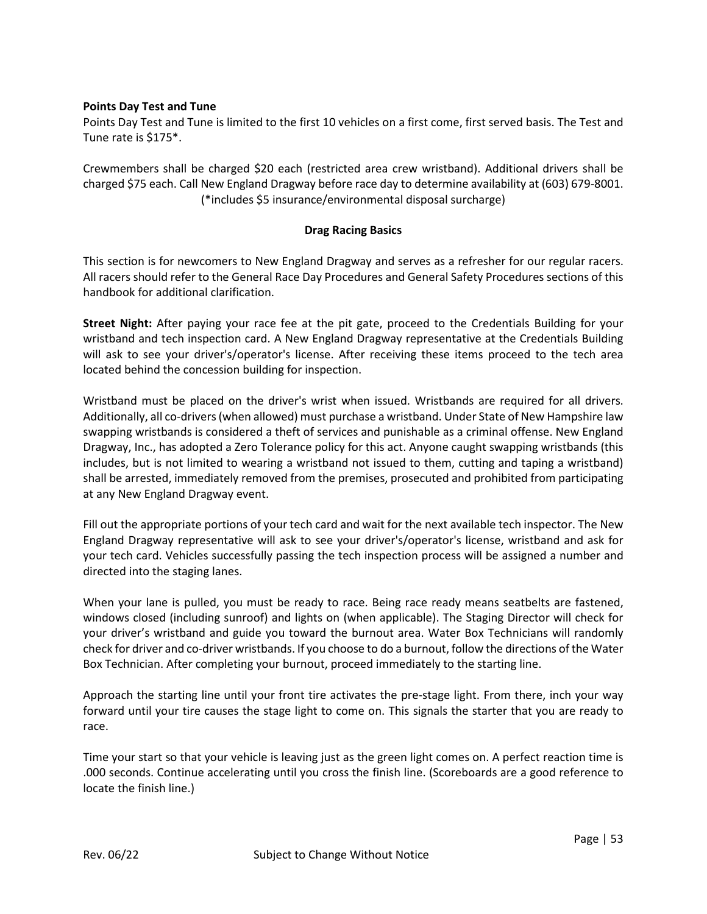**Points Day Test and Tune**

Points Day Test and Tune is limited to the first 10 vehicles on a first come, first served basis. The Test and Tune rate is $175*.

Crewmembers shall be charged $20 each (restricted area crew wristband). Additional drivers shall be charged $75 each. Call New England Dragway before race day to determine availability at (603) 679-8001.
(*includes $5 insurance/environmental disposal surcharge)

## Drag Racing Basics

This section is for newcomers to New England Dragway and serves as a refresher for our regular racers. All racers should refer to the General Race Day Procedures and General Safety Procedures sections of this handbook for additional clarification.

**Street Night:** After paying your race fee at the pit gate, proceed to the Credentials Building for your wristband and tech inspection card. A New England Dragway representative at the Credentials Building will ask to see your driver's/operator's license. After receiving these items proceed to the tech area located behind the concession building for inspection.

Wristband must be placed on the driver's wrist when issued. Wristbands are required for all drivers. Additionally, all co-drivers (when allowed) must purchase a wristband. Under State of New Hampshire law swapping wristbands is considered a theft of services and punishable as a criminal offense. New England Dragway, Inc., has adopted a Zero Tolerance policy for this act. Anyone caught swapping wristbands (this includes, but is not limited to wearing a wristband not issued to them, cutting and taping a wristband) shall be arrested, immediately removed from the premises, prosecuted and prohibited from participating at any New England Dragway event.

Fill out the appropriate portions of your tech card and wait for the next available tech inspector. The New England Dragway representative will ask to see your driver's/operator's license, wristband and ask for your tech card. Vehicles successfully passing the tech inspection process will be assigned a number and directed into the staging lanes.

When your lane is pulled, you must be ready to race. Being race ready means seatbelts are fastened, windows closed (including sunroof) and lights on (when applicable). The Staging Director will check for your driver's wristband and guide you toward the burnout area. Water Box Technicians will randomly check for driver and co-driver wristbands. If you choose to do a burnout, follow the directions of the Water Box Technician. After completing your burnout, proceed immediately to the starting line.

Approach the starting line until your front tire activates the pre-stage light. From there, inch your way forward until your tire causes the stage light to come on. This signals the starter that you are ready to race.

Time your start so that your vehicle is leaving just as the green light comes on. A perfect reaction time is .000 seconds. Continue accelerating until you cross the finish line. (Scoreboards are a good reference to locate the finish line.)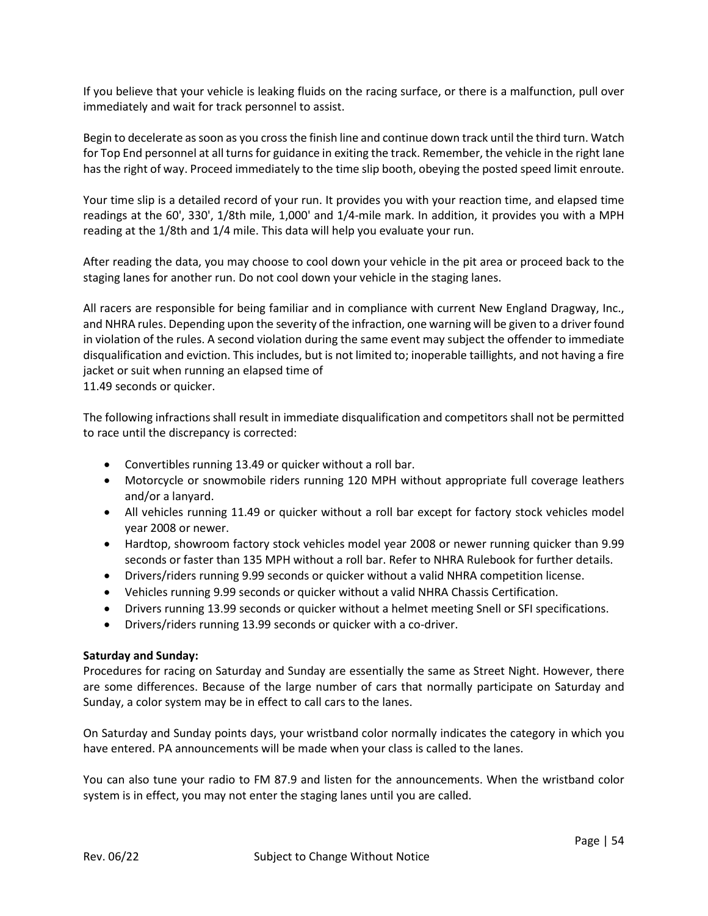If you believe that your vehicle is leaking fluids on the racing surface, or there is a malfunction, pull over immediately and wait for track personnel to assist.

Begin to decelerate as soon as you cross the finish line and continue down track until the third turn. Watch for Top End personnel at all turns for guidance in exiting the track. Remember, the vehicle in the right lane has the right of way. Proceed immediately to the time slip booth, obeying the posted speed limit enroute.

Your time slip is a detailed record of your run. It provides you with your reaction time, and elapsed time readings at the 60', 330', 1/8th mile, 1,000' and 1/4-mile mark. In addition, it provides you with a MPH reading at the 1/8th and 1/4 mile. This data will help you evaluate your run.

After reading the data, you may choose to cool down your vehicle in the pit area or proceed back to the staging lanes for another run. Do not cool down your vehicle in the staging lanes.

All racers are responsible for being familiar and in compliance with current New England Dragway, Inc., and NHRA rules. Depending upon the severity of the infraction, one warning will be given to a driver found in violation of the rules. A second violation during the same event may subject the offender to immediate disqualification and eviction. This includes, but is not limited to; inoperable taillights, and not having a fire jacket or suit when running an elapsed time of
11.49 seconds or quicker.

The following infractions shall result in immediate disqualification and competitors shall not be permitted to race until the discrepancy is corrected:

- Convertibles running 13.49 or quicker without a roll bar.
- Motorcycle or snowmobile riders running 120 MPH without appropriate full coverage leathers and/or a lanyard.
- All vehicles running 11.49 or quicker without a roll bar except for factory stock vehicles model year 2008 or newer.
- Hardtop, showroom factory stock vehicles model year 2008 or newer running quicker than 9.99 seconds or faster than 135 MPH without a roll bar. Refer to NHRA Rulebook for further details.
- Drivers/riders running 9.99 seconds or quicker without a valid NHRA competition license.
- Vehicles running 9.99 seconds or quicker without a valid NHRA Chassis Certification.
- Drivers running 13.99 seconds or quicker without a helmet meeting Snell or SFI specifications.
- Drivers/riders running 13.99 seconds or quicker with a co-driver.

**Saturday and Sunday:**
Procedures for racing on Saturday and Sunday are essentially the same as Street Night. However, there are some differences. Because of the large number of cars that normally participate on Saturday and Sunday, a color system may be in effect to call cars to the lanes.

On Saturday and Sunday points days, your wristband color normally indicates the category in which you have entered. PA announcements will be made when your class is called to the lanes.

You can also tune your radio to FM 87.9 and listen for the announcements. When the wristband color system is in effect, you may not enter the staging lanes until you are called.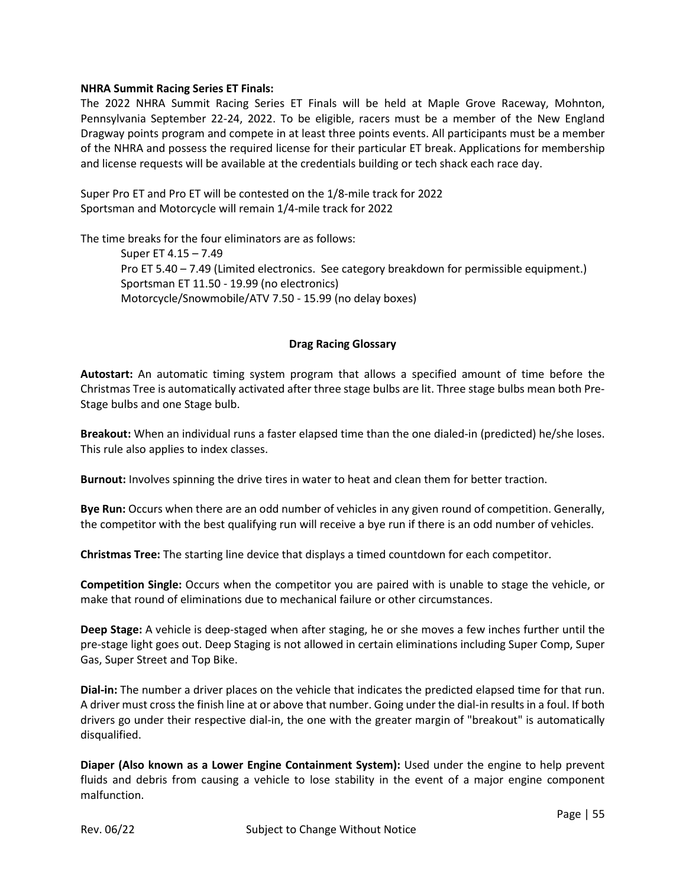**NHRA Summit Racing Series ET Finals:**

The 2022 NHRA Summit Racing Series ET Finals will be held at Maple Grove Raceway, Mohnton, Pennsylvania September 22-24, 2022. To be eligible, racers must be a member of the New England Dragway points program and compete in at least three points events. All participants must be a member of the NHRA and possess the required license for their particular ET break. Applications for membership and license requests will be available at the credentials building or tech shack each race day.

Super Pro ET and Pro ET will be contested on the 1/8-mile track for 2022
Sportsman and Motorcycle will remain 1/4-mile track for 2022

The time breaks for the four eliminators are as follows:

- Super ET 4.15 – 7.49
- Pro ET 5.40 – 7.49 (Limited electronics. See category breakdown for permissible equipment.)
- Sportsman ET 11.50 - 19.99 (no electronics)
- Motorcycle/Snowmobile/ATV 7.50 - 15.99 (no delay boxes)

## Drag Racing Glossary

**Autostart:** An automatic timing system program that allows a specified amount of time before the Christmas Tree is automatically activated after three stage bulbs are lit. Three stage bulbs mean both Pre-Stage bulbs and one Stage bulb.

**Breakout:** When an individual runs a faster elapsed time than the one dialed-in (predicted) he/she loses. This rule also applies to index classes.

**Burnout:** Involves spinning the drive tires in water to heat and clean them for better traction.

**Bye Run:** Occurs when there are an odd number of vehicles in any given round of competition. Generally, the competitor with the best qualifying run will receive a bye run if there is an odd number of vehicles.

**Christmas Tree:** The starting line device that displays a timed countdown for each competitor.

**Competition Single:** Occurs when the competitor you are paired with is unable to stage the vehicle, or make that round of eliminations due to mechanical failure or other circumstances.

**Deep Stage:** A vehicle is deep-staged when after staging, he or she moves a few inches further until the pre-stage light goes out. Deep Staging is not allowed in certain eliminations including Super Comp, Super Gas, Super Street and Top Bike.

**Dial-in:** The number a driver places on the vehicle that indicates the predicted elapsed time for that run. A driver must cross the finish line at or above that number. Going under the dial-in results in a foul. If both drivers go under their respective dial-in, the one with the greater margin of "breakout" is automatically disqualified.

**Diaper (Also known as a Lower Engine Containment System):** Used under the engine to help prevent fluids and debris from causing a vehicle to lose stability in the event of a major engine component malfunction.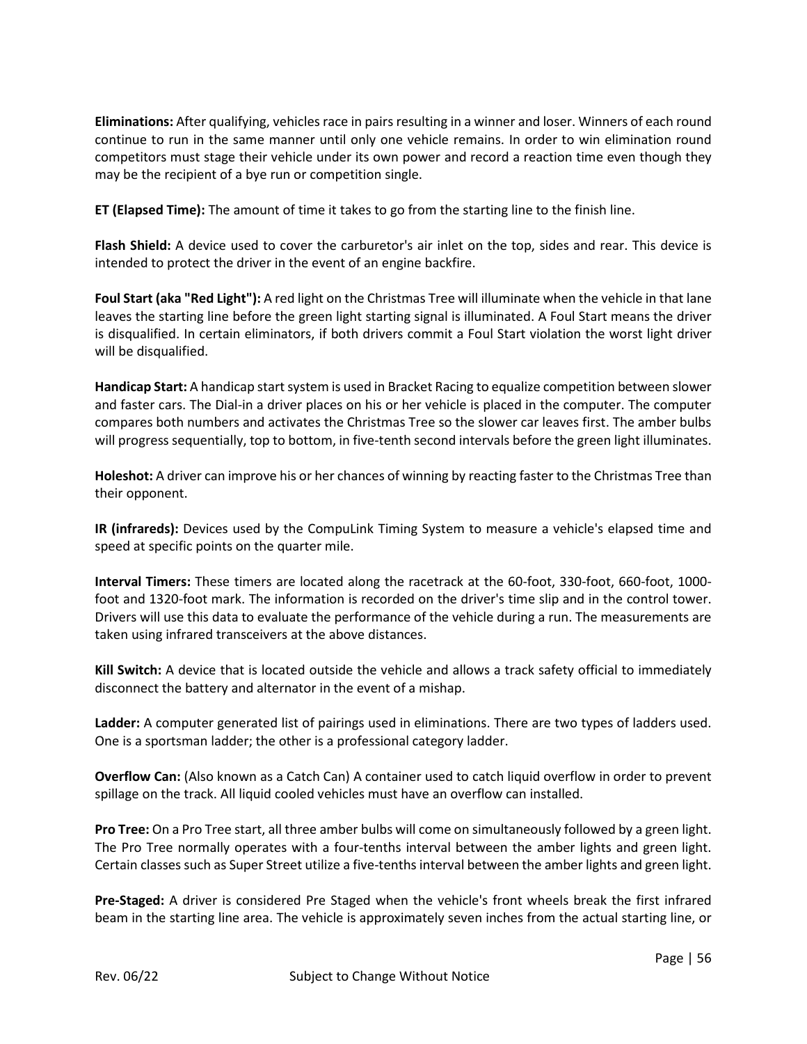**Eliminations:** After qualifying, vehicles race in pairs resulting in a winner and loser. Winners of each round continue to run in the same manner until only one vehicle remains. In order to win elimination round competitors must stage their vehicle under its own power and record a reaction time even though they may be the recipient of a bye run or competition single.

**ET (Elapsed Time):** The amount of time it takes to go from the starting line to the finish line.

**Flash Shield:** A device used to cover the carburetor's air inlet on the top, sides and rear. This device is intended to protect the driver in the event of an engine backfire.

**Foul Start (aka "Red Light"):** A red light on the Christmas Tree will illuminate when the vehicle in that lane leaves the starting line before the green light starting signal is illuminated. A Foul Start means the driver is disqualified. In certain eliminators, if both drivers commit a Foul Start violation the worst light driver will be disqualified.

**Handicap Start:** A handicap start system is used in Bracket Racing to equalize competition between slower and faster cars. The Dial-in a driver places on his or her vehicle is placed in the computer. The computer compares both numbers and activates the Christmas Tree so the slower car leaves first. The amber bulbs will progress sequentially, top to bottom, in five-tenth second intervals before the green light illuminates.

**Holeshot:** A driver can improve his or her chances of winning by reacting faster to the Christmas Tree than their opponent.

**IR (infrareds):** Devices used by the CompuLink Timing System to measure a vehicle's elapsed time and speed at specific points on the quarter mile.

**Interval Timers:** These timers are located along the racetrack at the 60-foot, 330-foot, 660-foot, 1000-foot and 1320-foot mark. The information is recorded on the driver's time slip and in the control tower. Drivers will use this data to evaluate the performance of the vehicle during a run. The measurements are taken using infrared transceivers at the above distances.

**Kill Switch:** A device that is located outside the vehicle and allows a track safety official to immediately disconnect the battery and alternator in the event of a mishap.

**Ladder:** A computer generated list of pairings used in eliminations. There are two types of ladders used. One is a sportsman ladder; the other is a professional category ladder.

**Overflow Can:** (Also known as a Catch Can) A container used to catch liquid overflow in order to prevent spillage on the track. All liquid cooled vehicles must have an overflow can installed.

**Pro Tree:** On a Pro Tree start, all three amber bulbs will come on simultaneously followed by a green light. The Pro Tree normally operates with a four-tenths interval between the amber lights and green light. Certain classes such as Super Street utilize a five-tenths interval between the amber lights and green light.

**Pre-Staged:** A driver is considered Pre Staged when the vehicle's front wheels break the first infrared beam in the starting line area. The vehicle is approximately seven inches from the actual starting line, or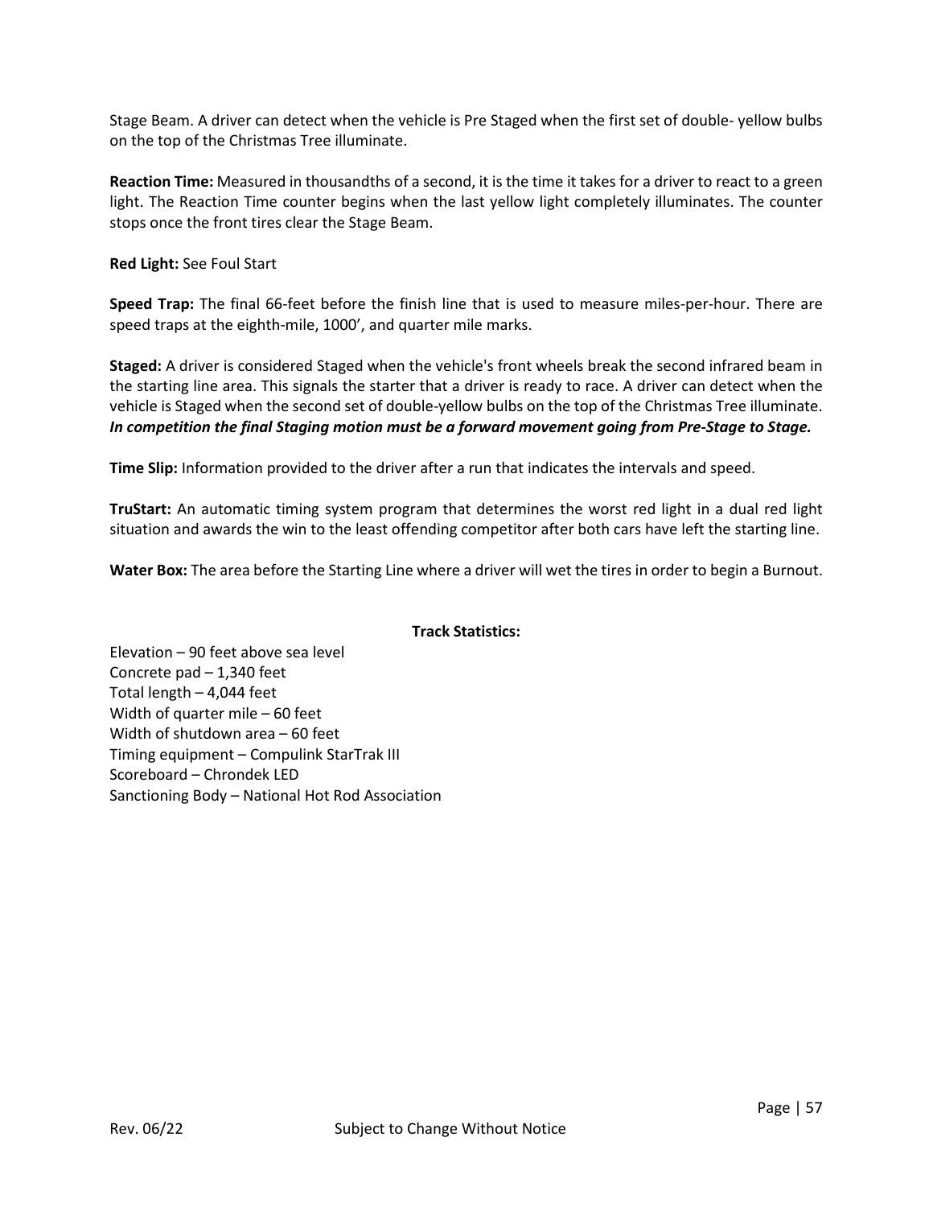Stage Beam. A driver can detect when the vehicle is Pre Staged when the first set of double- yellow bulbs on the top of the Christmas Tree illuminate.

**Reaction Time:** Measured in thousandths of a second, it is the time it takes for a driver to react to a green light. The Reaction Time counter begins when the last yellow light completely illuminates. The counter stops once the front tires clear the Stage Beam.

**Red Light:** See Foul Start

**Speed Trap:** The final 66-feet before the finish line that is used to measure miles-per-hour. There are speed traps at the eighth-mile, 1000', and quarter mile marks.

**Staged:** A driver is considered Staged when the vehicle's front wheels break the second infrared beam in the starting line area. This signals the starter that a driver is ready to race. A driver can detect when the vehicle is Staged when the second set of double-yellow bulbs on the top of the Christmas Tree illuminate. ***In competition the final Staging motion must be a forward movement going from Pre-Stage to Stage.***

**Time Slip:** Information provided to the driver after a run that indicates the intervals and speed.

**TruStart:** An automatic timing system program that determines the worst red light in a dual red light situation and awards the win to the least offending competitor after both cars have left the starting line.

**Water Box:** The area before the Starting Line where a driver will wet the tires in order to begin a Burnout.

**Track Statistics:**

Elevation – 90 feet above sea level
Concrete pad – 1,340 feet
Total length – 4,044 feet
Width of quarter mile – 60 feet
Width of shutdown area – 60 feet
Timing equipment – Compulink StarTrak III
Scoreboard – Chrondek LED
Sanctioning Body – National Hot Rod Association